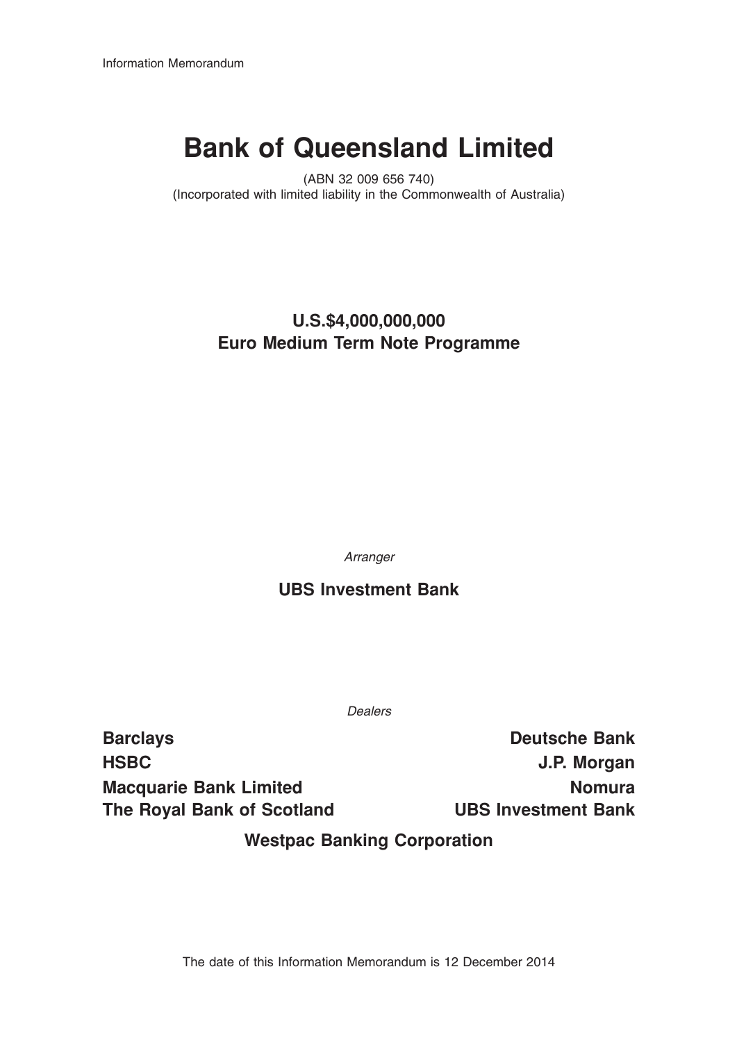Information Memorandum

# Bank of Queensland Limited

(ABN 32 009 656 740)
(Incorporated with limited liability in the Commonwealth of Australia)

## U.S.$4,000,000,000
## Euro Medium Term Note Programme

*Arranger*

**UBS Investment Bank**

*Dealers*

**Barclays**

**Deutsche Bank**

**HSBC**

**J.P. Morgan**

**Macquarie Bank Limited**

**Nomura**

**The Royal Bank of Scotland**

**UBS Investment Bank**

**Westpac Banking Corporation**

The date of this Information Memorandum is 12 December 2014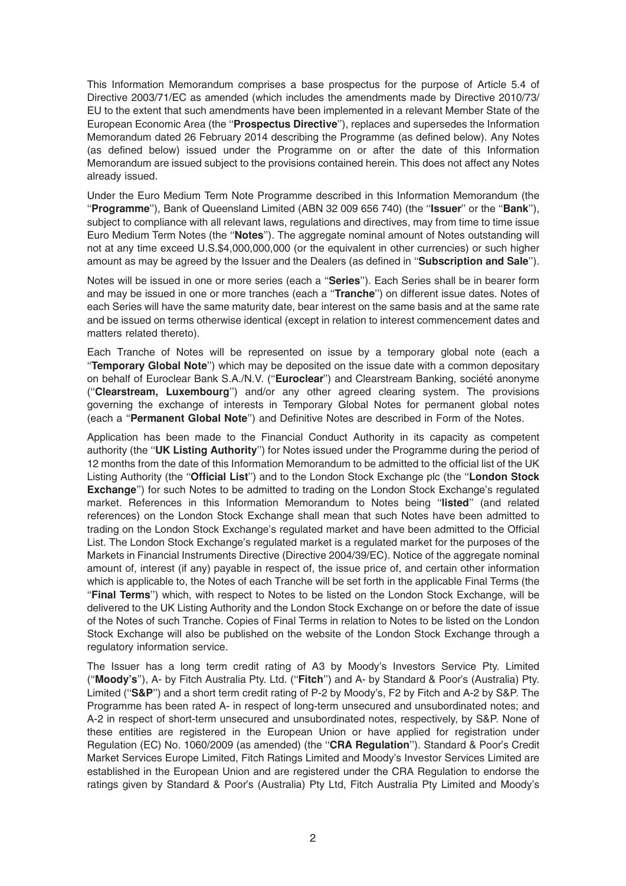This Information Memorandum comprises a base prospectus for the purpose of Article 5.4 of Directive 2003/71/EC as amended (which includes the amendments made by Directive 2010/73/EU to the extent that such amendments have been implemented in a relevant Member State of the European Economic Area (the "**Prospectus Directive**"), replaces and supersedes the Information Memorandum dated 26 February 2014 describing the Programme (as defined below). Any Notes (as defined below) issued under the Programme on or after the date of this Information Memorandum are issued subject to the provisions contained herein. This does not affect any Notes already issued.

Under the Euro Medium Term Note Programme described in this Information Memorandum (the "**Programme**"), Bank of Queensland Limited (ABN 32 009 656 740) (the "**Issuer**" or the "**Bank**"), subject to compliance with all relevant laws, regulations and directives, may from time to time issue Euro Medium Term Notes (the "**Notes**"). The aggregate nominal amount of Notes outstanding will not at any time exceed U.S.$4,000,000,000 (or the equivalent in other currencies) or such higher amount as may be agreed by the Issuer and the Dealers (as defined in "**Subscription and Sale**").

Notes will be issued in one or more series (each a "**Series**"). Each Series shall be in bearer form and may be issued in one or more tranches (each a "**Tranche**") on different issue dates. Notes of each Series will have the same maturity date, bear interest on the same basis and at the same rate and be issued on terms otherwise identical (except in relation to interest commencement dates and matters related thereto).

Each Tranche of Notes will be represented on issue by a temporary global note (each a "**Temporary Global Note**") which may be deposited on the issue date with a common depositary on behalf of Euroclear Bank S.A./N.V. ("**Euroclear**") and Clearstream Banking, société anonyme ("**Clearstream, Luxembourg**") and/or any other agreed clearing system. The provisions governing the exchange of interests in Temporary Global Notes for permanent global notes (each a "**Permanent Global Note**") and Definitive Notes are described in Form of the Notes.

Application has been made to the Financial Conduct Authority in its capacity as competent authority (the "**UK Listing Authority**") for Notes issued under the Programme during the period of 12 months from the date of this Information Memorandum to be admitted to the official list of the UK Listing Authority (the "**Official List**") and to the London Stock Exchange plc (the "**London Stock Exchange**") for such Notes to be admitted to trading on the London Stock Exchange's regulated market. References in this Information Memorandum to Notes being "**listed**" (and related references) on the London Stock Exchange shall mean that such Notes have been admitted to trading on the London Stock Exchange's regulated market and have been admitted to the Official List. The London Stock Exchange's regulated market is a regulated market for the purposes of the Markets in Financial Instruments Directive (Directive 2004/39/EC). Notice of the aggregate nominal amount of, interest (if any) payable in respect of, the issue price of, and certain other information which is applicable to, the Notes of each Tranche will be set forth in the applicable Final Terms (the "**Final Terms**") which, with respect to Notes to be listed on the London Stock Exchange, will be delivered to the UK Listing Authority and the London Stock Exchange on or before the date of issue of the Notes of such Tranche. Copies of Final Terms in relation to Notes to be listed on the London Stock Exchange will also be published on the website of the London Stock Exchange through a regulatory information service.

The Issuer has a long term credit rating of A3 by Moody's Investors Service Pty. Limited ("**Moody's**"), A- by Fitch Australia Pty. Ltd. ("**Fitch**") and A- by Standard & Poor's (Australia) Pty. Limited ("**S&P**") and a short term credit rating of P-2 by Moody's, F2 by Fitch and A-2 by S&P. The Programme has been rated A- in respect of long-term unsecured and unsubordinated notes; and A-2 in respect of short-term unsecured and unsubordinated notes, respectively, by S&P. None of these entities are registered in the European Union or have applied for registration under Regulation (EC) No. 1060/2009 (as amended) (the "**CRA Regulation**"). Standard & Poor's Credit Market Services Europe Limited, Fitch Ratings Limited and Moody's Investor Services Limited are established in the European Union and are registered under the CRA Regulation to endorse the ratings given by Standard & Poor's (Australia) Pty Ltd, Fitch Australia Pty Limited and Moody's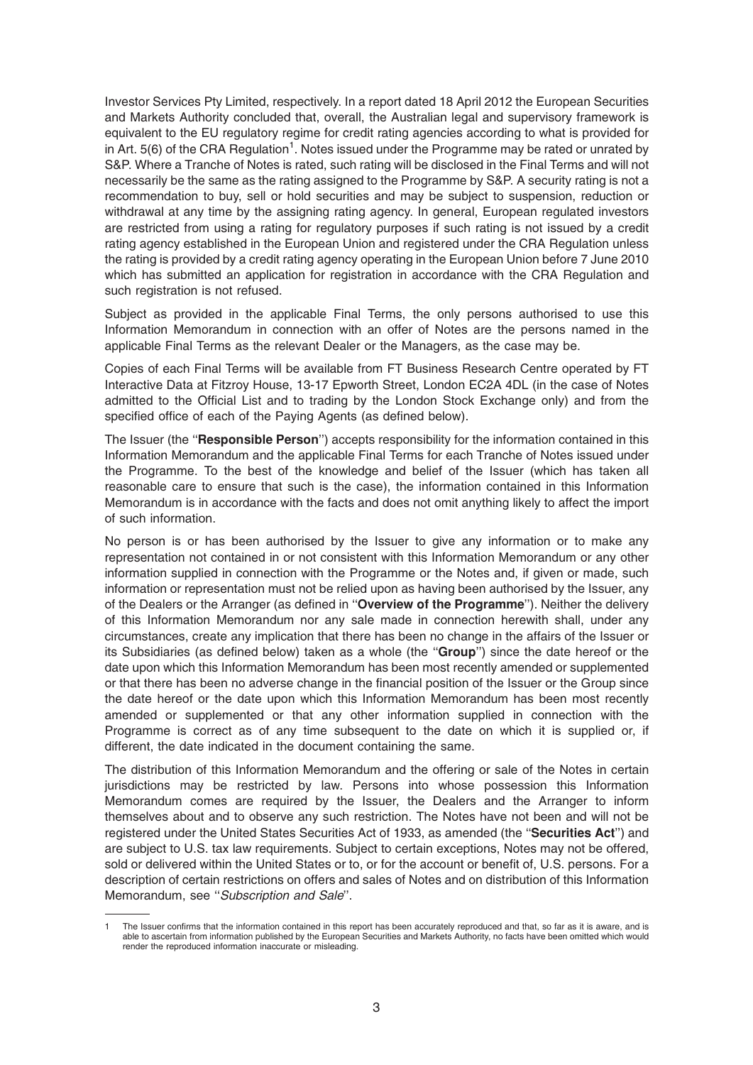Investor Services Pty Limited, respectively. In a report dated 18 April 2012 the European Securities and Markets Authority concluded that, overall, the Australian legal and supervisory framework is equivalent to the EU regulatory regime for credit rating agencies according to what is provided for in Art. 5(6) of the CRA Regulation[1]. Notes issued under the Programme may be rated or unrated by S&P. Where a Tranche of Notes is rated, such rating will be disclosed in the Final Terms and will not necessarily be the same as the rating assigned to the Programme by S&P. A security rating is not a recommendation to buy, sell or hold securities and may be subject to suspension, reduction or withdrawal at any time by the assigning rating agency. In general, European regulated investors are restricted from using a rating for regulatory purposes if such rating is not issued by a credit rating agency established in the European Union and registered under the CRA Regulation unless the rating is provided by a credit rating agency operating in the European Union before 7 June 2010 which has submitted an application for registration in accordance with the CRA Regulation and such registration is not refused.

Subject as provided in the applicable Final Terms, the only persons authorised to use this Information Memorandum in connection with an offer of Notes are the persons named in the applicable Final Terms as the relevant Dealer or the Managers, as the case may be.

Copies of each Final Terms will be available from FT Business Research Centre operated by FT Interactive Data at Fitzroy House, 13-17 Epworth Street, London EC2A 4DL (in the case of Notes admitted to the Official List and to trading by the London Stock Exchange only) and from the specified office of each of the Paying Agents (as defined below).

The Issuer (the "**Responsible Person**") accepts responsibility for the information contained in this Information Memorandum and the applicable Final Terms for each Tranche of Notes issued under the Programme. To the best of the knowledge and belief of the Issuer (which has taken all reasonable care to ensure that such is the case), the information contained in this Information Memorandum is in accordance with the facts and does not omit anything likely to affect the import of such information.

No person is or has been authorised by the Issuer to give any information or to make any representation not contained in or not consistent with this Information Memorandum or any other information supplied in connection with the Programme or the Notes and, if given or made, such information or representation must not be relied upon as having been authorised by the Issuer, any of the Dealers or the Arranger (as defined in "**Overview of the Programme**"). Neither the delivery of this Information Memorandum nor any sale made in connection herewith shall, under any circumstances, create any implication that there has been no change in the affairs of the Issuer or its Subsidiaries (as defined below) taken as a whole (the "**Group**") since the date hereof or the date upon which this Information Memorandum has been most recently amended or supplemented or that there has been no adverse change in the financial position of the Issuer or the Group since the date hereof or the date upon which this Information Memorandum has been most recently amended or supplemented or that any other information supplied in connection with the Programme is correct as of any time subsequent to the date on which it is supplied or, if different, the date indicated in the document containing the same.

The distribution of this Information Memorandum and the offering or sale of the Notes in certain jurisdictions may be restricted by law. Persons into whose possession this Information Memorandum comes are required by the Issuer, the Dealers and the Arranger to inform themselves about and to observe any such restriction. The Notes have not been and will not be registered under the United States Securities Act of 1933, as amended (the "**Securities Act**") and are subject to U.S. tax law requirements. Subject to certain exceptions, Notes may not be offered, sold or delivered within the United States or to, or for the account or benefit of, U.S. persons. For a description of certain restrictions on offers and sales of Notes and on distribution of this Information Memorandum, see "*Subscription and Sale*".

---

[1] The Issuer confirms that the information contained in this report has been accurately reproduced and that, so far as it is aware, and is able to ascertain from information published by the European Securities and Markets Authority, no facts have been omitted which would render the reproduced information inaccurate or misleading.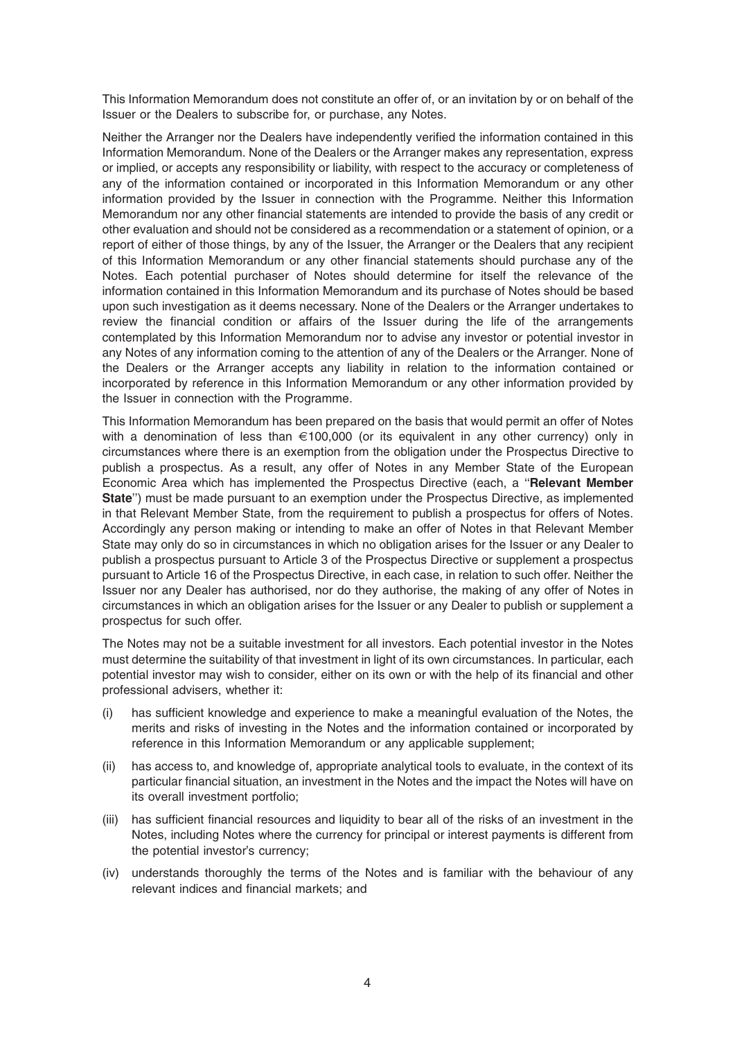This Information Memorandum does not constitute an offer of, or an invitation by or on behalf of the Issuer or the Dealers to subscribe for, or purchase, any Notes.

Neither the Arranger nor the Dealers have independently verified the information contained in this Information Memorandum. None of the Dealers or the Arranger makes any representation, express or implied, or accepts any responsibility or liability, with respect to the accuracy or completeness of any of the information contained or incorporated in this Information Memorandum or any other information provided by the Issuer in connection with the Programme. Neither this Information Memorandum nor any other financial statements are intended to provide the basis of any credit or other evaluation and should not be considered as a recommendation or a statement of opinion, or a report of either of those things, by any of the Issuer, the Arranger or the Dealers that any recipient of this Information Memorandum or any other financial statements should purchase any of the Notes. Each potential purchaser of Notes should determine for itself the relevance of the information contained in this Information Memorandum and its purchase of Notes should be based upon such investigation as it deems necessary. None of the Dealers or the Arranger undertakes to review the financial condition or affairs of the Issuer during the life of the arrangements contemplated by this Information Memorandum nor to advise any investor or potential investor in any Notes of any information coming to the attention of any of the Dealers or the Arranger. None of the Dealers or the Arranger accepts any liability in relation to the information contained or incorporated by reference in this Information Memorandum or any other information provided by the Issuer in connection with the Programme.

This Information Memorandum has been prepared on the basis that would permit an offer of Notes with a denomination of less than €100,000 (or its equivalent in any other currency) only in circumstances where there is an exemption from the obligation under the Prospectus Directive to publish a prospectus. As a result, any offer of Notes in any Member State of the European Economic Area which has implemented the Prospectus Directive (each, a "**Relevant Member State**") must be made pursuant to an exemption under the Prospectus Directive, as implemented in that Relevant Member State, from the requirement to publish a prospectus for offers of Notes. Accordingly any person making or intending to make an offer of Notes in that Relevant Member State may only do so in circumstances in which no obligation arises for the Issuer or any Dealer to publish a prospectus pursuant to Article 3 of the Prospectus Directive or supplement a prospectus pursuant to Article 16 of the Prospectus Directive, in each case, in relation to such offer. Neither the Issuer nor any Dealer has authorised, nor do they authorise, the making of any offer of Notes in circumstances in which an obligation arises for the Issuer or any Dealer to publish or supplement a prospectus for such offer.

The Notes may not be a suitable investment for all investors. Each potential investor in the Notes must determine the suitability of that investment in light of its own circumstances. In particular, each potential investor may wish to consider, either on its own or with the help of its financial and other professional advisers, whether it:

(i) has sufficient knowledge and experience to make a meaningful evaluation of the Notes, the merits and risks of investing in the Notes and the information contained or incorporated by reference in this Information Memorandum or any applicable supplement;

(ii) has access to, and knowledge of, appropriate analytical tools to evaluate, in the context of its particular financial situation, an investment in the Notes and the impact the Notes will have on its overall investment portfolio;

(iii) has sufficient financial resources and liquidity to bear all of the risks of an investment in the Notes, including Notes where the currency for principal or interest payments is different from the potential investor's currency;

(iv) understands thoroughly the terms of the Notes and is familiar with the behaviour of any relevant indices and financial markets; and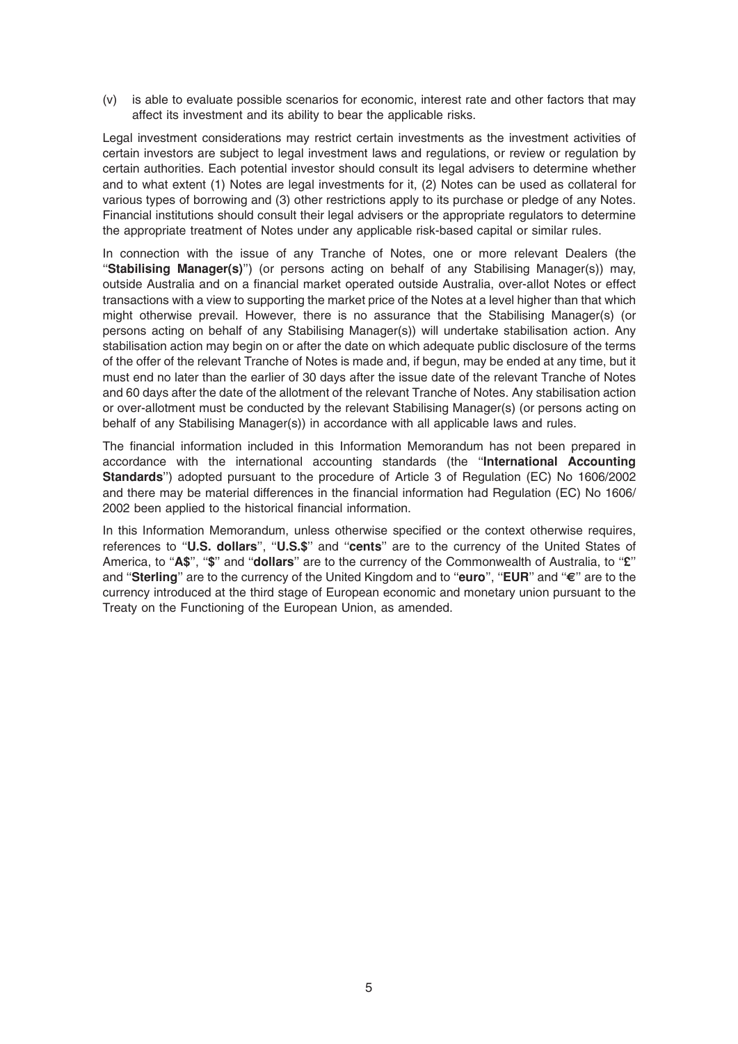(v) is able to evaluate possible scenarios for economic, interest rate and other factors that may affect its investment and its ability to bear the applicable risks.

Legal investment considerations may restrict certain investments as the investment activities of certain investors are subject to legal investment laws and regulations, or review or regulation by certain authorities. Each potential investor should consult its legal advisers to determine whether and to what extent (1) Notes are legal investments for it, (2) Notes can be used as collateral for various types of borrowing and (3) other restrictions apply to its purchase or pledge of any Notes. Financial institutions should consult their legal advisers or the appropriate regulators to determine the appropriate treatment of Notes under any applicable risk-based capital or similar rules.

In connection with the issue of any Tranche of Notes, one or more relevant Dealers (the "**Stabilising Manager(s)**") (or persons acting on behalf of any Stabilising Manager(s)) may, outside Australia and on a financial market operated outside Australia, over-allot Notes or effect transactions with a view to supporting the market price of the Notes at a level higher than that which might otherwise prevail. However, there is no assurance that the Stabilising Manager(s) (or persons acting on behalf of any Stabilising Manager(s)) will undertake stabilisation action. Any stabilisation action may begin on or after the date on which adequate public disclosure of the terms of the offer of the relevant Tranche of Notes is made and, if begun, may be ended at any time, but it must end no later than the earlier of 30 days after the issue date of the relevant Tranche of Notes and 60 days after the date of the allotment of the relevant Tranche of Notes. Any stabilisation action or over-allotment must be conducted by the relevant Stabilising Manager(s) (or persons acting on behalf of any Stabilising Manager(s)) in accordance with all applicable laws and rules.

The financial information included in this Information Memorandum has not been prepared in accordance with the international accounting standards (the "**International Accounting Standards**") adopted pursuant to the procedure of Article 3 of Regulation (EC) No 1606/2002 and there may be material differences in the financial information had Regulation (EC) No 1606/2002 been applied to the historical financial information.

In this Information Memorandum, unless otherwise specified or the context otherwise requires, references to "**U.S. dollars**", "**U.S.$**" and "**cents**" are to the currency of the United States of America, to "**A$**", "**$**" and "**dollars**" are to the currency of the Commonwealth of Australia, to "**£**" and "**Sterling**" are to the currency of the United Kingdom and to "**euro**", "**EUR**" and "**€**" are to the currency introduced at the third stage of European economic and monetary union pursuant to the Treaty on the Functioning of the European Union, as amended.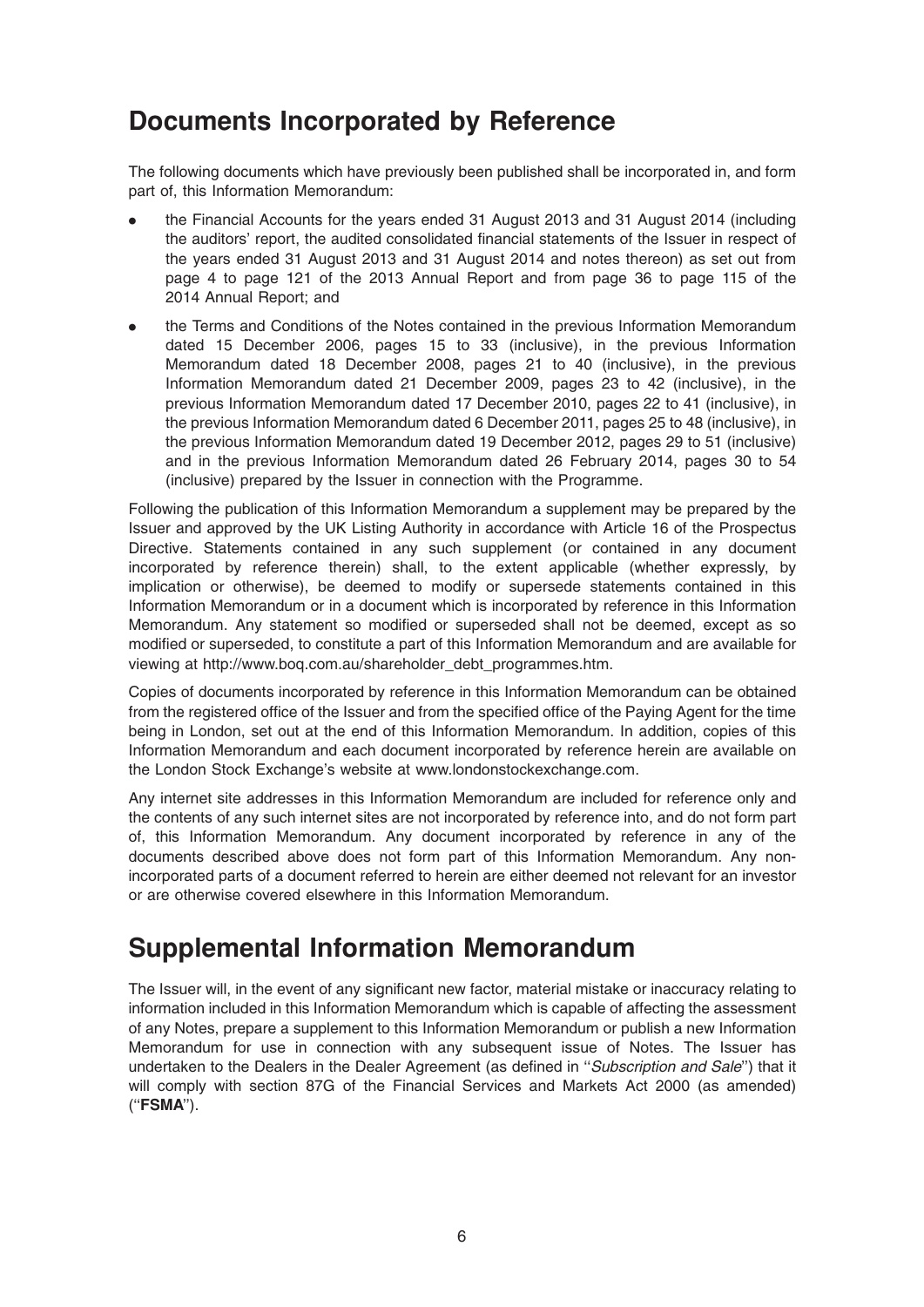## Documents Incorporated by Reference

The following documents which have previously been published shall be incorporated in, and form part of, this Information Memorandum:

- the Financial Accounts for the years ended 31 August 2013 and 31 August 2014 (including the auditors' report, the audited consolidated financial statements of the Issuer in respect of the years ended 31 August 2013 and 31 August 2014 and notes thereon) as set out from page 4 to page 121 of the 2013 Annual Report and from page 36 to page 115 of the 2014 Annual Report; and
- the Terms and Conditions of the Notes contained in the previous Information Memorandum dated 15 December 2006, pages 15 to 33 (inclusive), in the previous Information Memorandum dated 18 December 2008, pages 21 to 40 (inclusive), in the previous Information Memorandum dated 21 December 2009, pages 23 to 42 (inclusive), in the previous Information Memorandum dated 17 December 2010, pages 22 to 41 (inclusive), in the previous Information Memorandum dated 6 December 2011, pages 25 to 48 (inclusive), in the previous Information Memorandum dated 19 December 2012, pages 29 to 51 (inclusive) and in the previous Information Memorandum dated 26 February 2014, pages 30 to 54 (inclusive) prepared by the Issuer in connection with the Programme.

Following the publication of this Information Memorandum a supplement may be prepared by the Issuer and approved by the UK Listing Authority in accordance with Article 16 of the Prospectus Directive. Statements contained in any such supplement (or contained in any document incorporated by reference therein) shall, to the extent applicable (whether expressly, by implication or otherwise), be deemed to modify or supersede statements contained in this Information Memorandum or in a document which is incorporated by reference in this Information Memorandum. Any statement so modified or superseded shall not be deemed, except as so modified or superseded, to constitute a part of this Information Memorandum and are available for viewing at http://www.boq.com.au/shareholder_debt_programmes.htm.

Copies of documents incorporated by reference in this Information Memorandum can be obtained from the registered office of the Issuer and from the specified office of the Paying Agent for the time being in London, set out at the end of this Information Memorandum. In addition, copies of this Information Memorandum and each document incorporated by reference herein are available on the London Stock Exchange's website at www.londonstockexchange.com.

Any internet site addresses in this Information Memorandum are included for reference only and the contents of any such internet sites are not incorporated by reference into, and do not form part of, this Information Memorandum. Any document incorporated by reference in any of the documents described above does not form part of this Information Memorandum. Any non-incorporated parts of a document referred to herein are either deemed not relevant for an investor or are otherwise covered elsewhere in this Information Memorandum.

## Supplemental Information Memorandum

The Issuer will, in the event of any significant new factor, material mistake or inaccuracy relating to information included in this Information Memorandum which is capable of affecting the assessment of any Notes, prepare a supplement to this Information Memorandum or publish a new Information Memorandum for use in connection with any subsequent issue of Notes. The Issuer has undertaken to the Dealers in the Dealer Agreement (as defined in "*Subscription and Sale*") that it will comply with section 87G of the Financial Services and Markets Act 2000 (as amended) ("**FSMA**").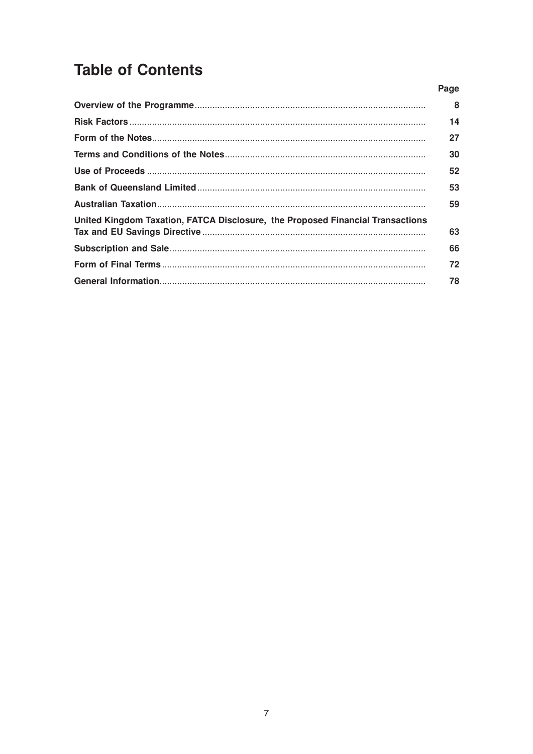# Table of Contents

| | Page |
|---|---|
| **Overview of the Programme** | **8** |
| **Risk Factors** | **14** |
| **Form of the Notes** | **27** |
| **Terms and Conditions of the Notes** | **30** |
| **Use of Proceeds** | **52** |
| **Bank of Queensland Limited** | **53** |
| **Australian Taxation** | **59** |
| **United Kingdom Taxation, FATCA Disclosure, the Proposed Financial Transactions Tax and EU Savings Directive** | **63** |
| **Subscription and Sale** | **66** |
| **Form of Final Terms** | **72** |
| **General Information** | **78** |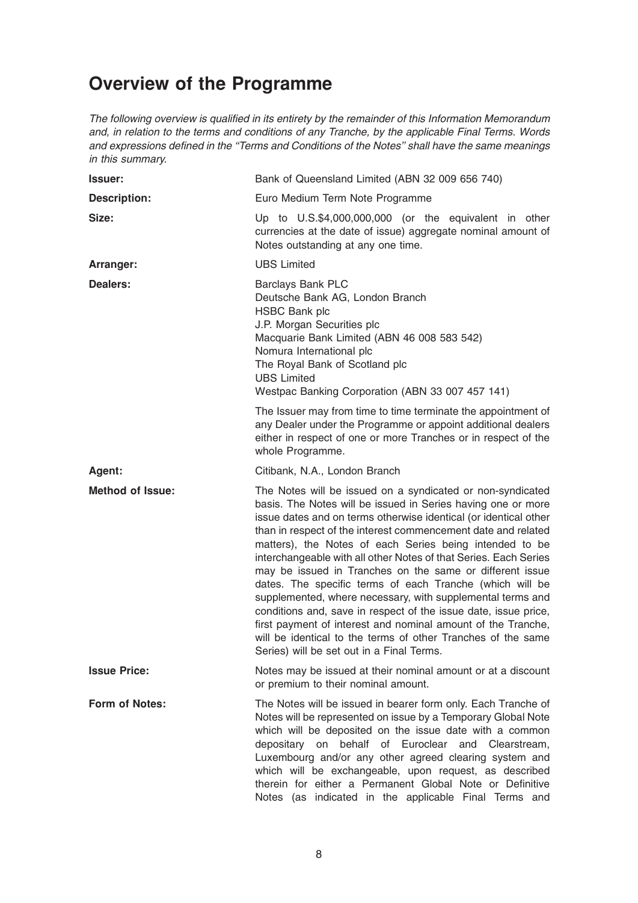# Overview of the Programme

*The following overview is qualified in its entirety by the remainder of this Information Memorandum and, in relation to the terms and conditions of any Tranche, by the applicable Final Terms. Words and expressions defined in the "Terms and Conditions of the Notes" shall have the same meanings in this summary.*

| | |
|---|---|
| **Issuer:** | Bank of Queensland Limited (ABN 32 009 656 740) |
| **Description:** | Euro Medium Term Note Programme |
| **Size:** | Up to U.S.$4,000,000,000 (or the equivalent in other currencies at the date of issue) aggregate nominal amount of Notes outstanding at any one time. |
| **Arranger:** | UBS Limited |
| **Dealers:** | Barclays Bank PLC<br>Deutsche Bank AG, London Branch<br>HSBC Bank plc<br>J.P. Morgan Securities plc<br>Macquarie Bank Limited (ABN 46 008 583 542)<br>Nomura International plc<br>The Royal Bank of Scotland plc<br>UBS Limited<br>Westpac Banking Corporation (ABN 33 007 457 141)<br><br>The Issuer may from time to time terminate the appointment of any Dealer under the Programme or appoint additional dealers either in respect of one or more Tranches or in respect of the whole Programme. |
| **Agent:** | Citibank, N.A., London Branch |
| **Method of Issue:** | The Notes will be issued on a syndicated or non-syndicated basis. The Notes will be issued in Series having one or more issue dates and on terms otherwise identical (or identical other than in respect of the interest commencement date and related matters), the Notes of each Series being intended to be interchangeable with all other Notes of that Series. Each Series may be issued in Tranches on the same or different issue dates. The specific terms of each Tranche (which will be supplemented, where necessary, with supplemental terms and conditions and, save in respect of the issue date, issue price, first payment of interest and nominal amount of the Tranche, will be identical to the terms of other Tranches of the same Series) will be set out in a Final Terms. |
| **Issue Price:** | Notes may be issued at their nominal amount or at a discount or premium to their nominal amount. |
| **Form of Notes:** | The Notes will be issued in bearer form only. Each Tranche of Notes will be represented on issue by a Temporary Global Note which will be deposited on the issue date with a common depositary on behalf of Euroclear and Clearstream, Luxembourg and/or any other agreed clearing system and which will be exchangeable, upon request, as described therein for either a Permanent Global Note or Definitive Notes (as indicated in the applicable Final Terms and |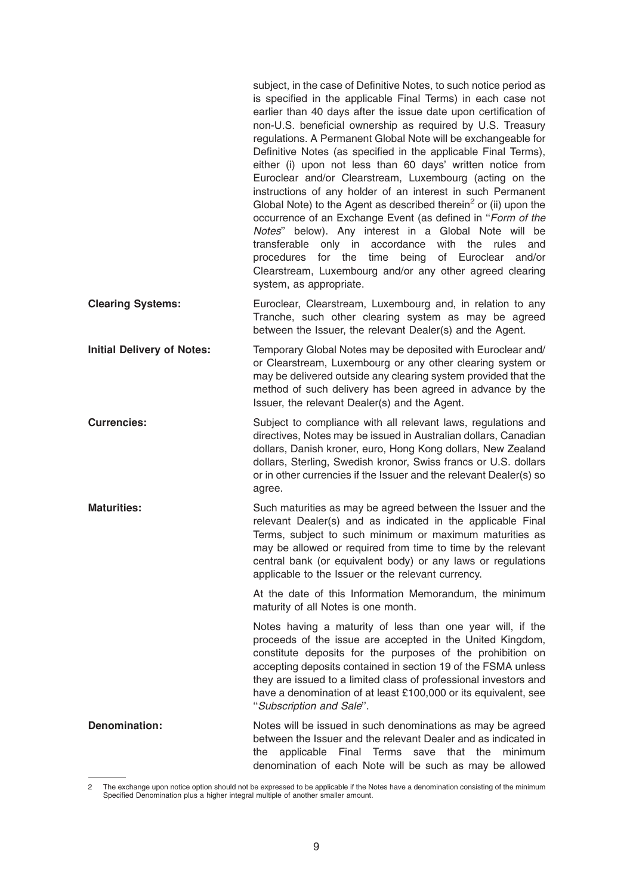subject, in the case of Definitive Notes, to such notice period as is specified in the applicable Final Terms) in each case not earlier than 40 days after the issue date upon certification of non-U.S. beneficial ownership as required by U.S. Treasury regulations. A Permanent Global Note will be exchangeable for Definitive Notes (as specified in the applicable Final Terms), either (i) upon not less than 60 days' written notice from Euroclear and/or Clearstream, Luxembourg (acting on the instructions of any holder of an interest in such Permanent Global Note) to the Agent as described therein[2] or (ii) upon the occurrence of an Exchange Event (as defined in "*Form of the Notes*" below). Any interest in a Global Note will be transferable only in accordance with the rules and procedures for the time being of Euroclear and/or Clearstream, Luxembourg and/or any other agreed clearing system, as appropriate.

**Clearing Systems:** Euroclear, Clearstream, Luxembourg and, in relation to any Tranche, such other clearing system as may be agreed between the Issuer, the relevant Dealer(s) and the Agent.

**Initial Delivery of Notes:** Temporary Global Notes may be deposited with Euroclear and/or Clearstream, Luxembourg or any other clearing system or may be delivered outside any clearing system provided that the method of such delivery has been agreed in advance by the Issuer, the relevant Dealer(s) and the Agent.

**Currencies:** Subject to compliance with all relevant laws, regulations and directives, Notes may be issued in Australian dollars, Canadian dollars, Danish kroner, euro, Hong Kong dollars, New Zealand dollars, Sterling, Swedish kronor, Swiss francs or U.S. dollars or in other currencies if the Issuer and the relevant Dealer(s) so agree.

**Maturities:** Such maturities as may be agreed between the Issuer and the relevant Dealer(s) and as indicated in the applicable Final Terms, subject to such minimum or maximum maturities as may be allowed or required from time to time by the relevant central bank (or equivalent body) or any laws or regulations applicable to the Issuer or the relevant currency.

At the date of this Information Memorandum, the minimum maturity of all Notes is one month.

Notes having a maturity of less than one year will, if the proceeds of the issue are accepted in the United Kingdom, constitute deposits for the purposes of the prohibition on accepting deposits contained in section 19 of the FSMA unless they are issued to a limited class of professional investors and have a denomination of at least £100,000 or its equivalent, see "*Subscription and Sale*".

**Denomination:** Notes will be issued in such denominations as may be agreed between the Issuer and the relevant Dealer and as indicated in the applicable Final Terms save that the minimum denomination of each Note will be such as may be allowed

---

2 The exchange upon notice option should not be expressed to be applicable if the Notes have a denomination consisting of the minimum Specified Denomination plus a higher integral multiple of another smaller amount.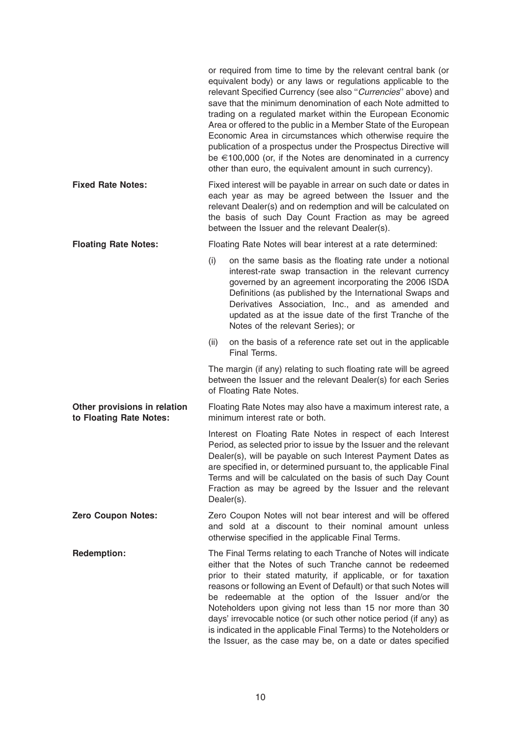or required from time to time by the relevant central bank (or equivalent body) or any laws or regulations applicable to the relevant Specified Currency (see also "*Currencies*" above) and save that the minimum denomination of each Note admitted to trading on a regulated market within the European Economic Area or offered to the public in a Member State of the European Economic Area in circumstances which otherwise require the publication of a prospectus under the Prospectus Directive will be €100,000 (or, if the Notes are denominated in a currency other than euro, the equivalent amount in such currency).

**Fixed Rate Notes:** Fixed interest will be payable in arrear on such date or dates in each year as may be agreed between the Issuer and the relevant Dealer(s) and on redemption and will be calculated on the basis of such Day Count Fraction as may be agreed between the Issuer and the relevant Dealer(s).

**Floating Rate Notes:** Floating Rate Notes will bear interest at a rate determined:

(i) on the same basis as the floating rate under a notional interest-rate swap transaction in the relevant currency governed by an agreement incorporating the 2006 ISDA Definitions (as published by the International Swaps and Derivatives Association, Inc., and as amended and updated as at the issue date of the first Tranche of the Notes of the relevant Series); or

(ii) on the basis of a reference rate set out in the applicable Final Terms.

The margin (if any) relating to such floating rate will be agreed between the Issuer and the relevant Dealer(s) for each Series of Floating Rate Notes.

**Other provisions in relation to Floating Rate Notes:** Floating Rate Notes may also have a maximum interest rate, a minimum interest rate or both.

Interest on Floating Rate Notes in respect of each Interest Period, as selected prior to issue by the Issuer and the relevant Dealer(s), will be payable on such Interest Payment Dates as are specified in, or determined pursuant to, the applicable Final Terms and will be calculated on the basis of such Day Count Fraction as may be agreed by the Issuer and the relevant Dealer(s).

**Zero Coupon Notes:** Zero Coupon Notes will not bear interest and will be offered and sold at a discount to their nominal amount unless otherwise specified in the applicable Final Terms.

**Redemption:** The Final Terms relating to each Tranche of Notes will indicate either that the Notes of such Tranche cannot be redeemed prior to their stated maturity, if applicable, or for taxation reasons or following an Event of Default) or that such Notes will be redeemable at the option of the Issuer and/or the Noteholders upon giving not less than 15 nor more than 30 days' irrevocable notice (or such other notice period (if any) as is indicated in the applicable Final Terms) to the Noteholders or the Issuer, as the case may be, on a date or dates specified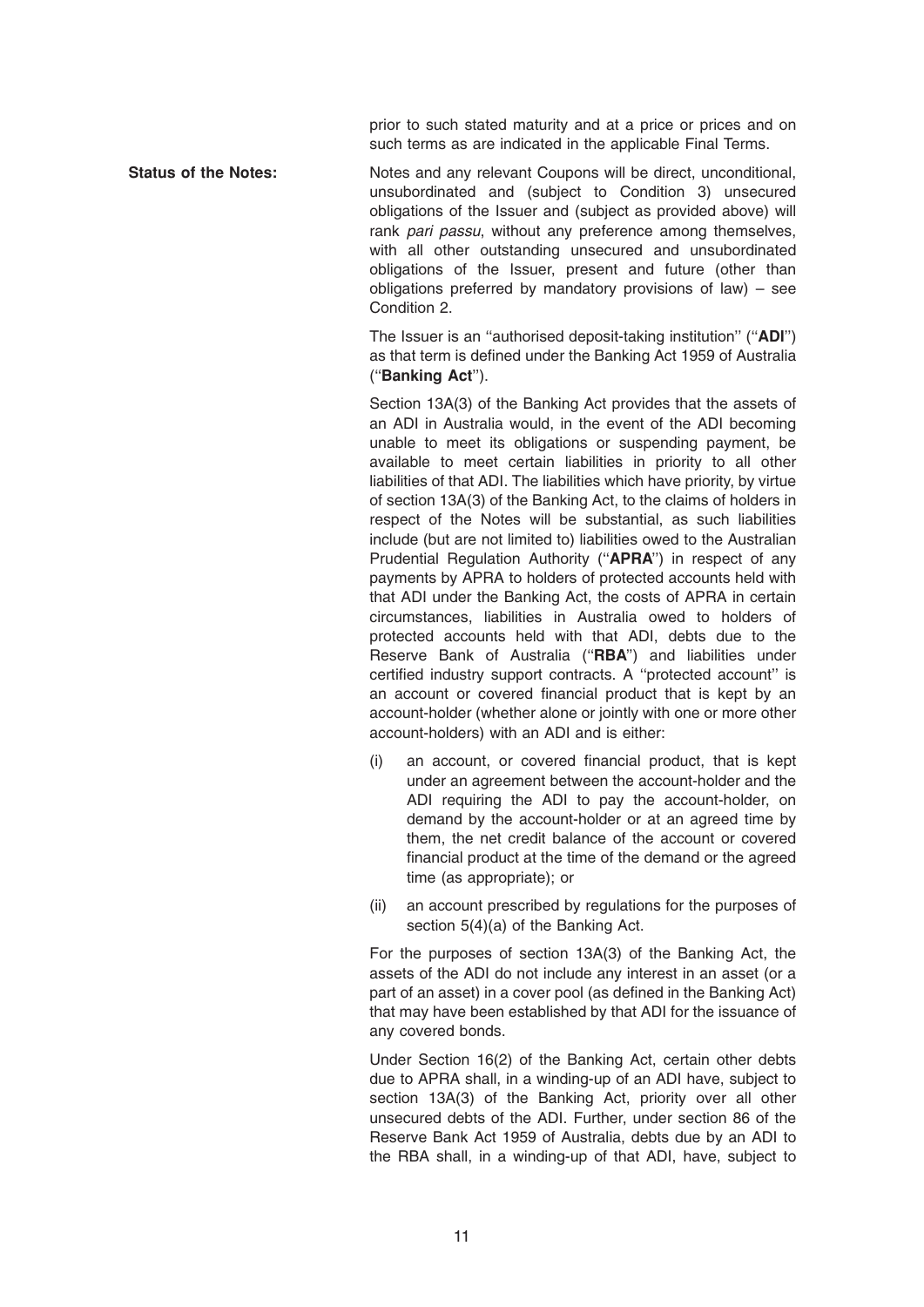prior to such stated maturity and at a price or prices and on such terms as are indicated in the applicable Final Terms.

**Status of the Notes:** Notes and any relevant Coupons will be direct, unconditional, unsubordinated and (subject to Condition 3) unsecured obligations of the Issuer and (subject as provided above) will rank *pari passu*, without any preference among themselves, with all other outstanding unsecured and unsubordinated obligations of the Issuer, present and future (other than obligations preferred by mandatory provisions of law) – see Condition 2.

The Issuer is an "authorised deposit-taking institution" ("**ADI**") as that term is defined under the Banking Act 1959 of Australia ("**Banking Act**").

Section 13A(3) of the Banking Act provides that the assets of an ADI in Australia would, in the event of the ADI becoming unable to meet its obligations or suspending payment, be available to meet certain liabilities in priority to all other liabilities of that ADI. The liabilities which have priority, by virtue of section 13A(3) of the Banking Act, to the claims of holders in respect of the Notes will be substantial, as such liabilities include (but are not limited to) liabilities owed to the Australian Prudential Regulation Authority ("**APRA**") in respect of any payments by APRA to holders of protected accounts held with that ADI under the Banking Act, the costs of APRA in certain circumstances, liabilities in Australia owed to holders of protected accounts held with that ADI, debts due to the Reserve Bank of Australia ("**RBA**") and liabilities under certified industry support contracts. A "protected account" is an account or covered financial product that is kept by an account-holder (whether alone or jointly with one or more other account-holders) with an ADI and is either:

(i) an account, or covered financial product, that is kept under an agreement between the account-holder and the ADI requiring the ADI to pay the account-holder, on demand by the account-holder or at an agreed time by them, the net credit balance of the account or covered financial product at the time of the demand or the agreed time (as appropriate); or

(ii) an account prescribed by regulations for the purposes of section 5(4)(a) of the Banking Act.

For the purposes of section 13A(3) of the Banking Act, the assets of the ADI do not include any interest in an asset (or a part of an asset) in a cover pool (as defined in the Banking Act) that may have been established by that ADI for the issuance of any covered bonds.

Under Section 16(2) of the Banking Act, certain other debts due to APRA shall, in a winding-up of an ADI have, subject to section 13A(3) of the Banking Act, priority over all other unsecured debts of the ADI. Further, under section 86 of the Reserve Bank Act 1959 of Australia, debts due by an ADI to the RBA shall, in a winding-up of that ADI, have, subject to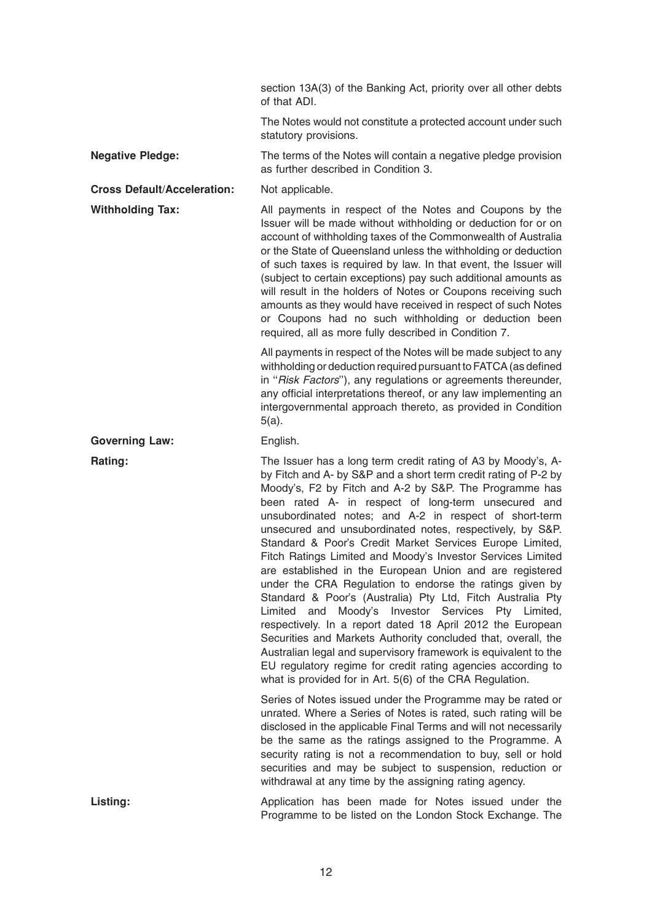section 13A(3) of the Banking Act, priority over all other debts of that ADI.

The Notes would not constitute a protected account under such statutory provisions.

**Negative Pledge:** The terms of the Notes will contain a negative pledge provision as further described in Condition 3.

**Cross Default/Acceleration:** Not applicable.

**Withholding Tax:** All payments in respect of the Notes and Coupons by the Issuer will be made without withholding or deduction for or on account of withholding taxes of the Commonwealth of Australia or the State of Queensland unless the withholding or deduction of such taxes is required by law. In that event, the Issuer will (subject to certain exceptions) pay such additional amounts as will result in the holders of Notes or Coupons receiving such amounts as they would have received in respect of such Notes or Coupons had no such withholding or deduction been required, all as more fully described in Condition 7.

All payments in respect of the Notes will be made subject to any withholding or deduction required pursuant to FATCA (as defined in "*Risk Factors*"), any regulations or agreements thereunder, any official interpretations thereof, or any law implementing an intergovernmental approach thereto, as provided in Condition 5(a).

**Governing Law:** English.

**Rating:** The Issuer has a long term credit rating of A3 by Moody's, A- by Fitch and A- by S&P and a short term credit rating of P-2 by Moody's, F2 by Fitch and A-2 by S&P. The Programme has been rated A- in respect of long-term unsecured and unsubordinated notes; and A-2 in respect of short-term unsecured and unsubordinated notes, respectively, by S&P. Standard & Poor's Credit Market Services Europe Limited, Fitch Ratings Limited and Moody's Investor Services Limited are established in the European Union and are registered under the CRA Regulation to endorse the ratings given by Standard & Poor's (Australia) Pty Ltd, Fitch Australia Pty Limited and Moody's Investor Services Pty Limited, respectively. In a report dated 18 April 2012 the European Securities and Markets Authority concluded that, overall, the Australian legal and supervisory framework is equivalent to the EU regulatory regime for credit rating agencies according to what is provided for in Art. 5(6) of the CRA Regulation.

Series of Notes issued under the Programme may be rated or unrated. Where a Series of Notes is rated, such rating will be disclosed in the applicable Final Terms and will not necessarily be the same as the ratings assigned to the Programme. A security rating is not a recommendation to buy, sell or hold securities and may be subject to suspension, reduction or withdrawal at any time by the assigning rating agency.

**Listing:** Application has been made for Notes issued under the Programme to be listed on the London Stock Exchange. The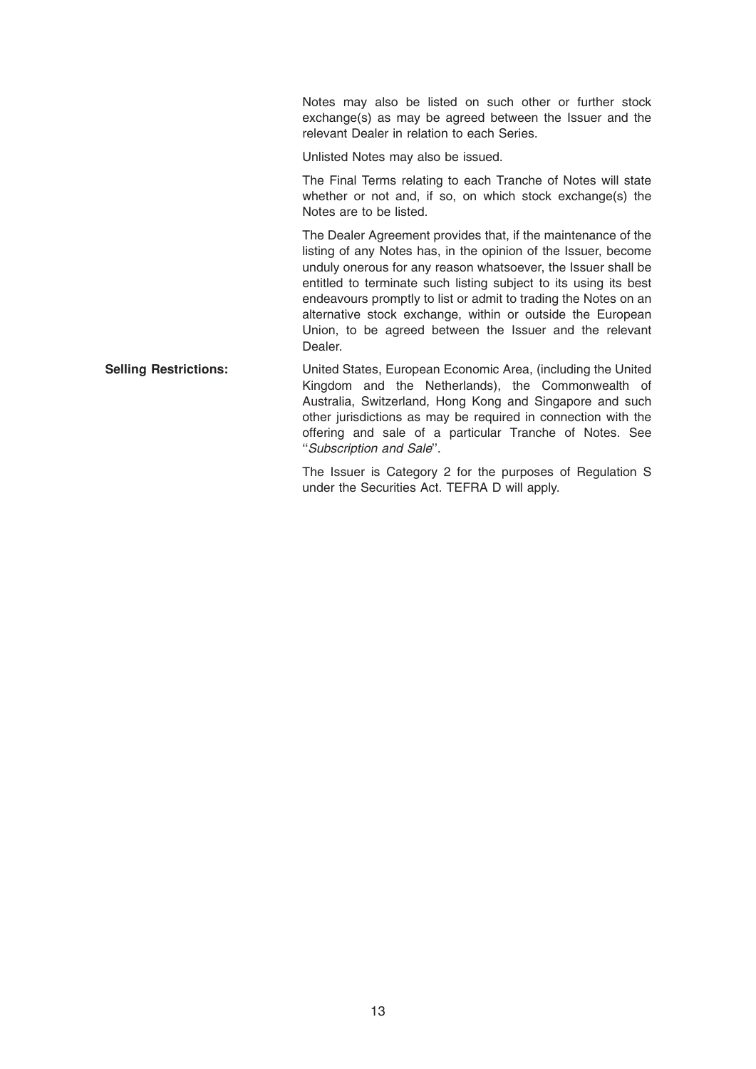Notes may also be listed on such other or further stock exchange(s) as may be agreed between the Issuer and the relevant Dealer in relation to each Series.

Unlisted Notes may also be issued.

The Final Terms relating to each Tranche of Notes will state whether or not and, if so, on which stock exchange(s) the Notes are to be listed.

The Dealer Agreement provides that, if the maintenance of the listing of any Notes has, in the opinion of the Issuer, become unduly onerous for any reason whatsoever, the Issuer shall be entitled to terminate such listing subject to its using its best endeavours promptly to list or admit to trading the Notes on an alternative stock exchange, within or outside the European Union, to be agreed between the Issuer and the relevant Dealer.

**Selling Restrictions:**

United States, European Economic Area, (including the United Kingdom and the Netherlands), the Commonwealth of Australia, Switzerland, Hong Kong and Singapore and such other jurisdictions as may be required in connection with the offering and sale of a particular Tranche of Notes. See ''*Subscription and Sale*''.

The Issuer is Category 2 for the purposes of Regulation S under the Securities Act. TEFRA D will apply.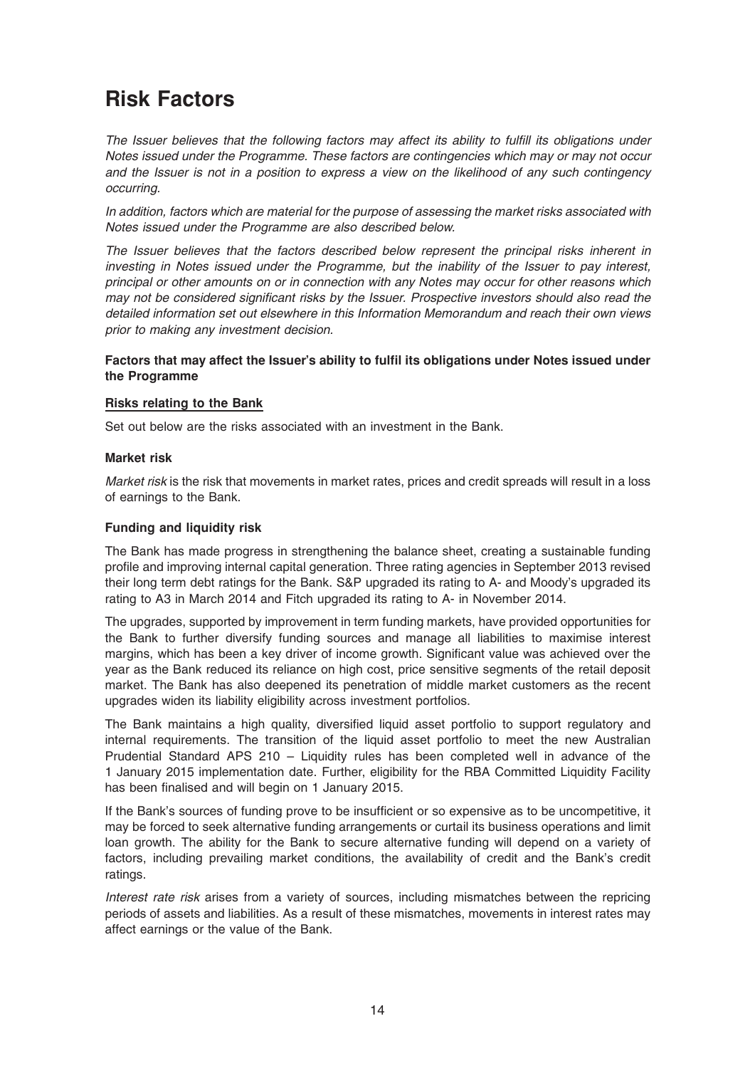# Risk Factors

*The Issuer believes that the following factors may affect its ability to fulfill its obligations under Notes issued under the Programme. These factors are contingencies which may or may not occur and the Issuer is not in a position to express a view on the likelihood of any such contingency occurring.*

*In addition, factors which are material for the purpose of assessing the market risks associated with Notes issued under the Programme are also described below.*

*The Issuer believes that the factors described below represent the principal risks inherent in investing in Notes issued under the Programme, but the inability of the Issuer to pay interest, principal or other amounts on or in connection with any Notes may occur for other reasons which may not be considered significant risks by the Issuer. Prospective investors should also read the detailed information set out elsewhere in this Information Memorandum and reach their own views prior to making any investment decision.*

**Factors that may affect the Issuer's ability to fulfil its obligations under Notes issued under the Programme**

**Risks relating to the Bank**

Set out below are the risks associated with an investment in the Bank.

**Market risk**

*Market risk* is the risk that movements in market rates, prices and credit spreads will result in a loss of earnings to the Bank.

**Funding and liquidity risk**

The Bank has made progress in strengthening the balance sheet, creating a sustainable funding profile and improving internal capital generation. Three rating agencies in September 2013 revised their long term debt ratings for the Bank. S&P upgraded its rating to A- and Moody's upgraded its rating to A3 in March 2014 and Fitch upgraded its rating to A- in November 2014.

The upgrades, supported by improvement in term funding markets, have provided opportunities for the Bank to further diversify funding sources and manage all liabilities to maximise interest margins, which has been a key driver of income growth. Significant value was achieved over the year as the Bank reduced its reliance on high cost, price sensitive segments of the retail deposit market. The Bank has also deepened its penetration of middle market customers as the recent upgrades widen its liability eligibility across investment portfolios.

The Bank maintains a high quality, diversified liquid asset portfolio to support regulatory and internal requirements. The transition of the liquid asset portfolio to meet the new Australian Prudential Standard APS 210 – Liquidity rules has been completed well in advance of the 1 January 2015 implementation date. Further, eligibility for the RBA Committed Liquidity Facility has been finalised and will begin on 1 January 2015.

If the Bank's sources of funding prove to be insufficient or so expensive as to be uncompetitive, it may be forced to seek alternative funding arrangements or curtail its business operations and limit loan growth. The ability for the Bank to secure alternative funding will depend on a variety of factors, including prevailing market conditions, the availability of credit and the Bank's credit ratings.

*Interest rate risk* arises from a variety of sources, including mismatches between the repricing periods of assets and liabilities. As a result of these mismatches, movements in interest rates may affect earnings or the value of the Bank.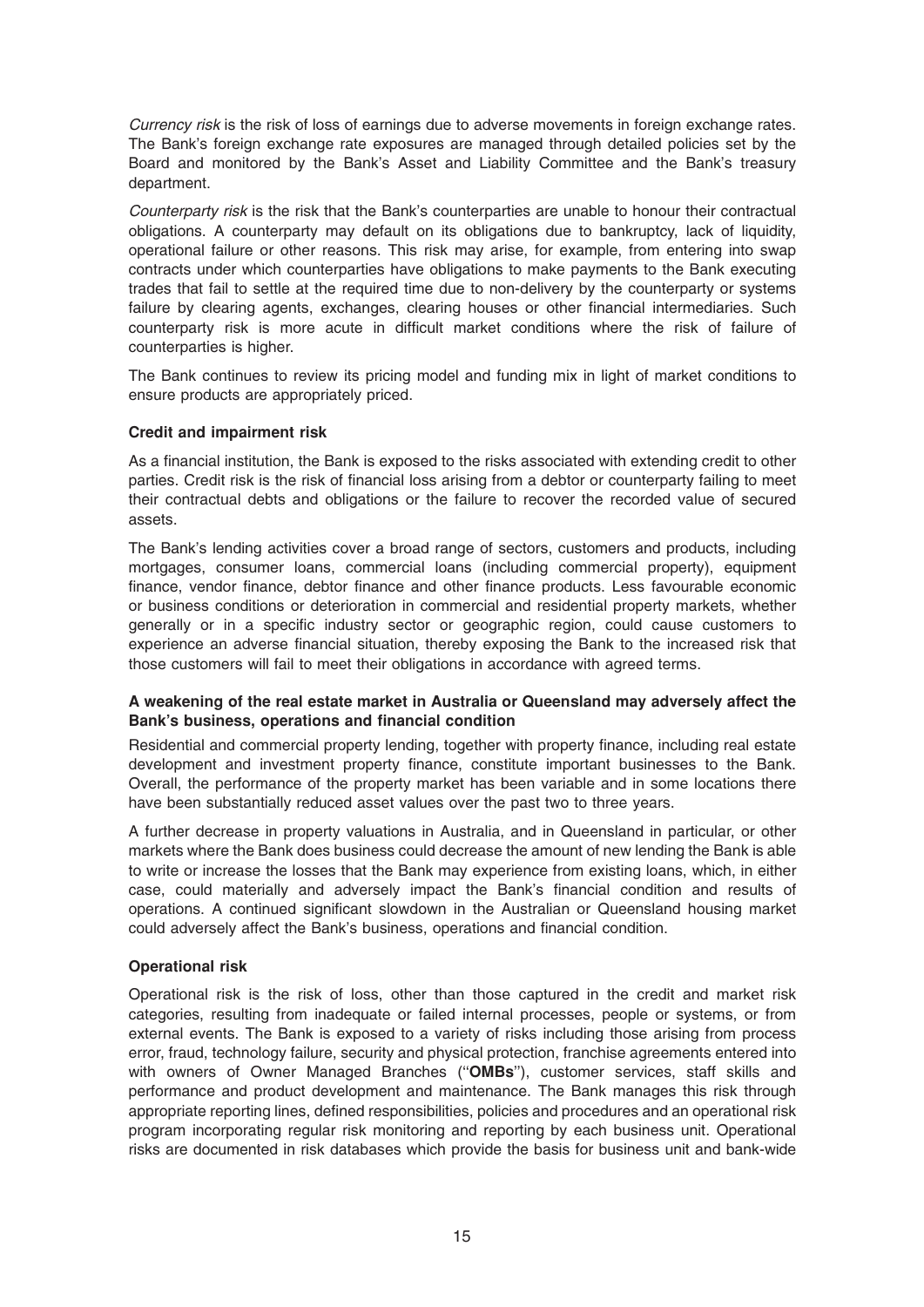*Currency risk* is the risk of loss of earnings due to adverse movements in foreign exchange rates. The Bank's foreign exchange rate exposures are managed through detailed policies set by the Board and monitored by the Bank's Asset and Liability Committee and the Bank's treasury department.

*Counterparty risk* is the risk that the Bank's counterparties are unable to honour their contractual obligations. A counterparty may default on its obligations due to bankruptcy, lack of liquidity, operational failure or other reasons. This risk may arise, for example, from entering into swap contracts under which counterparties have obligations to make payments to the Bank executing trades that fail to settle at the required time due to non-delivery by the counterparty or systems failure by clearing agents, exchanges, clearing houses or other financial intermediaries. Such counterparty risk is more acute in difficult market conditions where the risk of failure of counterparties is higher.

The Bank continues to review its pricing model and funding mix in light of market conditions to ensure products are appropriately priced.

**Credit and impairment risk**

As a financial institution, the Bank is exposed to the risks associated with extending credit to other parties. Credit risk is the risk of financial loss arising from a debtor or counterparty failing to meet their contractual debts and obligations or the failure to recover the recorded value of secured assets.

The Bank's lending activities cover a broad range of sectors, customers and products, including mortgages, consumer loans, commercial loans (including commercial property), equipment finance, vendor finance, debtor finance and other finance products. Less favourable economic or business conditions or deterioration in commercial and residential property markets, whether generally or in a specific industry sector or geographic region, could cause customers to experience an adverse financial situation, thereby exposing the Bank to the increased risk that those customers will fail to meet their obligations in accordance with agreed terms.

**A weakening of the real estate market in Australia or Queensland may adversely affect the Bank's business, operations and financial condition**

Residential and commercial property lending, together with property finance, including real estate development and investment property finance, constitute important businesses to the Bank. Overall, the performance of the property market has been variable and in some locations there have been substantially reduced asset values over the past two to three years.

A further decrease in property valuations in Australia, and in Queensland in particular, or other markets where the Bank does business could decrease the amount of new lending the Bank is able to write or increase the losses that the Bank may experience from existing loans, which, in either case, could materially and adversely impact the Bank's financial condition and results of operations. A continued significant slowdown in the Australian or Queensland housing market could adversely affect the Bank's business, operations and financial condition.

**Operational risk**

Operational risk is the risk of loss, other than those captured in the credit and market risk categories, resulting from inadequate or failed internal processes, people or systems, or from external events. The Bank is exposed to a variety of risks including those arising from process error, fraud, technology failure, security and physical protection, franchise agreements entered into with owners of Owner Managed Branches ("**OMBs**"), customer services, staff skills and performance and product development and maintenance. The Bank manages this risk through appropriate reporting lines, defined responsibilities, policies and procedures and an operational risk program incorporating regular risk monitoring and reporting by each business unit. Operational risks are documented in risk databases which provide the basis for business unit and bank-wide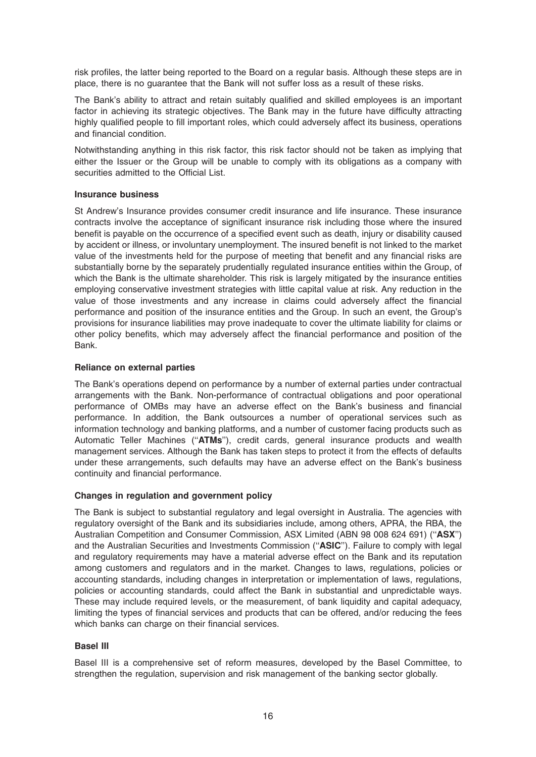risk profiles, the latter being reported to the Board on a regular basis. Although these steps are in place, there is no guarantee that the Bank will not suffer loss as a result of these risks.

The Bank's ability to attract and retain suitably qualified and skilled employees is an important factor in achieving its strategic objectives. The Bank may in the future have difficulty attracting highly qualified people to fill important roles, which could adversely affect its business, operations and financial condition.

Notwithstanding anything in this risk factor, this risk factor should not be taken as implying that either the Issuer or the Group will be unable to comply with its obligations as a company with securities admitted to the Official List.

**Insurance business**

St Andrew's Insurance provides consumer credit insurance and life insurance. These insurance contracts involve the acceptance of significant insurance risk including those where the insured benefit is payable on the occurrence of a specified event such as death, injury or disability caused by accident or illness, or involuntary unemployment. The insured benefit is not linked to the market value of the investments held for the purpose of meeting that benefit and any financial risks are substantially borne by the separately prudentially regulated insurance entities within the Group, of which the Bank is the ultimate shareholder. This risk is largely mitigated by the insurance entities employing conservative investment strategies with little capital value at risk. Any reduction in the value of those investments and any increase in claims could adversely affect the financial performance and position of the insurance entities and the Group. In such an event, the Group's provisions for insurance liabilities may prove inadequate to cover the ultimate liability for claims or other policy benefits, which may adversely affect the financial performance and position of the Bank.

**Reliance on external parties**

The Bank's operations depend on performance by a number of external parties under contractual arrangements with the Bank. Non-performance of contractual obligations and poor operational performance of OMBs may have an adverse effect on the Bank's business and financial performance. In addition, the Bank outsources a number of operational services such as information technology and banking platforms, and a number of customer facing products such as Automatic Teller Machines (''**ATMs**''), credit cards, general insurance products and wealth management services. Although the Bank has taken steps to protect it from the effects of defaults under these arrangements, such defaults may have an adverse effect on the Bank's business continuity and financial performance.

**Changes in regulation and government policy**

The Bank is subject to substantial regulatory and legal oversight in Australia. The agencies with regulatory oversight of the Bank and its subsidiaries include, among others, APRA, the RBA, the Australian Competition and Consumer Commission, ASX Limited (ABN 98 008 624 691) (''**ASX**'') and the Australian Securities and Investments Commission (''**ASIC**''). Failure to comply with legal and regulatory requirements may have a material adverse effect on the Bank and its reputation among customers and regulators and in the market. Changes to laws, regulations, policies or accounting standards, including changes in interpretation or implementation of laws, regulations, policies or accounting standards, could affect the Bank in substantial and unpredictable ways. These may include required levels, or the measurement, of bank liquidity and capital adequacy, limiting the types of financial services and products that can be offered, and/or reducing the fees which banks can charge on their financial services.

**Basel III**

Basel III is a comprehensive set of reform measures, developed by the Basel Committee, to strengthen the regulation, supervision and risk management of the banking sector globally.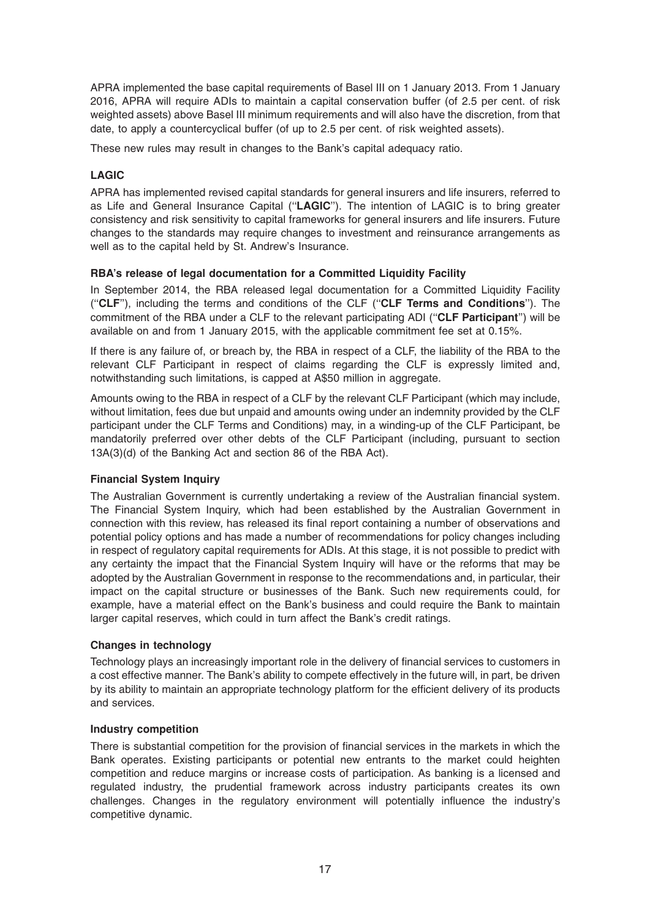APRA implemented the base capital requirements of Basel III on 1 January 2013. From 1 January 2016, APRA will require ADIs to maintain a capital conservation buffer (of 2.5 per cent. of risk weighted assets) above Basel III minimum requirements and will also have the discretion, from that date, to apply a countercyclical buffer (of up to 2.5 per cent. of risk weighted assets).

These new rules may result in changes to the Bank's capital adequacy ratio.

### LAGIC

APRA has implemented revised capital standards for general insurers and life insurers, referred to as Life and General Insurance Capital (''**LAGIC**''). The intention of LAGIC is to bring greater consistency and risk sensitivity to capital frameworks for general insurers and life insurers. Future changes to the standards may require changes to investment and reinsurance arrangements as well as to the capital held by St. Andrew's Insurance.

### RBA's release of legal documentation for a Committed Liquidity Facility

In September 2014, the RBA released legal documentation for a Committed Liquidity Facility (''**CLF**''), including the terms and conditions of the CLF (''**CLF Terms and Conditions**''). The commitment of the RBA under a CLF to the relevant participating ADI (''**CLF Participant**'') will be available on and from 1 January 2015, with the applicable commitment fee set at 0.15%.

If there is any failure of, or breach by, the RBA in respect of a CLF, the liability of the RBA to the relevant CLF Participant in respect of claims regarding the CLF is expressly limited and, notwithstanding such limitations, is capped at A$50 million in aggregate.

Amounts owing to the RBA in respect of a CLF by the relevant CLF Participant (which may include, without limitation, fees due but unpaid and amounts owing under an indemnity provided by the CLF participant under the CLF Terms and Conditions) may, in a winding-up of the CLF Participant, be mandatorily preferred over other debts of the CLF Participant (including, pursuant to section 13A(3)(d) of the Banking Act and section 86 of the RBA Act).

### Financial System Inquiry

The Australian Government is currently undertaking a review of the Australian financial system. The Financial System Inquiry, which had been established by the Australian Government in connection with this review, has released its final report containing a number of observations and potential policy options and has made a number of recommendations for policy changes including in respect of regulatory capital requirements for ADIs. At this stage, it is not possible to predict with any certainty the impact that the Financial System Inquiry will have or the reforms that may be adopted by the Australian Government in response to the recommendations and, in particular, their impact on the capital structure or businesses of the Bank. Such new requirements could, for example, have a material effect on the Bank's business and could require the Bank to maintain larger capital reserves, which could in turn affect the Bank's credit ratings.

### Changes in technology

Technology plays an increasingly important role in the delivery of financial services to customers in a cost effective manner. The Bank's ability to compete effectively in the future will, in part, be driven by its ability to maintain an appropriate technology platform for the efficient delivery of its products and services.

### Industry competition

There is substantial competition for the provision of financial services in the markets in which the Bank operates. Existing participants or potential new entrants to the market could heighten competition and reduce margins or increase costs of participation. As banking is a licensed and regulated industry, the prudential framework across industry participants creates its own challenges. Changes in the regulatory environment will potentially influence the industry's competitive dynamic.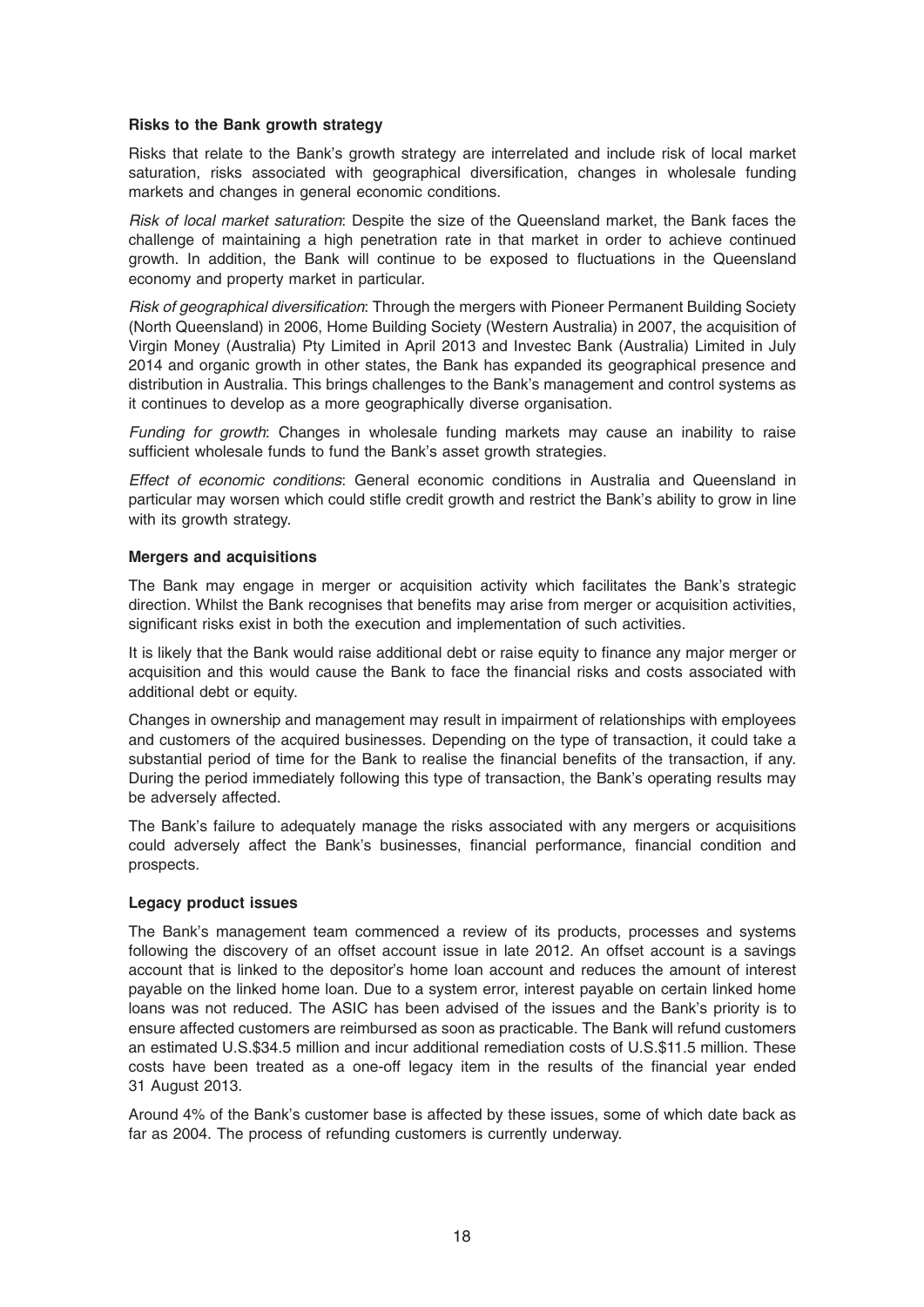### Risks to the Bank growth strategy

Risks that relate to the Bank's growth strategy are interrelated and include risk of local market saturation, risks associated with geographical diversification, changes in wholesale funding markets and changes in general economic conditions.

*Risk of local market saturation*: Despite the size of the Queensland market, the Bank faces the challenge of maintaining a high penetration rate in that market in order to achieve continued growth. In addition, the Bank will continue to be exposed to fluctuations in the Queensland economy and property market in particular.

*Risk of geographical diversification*: Through the mergers with Pioneer Permanent Building Society (North Queensland) in 2006, Home Building Society (Western Australia) in 2007, the acquisition of Virgin Money (Australia) Pty Limited in April 2013 and Investec Bank (Australia) Limited in July 2014 and organic growth in other states, the Bank has expanded its geographical presence and distribution in Australia. This brings challenges to the Bank's management and control systems as it continues to develop as a more geographically diverse organisation.

*Funding for growth*: Changes in wholesale funding markets may cause an inability to raise sufficient wholesale funds to fund the Bank's asset growth strategies.

*Effect of economic conditions*: General economic conditions in Australia and Queensland in particular may worsen which could stifle credit growth and restrict the Bank's ability to grow in line with its growth strategy.

### Mergers and acquisitions

The Bank may engage in merger or acquisition activity which facilitates the Bank's strategic direction. Whilst the Bank recognises that benefits may arise from merger or acquisition activities, significant risks exist in both the execution and implementation of such activities.

It is likely that the Bank would raise additional debt or raise equity to finance any major merger or acquisition and this would cause the Bank to face the financial risks and costs associated with additional debt or equity.

Changes in ownership and management may result in impairment of relationships with employees and customers of the acquired businesses. Depending on the type of transaction, it could take a substantial period of time for the Bank to realise the financial benefits of the transaction, if any. During the period immediately following this type of transaction, the Bank's operating results may be adversely affected.

The Bank's failure to adequately manage the risks associated with any mergers or acquisitions could adversely affect the Bank's businesses, financial performance, financial condition and prospects.

### Legacy product issues

The Bank's management team commenced a review of its products, processes and systems following the discovery of an offset account issue in late 2012. An offset account is a savings account that is linked to the depositor's home loan account and reduces the amount of interest payable on the linked home loan. Due to a system error, interest payable on certain linked home loans was not reduced. The ASIC has been advised of the issues and the Bank's priority is to ensure affected customers are reimbursed as soon as practicable. The Bank will refund customers an estimated U.S.$34.5 million and incur additional remediation costs of U.S.$11.5 million. These costs have been treated as a one-off legacy item in the results of the financial year ended 31 August 2013.

Around 4% of the Bank's customer base is affected by these issues, some of which date back as far as 2004. The process of refunding customers is currently underway.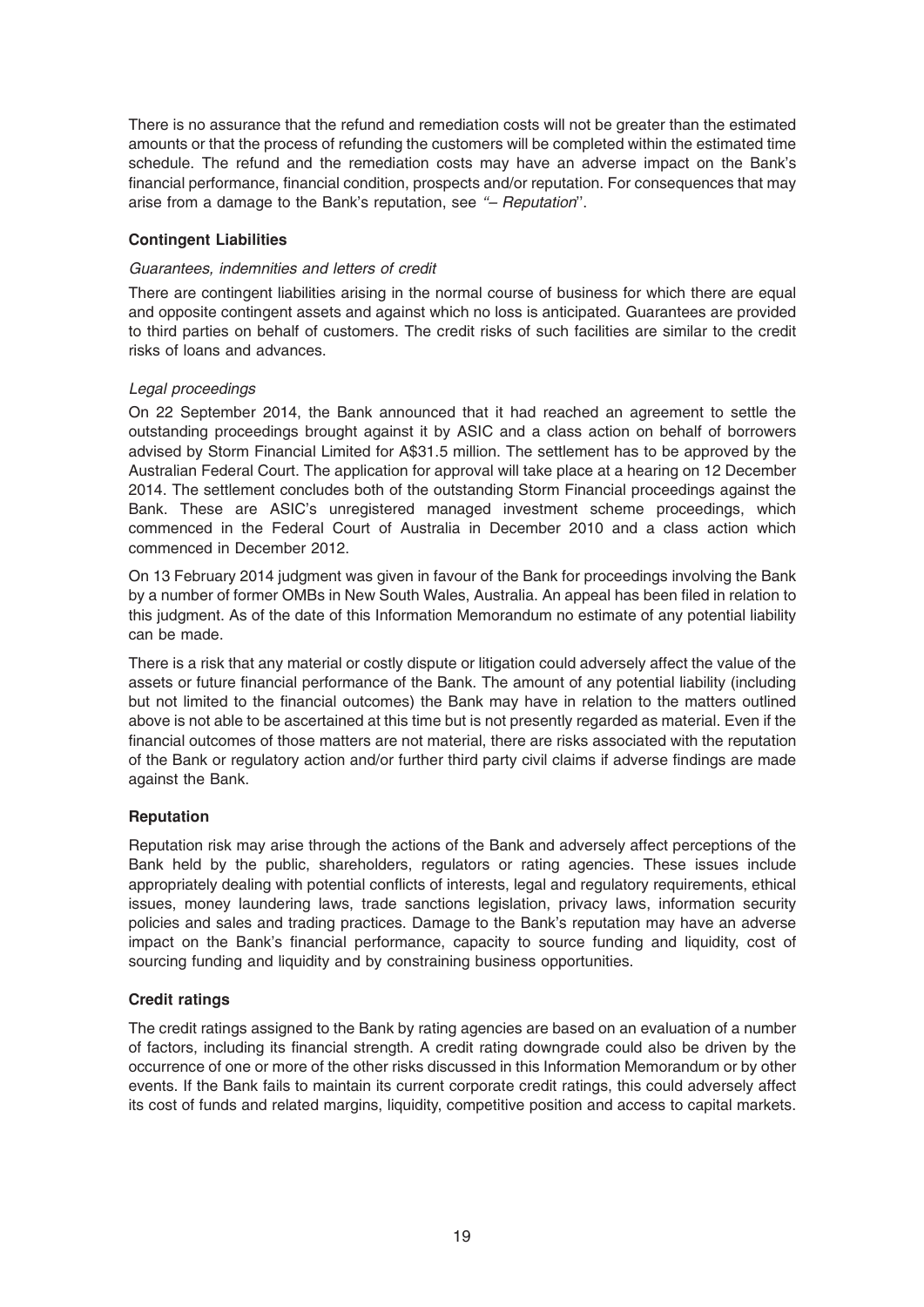There is no assurance that the refund and remediation costs will not be greater than the estimated amounts or that the process of refunding the customers will be completed within the estimated time schedule. The refund and the remediation costs may have an adverse impact on the Bank's financial performance, financial condition, prospects and/or reputation. For consequences that may arise from a damage to the Bank's reputation, see *"– Reputation*''.

### Contingent Liabilities

*Guarantees, indemnities and letters of credit*

There are contingent liabilities arising in the normal course of business for which there are equal and opposite contingent assets and against which no loss is anticipated. Guarantees are provided to third parties on behalf of customers. The credit risks of such facilities are similar to the credit risks of loans and advances.

*Legal proceedings*

On 22 September 2014, the Bank announced that it had reached an agreement to settle the outstanding proceedings brought against it by ASIC and a class action on behalf of borrowers advised by Storm Financial Limited for A$31.5 million. The settlement has to be approved by the Australian Federal Court. The application for approval will take place at a hearing on 12 December 2014. The settlement concludes both of the outstanding Storm Financial proceedings against the Bank. These are ASIC's unregistered managed investment scheme proceedings, which commenced in the Federal Court of Australia in December 2010 and a class action which commenced in December 2012.

On 13 February 2014 judgment was given in favour of the Bank for proceedings involving the Bank by a number of former OMBs in New South Wales, Australia. An appeal has been filed in relation to this judgment. As of the date of this Information Memorandum no estimate of any potential liability can be made.

There is a risk that any material or costly dispute or litigation could adversely affect the value of the assets or future financial performance of the Bank. The amount of any potential liability (including but not limited to the financial outcomes) the Bank may have in relation to the matters outlined above is not able to be ascertained at this time but is not presently regarded as material. Even if the financial outcomes of those matters are not material, there are risks associated with the reputation of the Bank or regulatory action and/or further third party civil claims if adverse findings are made against the Bank.

### Reputation

Reputation risk may arise through the actions of the Bank and adversely affect perceptions of the Bank held by the public, shareholders, regulators or rating agencies. These issues include appropriately dealing with potential conflicts of interests, legal and regulatory requirements, ethical issues, money laundering laws, trade sanctions legislation, privacy laws, information security policies and sales and trading practices. Damage to the Bank's reputation may have an adverse impact on the Bank's financial performance, capacity to source funding and liquidity, cost of sourcing funding and liquidity and by constraining business opportunities.

### Credit ratings

The credit ratings assigned to the Bank by rating agencies are based on an evaluation of a number of factors, including its financial strength. A credit rating downgrade could also be driven by the occurrence of one or more of the other risks discussed in this Information Memorandum or by other events. If the Bank fails to maintain its current corporate credit ratings, this could adversely affect its cost of funds and related margins, liquidity, competitive position and access to capital markets.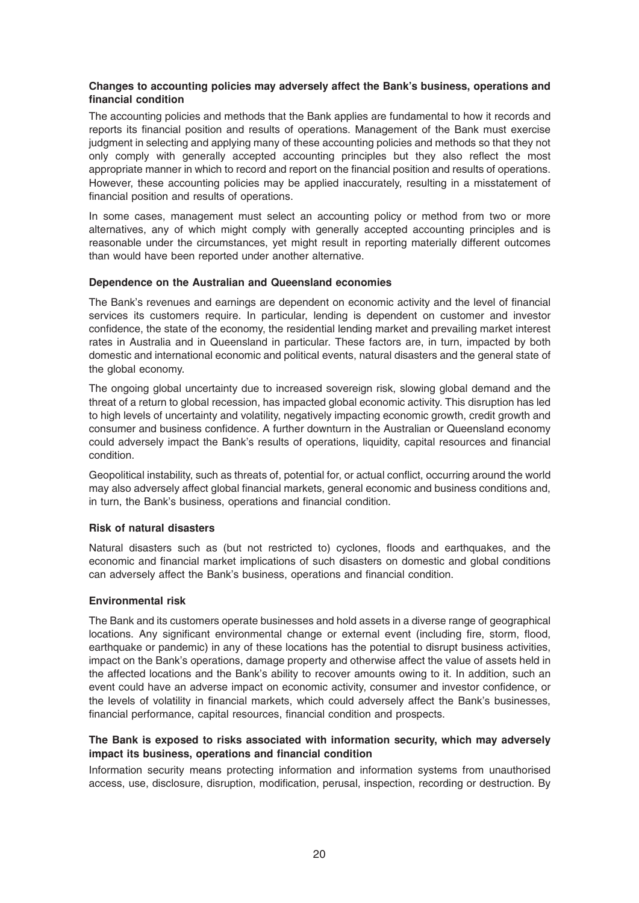### Changes to accounting policies may adversely affect the Bank's business, operations and financial condition

The accounting policies and methods that the Bank applies are fundamental to how it records and reports its financial position and results of operations. Management of the Bank must exercise judgment in selecting and applying many of these accounting policies and methods so that they not only comply with generally accepted accounting principles but they also reflect the most appropriate manner in which to record and report on the financial position and results of operations. However, these accounting policies may be applied inaccurately, resulting in a misstatement of financial position and results of operations.

In some cases, management must select an accounting policy or method from two or more alternatives, any of which might comply with generally accepted accounting principles and is reasonable under the circumstances, yet might result in reporting materially different outcomes than would have been reported under another alternative.

### Dependence on the Australian and Queensland economies

The Bank's revenues and earnings are dependent on economic activity and the level of financial services its customers require. In particular, lending is dependent on customer and investor confidence, the state of the economy, the residential lending market and prevailing market interest rates in Australia and in Queensland in particular. These factors are, in turn, impacted by both domestic and international economic and political events, natural disasters and the general state of the global economy.

The ongoing global uncertainty due to increased sovereign risk, slowing global demand and the threat of a return to global recession, has impacted global economic activity. This disruption has led to high levels of uncertainty and volatility, negatively impacting economic growth, credit growth and consumer and business confidence. A further downturn in the Australian or Queensland economy could adversely impact the Bank's results of operations, liquidity, capital resources and financial condition.

Geopolitical instability, such as threats of, potential for, or actual conflict, occurring around the world may also adversely affect global financial markets, general economic and business conditions and, in turn, the Bank's business, operations and financial condition.

### Risk of natural disasters

Natural disasters such as (but not restricted to) cyclones, floods and earthquakes, and the economic and financial market implications of such disasters on domestic and global conditions can adversely affect the Bank's business, operations and financial condition.

### Environmental risk

The Bank and its customers operate businesses and hold assets in a diverse range of geographical locations. Any significant environmental change or external event (including fire, storm, flood, earthquake or pandemic) in any of these locations has the potential to disrupt business activities, impact on the Bank's operations, damage property and otherwise affect the value of assets held in the affected locations and the Bank's ability to recover amounts owing to it. In addition, such an event could have an adverse impact on economic activity, consumer and investor confidence, or the levels of volatility in financial markets, which could adversely affect the Bank's businesses, financial performance, capital resources, financial condition and prospects.

### The Bank is exposed to risks associated with information security, which may adversely impact its business, operations and financial condition

Information security means protecting information and information systems from unauthorised access, use, disclosure, disruption, modification, perusal, inspection, recording or destruction. By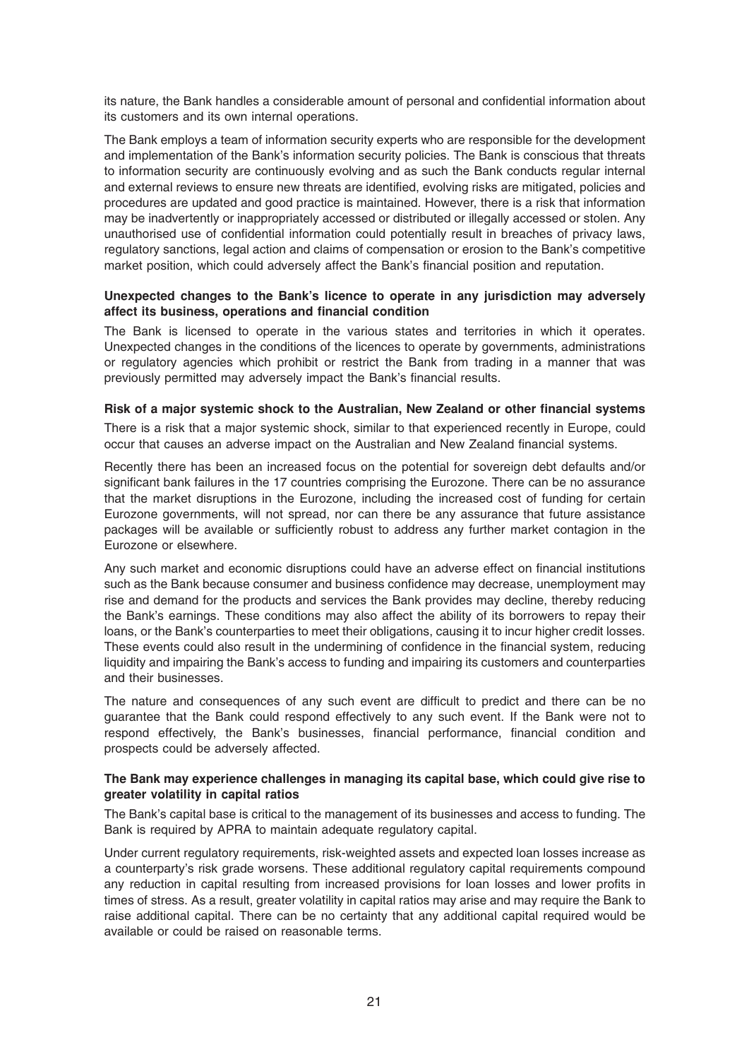its nature, the Bank handles a considerable amount of personal and confidential information about its customers and its own internal operations.

The Bank employs a team of information security experts who are responsible for the development and implementation of the Bank's information security policies. The Bank is conscious that threats to information security are continuously evolving and as such the Bank conducts regular internal and external reviews to ensure new threats are identified, evolving risks are mitigated, policies and procedures are updated and good practice is maintained. However, there is a risk that information may be inadvertently or inappropriately accessed or distributed or illegally accessed or stolen. Any unauthorised use of confidential information could potentially result in breaches of privacy laws, regulatory sanctions, legal action and claims of compensation or erosion to the Bank's competitive market position, which could adversely affect the Bank's financial position and reputation.

**Unexpected changes to the Bank's licence to operate in any jurisdiction may adversely affect its business, operations and financial condition**

The Bank is licensed to operate in the various states and territories in which it operates. Unexpected changes in the conditions of the licences to operate by governments, administrations or regulatory agencies which prohibit or restrict the Bank from trading in a manner that was previously permitted may adversely impact the Bank's financial results.

**Risk of a major systemic shock to the Australian, New Zealand or other financial systems**

There is a risk that a major systemic shock, similar to that experienced recently in Europe, could occur that causes an adverse impact on the Australian and New Zealand financial systems.

Recently there has been an increased focus on the potential for sovereign debt defaults and/or significant bank failures in the 17 countries comprising the Eurozone. There can be no assurance that the market disruptions in the Eurozone, including the increased cost of funding for certain Eurozone governments, will not spread, nor can there be any assurance that future assistance packages will be available or sufficiently robust to address any further market contagion in the Eurozone or elsewhere.

Any such market and economic disruptions could have an adverse effect on financial institutions such as the Bank because consumer and business confidence may decrease, unemployment may rise and demand for the products and services the Bank provides may decline, thereby reducing the Bank's earnings. These conditions may also affect the ability of its borrowers to repay their loans, or the Bank's counterparties to meet their obligations, causing it to incur higher credit losses. These events could also result in the undermining of confidence in the financial system, reducing liquidity and impairing the Bank's access to funding and impairing its customers and counterparties and their businesses.

The nature and consequences of any such event are difficult to predict and there can be no guarantee that the Bank could respond effectively to any such event. If the Bank were not to respond effectively, the Bank's businesses, financial performance, financial condition and prospects could be adversely affected.

**The Bank may experience challenges in managing its capital base, which could give rise to greater volatility in capital ratios**

The Bank's capital base is critical to the management of its businesses and access to funding. The Bank is required by APRA to maintain adequate regulatory capital.

Under current regulatory requirements, risk-weighted assets and expected loan losses increase as a counterparty's risk grade worsens. These additional regulatory capital requirements compound any reduction in capital resulting from increased provisions for loan losses and lower profits in times of stress. As a result, greater volatility in capital ratios may arise and may require the Bank to raise additional capital. There can be no certainty that any additional capital required would be available or could be raised on reasonable terms.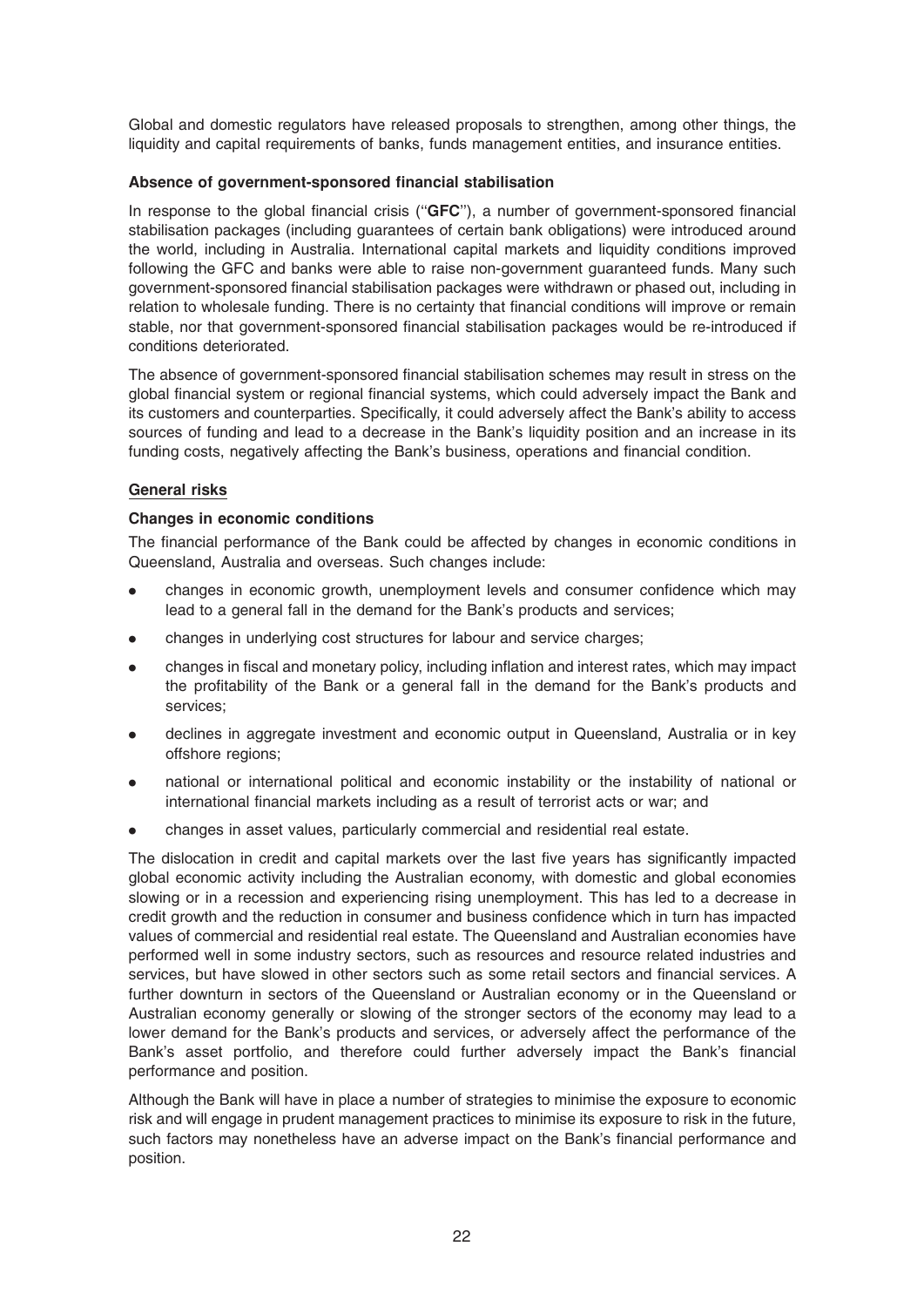Global and domestic regulators have released proposals to strengthen, among other things, the liquidity and capital requirements of banks, funds management entities, and insurance entities.

**Absence of government-sponsored financial stabilisation**

In response to the global financial crisis (''**GFC**''), a number of government-sponsored financial stabilisation packages (including guarantees of certain bank obligations) were introduced around the world, including in Australia. International capital markets and liquidity conditions improved following the GFC and banks were able to raise non-government guaranteed funds. Many such government-sponsored financial stabilisation packages were withdrawn or phased out, including in relation to wholesale funding. There is no certainty that financial conditions will improve or remain stable, nor that government-sponsored financial stabilisation packages would be re-introduced if conditions deteriorated.

The absence of government-sponsored financial stabilisation schemes may result in stress on the global financial system or regional financial systems, which could adversely impact the Bank and its customers and counterparties. Specifically, it could adversely affect the Bank's ability to access sources of funding and lead to a decrease in the Bank's liquidity position and an increase in its funding costs, negatively affecting the Bank's business, operations and financial condition.

**General risks**

**Changes in economic conditions**

The financial performance of the Bank could be affected by changes in economic conditions in Queensland, Australia and overseas. Such changes include:

- changes in economic growth, unemployment levels and consumer confidence which may lead to a general fall in the demand for the Bank's products and services;
- changes in underlying cost structures for labour and service charges;
- changes in fiscal and monetary policy, including inflation and interest rates, which may impact the profitability of the Bank or a general fall in the demand for the Bank's products and services;
- declines in aggregate investment and economic output in Queensland, Australia or in key offshore regions;
- national or international political and economic instability or the instability of national or international financial markets including as a result of terrorist acts or war; and
- changes in asset values, particularly commercial and residential real estate.

The dislocation in credit and capital markets over the last five years has significantly impacted global economic activity including the Australian economy, with domestic and global economies slowing or in a recession and experiencing rising unemployment. This has led to a decrease in credit growth and the reduction in consumer and business confidence which in turn has impacted values of commercial and residential real estate. The Queensland and Australian economies have performed well in some industry sectors, such as resources and resource related industries and services, but have slowed in other sectors such as some retail sectors and financial services. A further downturn in sectors of the Queensland or Australian economy or in the Queensland or Australian economy generally or slowing of the stronger sectors of the economy may lead to a lower demand for the Bank's products and services, or adversely affect the performance of the Bank's asset portfolio, and therefore could further adversely impact the Bank's financial performance and position.

Although the Bank will have in place a number of strategies to minimise the exposure to economic risk and will engage in prudent management practices to minimise its exposure to risk in the future, such factors may nonetheless have an adverse impact on the Bank's financial performance and position.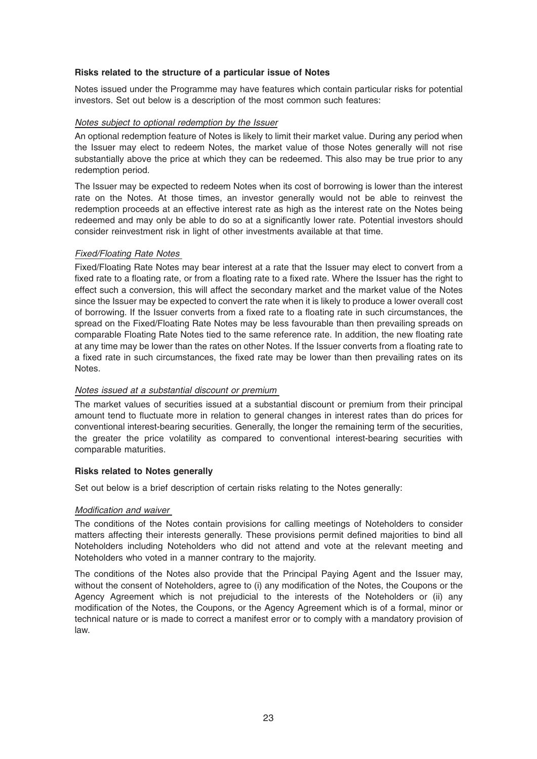**Risks related to the structure of a particular issue of Notes**

Notes issued under the Programme may have features which contain particular risks for potential investors. Set out below is a description of the most common such features:

*Notes subject to optional redemption by the Issuer*

An optional redemption feature of Notes is likely to limit their market value. During any period when the Issuer may elect to redeem Notes, the market value of those Notes generally will not rise substantially above the price at which they can be redeemed. This also may be true prior to any redemption period.

The Issuer may be expected to redeem Notes when its cost of borrowing is lower than the interest rate on the Notes. At those times, an investor generally would not be able to reinvest the redemption proceeds at an effective interest rate as high as the interest rate on the Notes being redeemed and may only be able to do so at a significantly lower rate. Potential investors should consider reinvestment risk in light of other investments available at that time.

*Fixed/Floating Rate Notes*

Fixed/Floating Rate Notes may bear interest at a rate that the Issuer may elect to convert from a fixed rate to a floating rate, or from a floating rate to a fixed rate. Where the Issuer has the right to effect such a conversion, this will affect the secondary market and the market value of the Notes since the Issuer may be expected to convert the rate when it is likely to produce a lower overall cost of borrowing. If the Issuer converts from a fixed rate to a floating rate in such circumstances, the spread on the Fixed/Floating Rate Notes may be less favourable than then prevailing spreads on comparable Floating Rate Notes tied to the same reference rate. In addition, the new floating rate at any time may be lower than the rates on other Notes. If the Issuer converts from a floating rate to a fixed rate in such circumstances, the fixed rate may be lower than then prevailing rates on its Notes.

*Notes issued at a substantial discount or premium*

The market values of securities issued at a substantial discount or premium from their principal amount tend to fluctuate more in relation to general changes in interest rates than do prices for conventional interest-bearing securities. Generally, the longer the remaining term of the securities, the greater the price volatility as compared to conventional interest-bearing securities with comparable maturities.

**Risks related to Notes generally**

Set out below is a brief description of certain risks relating to the Notes generally:

*Modification and waiver*

The conditions of the Notes contain provisions for calling meetings of Noteholders to consider matters affecting their interests generally. These provisions permit defined majorities to bind all Noteholders including Noteholders who did not attend and vote at the relevant meeting and Noteholders who voted in a manner contrary to the majority.

The conditions of the Notes also provide that the Principal Paying Agent and the Issuer may, without the consent of Noteholders, agree to (i) any modification of the Notes, the Coupons or the Agency Agreement which is not prejudicial to the interests of the Noteholders or (ii) any modification of the Notes, the Coupons, or the Agency Agreement which is of a formal, minor or technical nature or is made to correct a manifest error or to comply with a mandatory provision of law.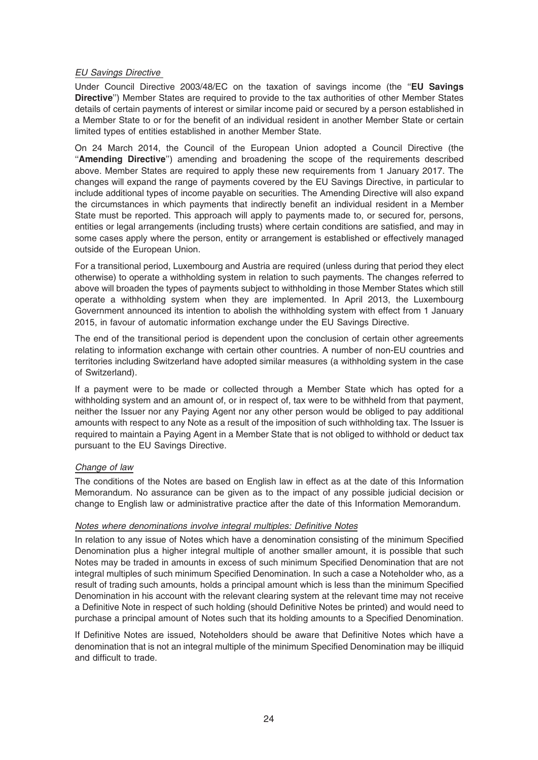*EU Savings Directive*

Under Council Directive 2003/48/EC on the taxation of savings income (the "**EU Savings Directive**") Member States are required to provide to the tax authorities of other Member States details of certain payments of interest or similar income paid or secured by a person established in a Member State to or for the benefit of an individual resident in another Member State or certain limited types of entities established in another Member State.

On 24 March 2014, the Council of the European Union adopted a Council Directive (the "**Amending Directive**") amending and broadening the scope of the requirements described above. Member States are required to apply these new requirements from 1 January 2017. The changes will expand the range of payments covered by the EU Savings Directive, in particular to include additional types of income payable on securities. The Amending Directive will also expand the circumstances in which payments that indirectly benefit an individual resident in a Member State must be reported. This approach will apply to payments made to, or secured for, persons, entities or legal arrangements (including trusts) where certain conditions are satisfied, and may in some cases apply where the person, entity or arrangement is established or effectively managed outside of the European Union.

For a transitional period, Luxembourg and Austria are required (unless during that period they elect otherwise) to operate a withholding system in relation to such payments. The changes referred to above will broaden the types of payments subject to withholding in those Member States which still operate a withholding system when they are implemented. In April 2013, the Luxembourg Government announced its intention to abolish the withholding system with effect from 1 January 2015, in favour of automatic information exchange under the EU Savings Directive.

The end of the transitional period is dependent upon the conclusion of certain other agreements relating to information exchange with certain other countries. A number of non-EU countries and territories including Switzerland have adopted similar measures (a withholding system in the case of Switzerland).

If a payment were to be made or collected through a Member State which has opted for a withholding system and an amount of, or in respect of, tax were to be withheld from that payment, neither the Issuer nor any Paying Agent nor any other person would be obliged to pay additional amounts with respect to any Note as a result of the imposition of such withholding tax. The Issuer is required to maintain a Paying Agent in a Member State that is not obliged to withhold or deduct tax pursuant to the EU Savings Directive.

*Change of law*

The conditions of the Notes are based on English law in effect as at the date of this Information Memorandum. No assurance can be given as to the impact of any possible judicial decision or change to English law or administrative practice after the date of this Information Memorandum.

*Notes where denominations involve integral multiples: Definitive Notes*

In relation to any issue of Notes which have a denomination consisting of the minimum Specified Denomination plus a higher integral multiple of another smaller amount, it is possible that such Notes may be traded in amounts in excess of such minimum Specified Denomination that are not integral multiples of such minimum Specified Denomination. In such a case a Noteholder who, as a result of trading such amounts, holds a principal amount which is less than the minimum Specified Denomination in his account with the relevant clearing system at the relevant time may not receive a Definitive Note in respect of such holding (should Definitive Notes be printed) and would need to purchase a principal amount of Notes such that its holding amounts to a Specified Denomination.

If Definitive Notes are issued, Noteholders should be aware that Definitive Notes which have a denomination that is not an integral multiple of the minimum Specified Denomination may be illiquid and difficult to trade.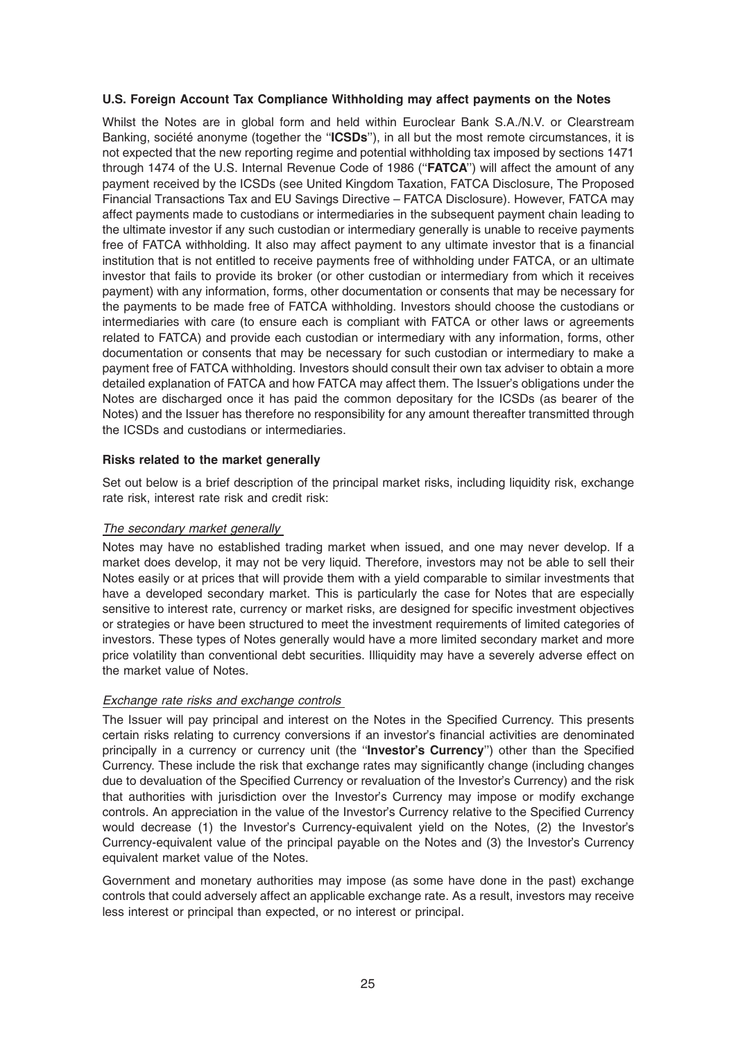**U.S. Foreign Account Tax Compliance Withholding may affect payments on the Notes**

Whilst the Notes are in global form and held within Euroclear Bank S.A./N.V. or Clearstream Banking, société anonyme (together the "**ICSDs**"), in all but the most remote circumstances, it is not expected that the new reporting regime and potential withholding tax imposed by sections 1471 through 1474 of the U.S. Internal Revenue Code of 1986 ("**FATCA**") will affect the amount of any payment received by the ICSDs (see United Kingdom Taxation, FATCA Disclosure, The Proposed Financial Transactions Tax and EU Savings Directive – FATCA Disclosure). However, FATCA may affect payments made to custodians or intermediaries in the subsequent payment chain leading to the ultimate investor if any such custodian or intermediary generally is unable to receive payments free of FATCA withholding. It also may affect payment to any ultimate investor that is a financial institution that is not entitled to receive payments free of withholding under FATCA, or an ultimate investor that fails to provide its broker (or other custodian or intermediary from which it receives payment) with any information, forms, other documentation or consents that may be necessary for the payments to be made free of FATCA withholding. Investors should choose the custodians or intermediaries with care (to ensure each is compliant with FATCA or other laws or agreements related to FATCA) and provide each custodian or intermediary with any information, forms, other documentation or consents that may be necessary for such custodian or intermediary to make a payment free of FATCA withholding. Investors should consult their own tax adviser to obtain a more detailed explanation of FATCA and how FATCA may affect them. The Issuer's obligations under the Notes are discharged once it has paid the common depositary for the ICSDs (as bearer of the Notes) and the Issuer has therefore no responsibility for any amount thereafter transmitted through the ICSDs and custodians or intermediaries.

**Risks related to the market generally**

Set out below is a brief description of the principal market risks, including liquidity risk, exchange rate risk, interest rate risk and credit risk:

*The secondary market generally*

Notes may have no established trading market when issued, and one may never develop. If a market does develop, it may not be very liquid. Therefore, investors may not be able to sell their Notes easily or at prices that will provide them with a yield comparable to similar investments that have a developed secondary market. This is particularly the case for Notes that are especially sensitive to interest rate, currency or market risks, are designed for specific investment objectives or strategies or have been structured to meet the investment requirements of limited categories of investors. These types of Notes generally would have a more limited secondary market and more price volatility than conventional debt securities. Illiquidity may have a severely adverse effect on the market value of Notes.

*Exchange rate risks and exchange controls*

The Issuer will pay principal and interest on the Notes in the Specified Currency. This presents certain risks relating to currency conversions if an investor's financial activities are denominated principally in a currency or currency unit (the "**Investor's Currency**") other than the Specified Currency. These include the risk that exchange rates may significantly change (including changes due to devaluation of the Specified Currency or revaluation of the Investor's Currency) and the risk that authorities with jurisdiction over the Investor's Currency may impose or modify exchange controls. An appreciation in the value of the Investor's Currency relative to the Specified Currency would decrease (1) the Investor's Currency-equivalent yield on the Notes, (2) the Investor's Currency-equivalent value of the principal payable on the Notes and (3) the Investor's Currency equivalent market value of the Notes.

Government and monetary authorities may impose (as some have done in the past) exchange controls that could adversely affect an applicable exchange rate. As a result, investors may receive less interest or principal than expected, or no interest or principal.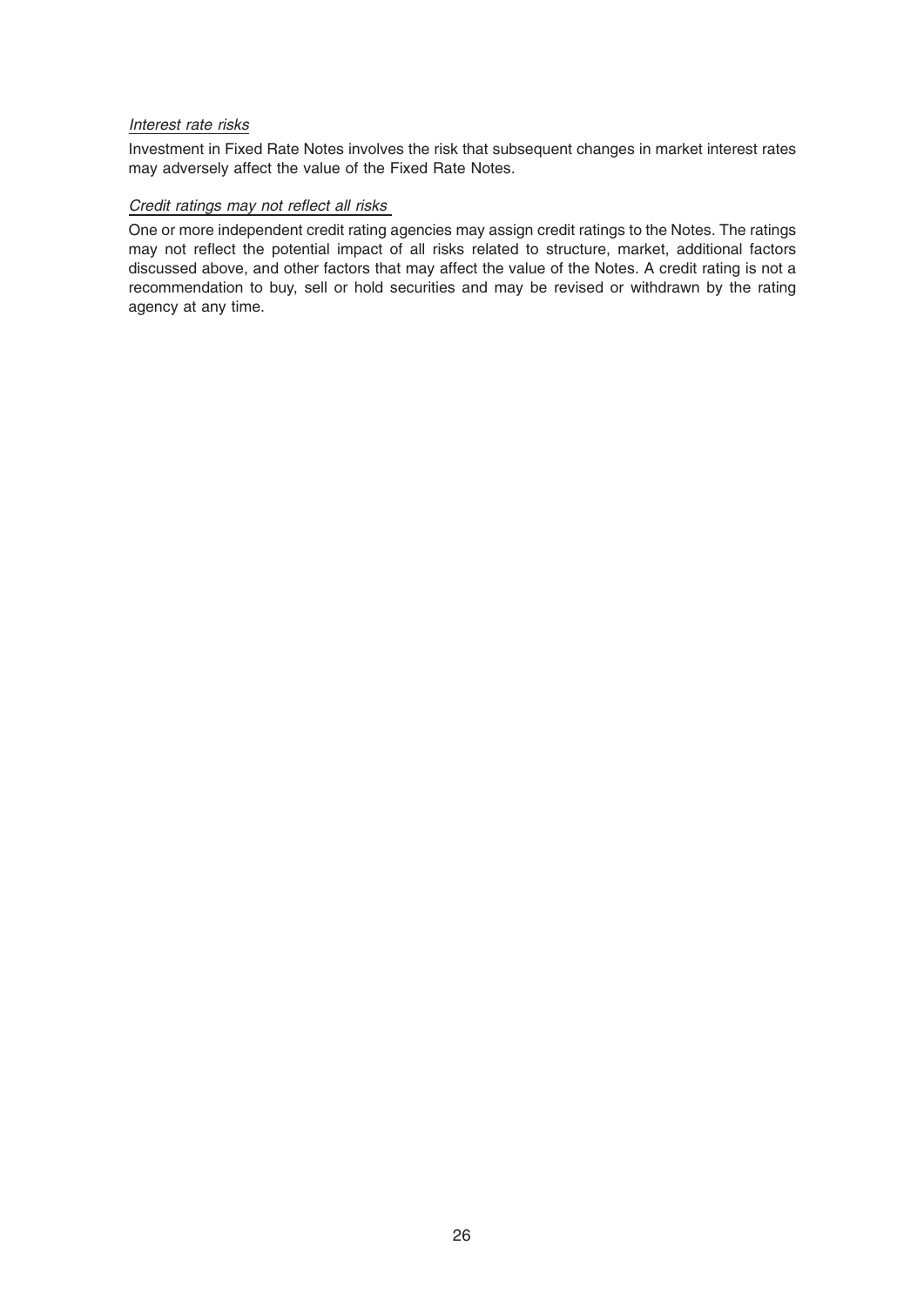*Interest rate risks*

Investment in Fixed Rate Notes involves the risk that subsequent changes in market interest rates may adversely affect the value of the Fixed Rate Notes.

*Credit ratings may not reflect all risks*

One or more independent credit rating agencies may assign credit ratings to the Notes. The ratings may not reflect the potential impact of all risks related to structure, market, additional factors discussed above, and other factors that may affect the value of the Notes. A credit rating is not a recommendation to buy, sell or hold securities and may be revised or withdrawn by the rating agency at any time.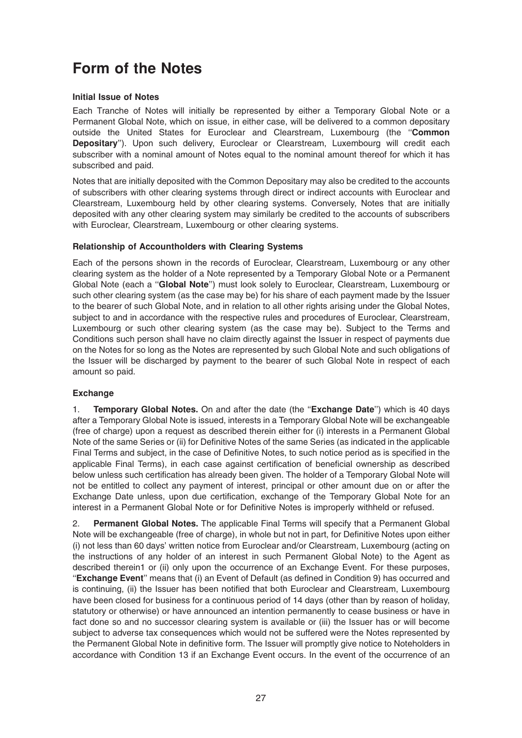# Form of the Notes

### Initial Issue of Notes

Each Tranche of Notes will initially be represented by either a Temporary Global Note or a Permanent Global Note, which on issue, in either case, will be delivered to a common depositary outside the United States for Euroclear and Clearstream, Luxembourg (the "**Common Depositary**"). Upon such delivery, Euroclear or Clearstream, Luxembourg will credit each subscriber with a nominal amount of Notes equal to the nominal amount thereof for which it has subscribed and paid.

Notes that are initially deposited with the Common Depositary may also be credited to the accounts of subscribers with other clearing systems through direct or indirect accounts with Euroclear and Clearstream, Luxembourg held by other clearing systems. Conversely, Notes that are initially deposited with any other clearing system may similarly be credited to the accounts of subscribers with Euroclear, Clearstream, Luxembourg or other clearing systems.

### Relationship of Accountholders with Clearing Systems

Each of the persons shown in the records of Euroclear, Clearstream, Luxembourg or any other clearing system as the holder of a Note represented by a Temporary Global Note or a Permanent Global Note (each a "**Global Note**") must look solely to Euroclear, Clearstream, Luxembourg or such other clearing system (as the case may be) for his share of each payment made by the Issuer to the bearer of such Global Note, and in relation to all other rights arising under the Global Notes, subject to and in accordance with the respective rules and procedures of Euroclear, Clearstream, Luxembourg or such other clearing system (as the case may be). Subject to the Terms and Conditions such person shall have no claim directly against the Issuer in respect of payments due on the Notes for so long as the Notes are represented by such Global Note and such obligations of the Issuer will be discharged by payment to the bearer of such Global Note in respect of each amount so paid.

### Exchange

1. **Temporary Global Notes.** On and after the date (the "**Exchange Date**") which is 40 days after a Temporary Global Note is issued, interests in a Temporary Global Note will be exchangeable (free of charge) upon a request as described therein either for (i) interests in a Permanent Global Note of the same Series or (ii) for Definitive Notes of the same Series (as indicated in the applicable Final Terms and subject, in the case of Definitive Notes, to such notice period as is specified in the applicable Final Terms), in each case against certification of beneficial ownership as described below unless such certification has already been given. The holder of a Temporary Global Note will not be entitled to collect any payment of interest, principal or other amount due on or after the Exchange Date unless, upon due certification, exchange of the Temporary Global Note for an interest in a Permanent Global Note or for Definitive Notes is improperly withheld or refused.

2. **Permanent Global Notes.** The applicable Final Terms will specify that a Permanent Global Note will be exchangeable (free of charge), in whole but not in part, for Definitive Notes upon either (i) not less than 60 days' written notice from Euroclear and/or Clearstream, Luxembourg (acting on the instructions of any holder of an interest in such Permanent Global Note) to the Agent as described therein1 or (ii) only upon the occurrence of an Exchange Event. For these purposes, "**Exchange Event**" means that (i) an Event of Default (as defined in Condition 9) has occurred and is continuing, (ii) the Issuer has been notified that both Euroclear and Clearstream, Luxembourg have been closed for business for a continuous period of 14 days (other than by reason of holiday, statutory or otherwise) or have announced an intention permanently to cease business or have in fact done so and no successor clearing system is available or (iii) the Issuer has or will become subject to adverse tax consequences which would not be suffered were the Notes represented by the Permanent Global Note in definitive form. The Issuer will promptly give notice to Noteholders in accordance with Condition 13 if an Exchange Event occurs. In the event of the occurrence of an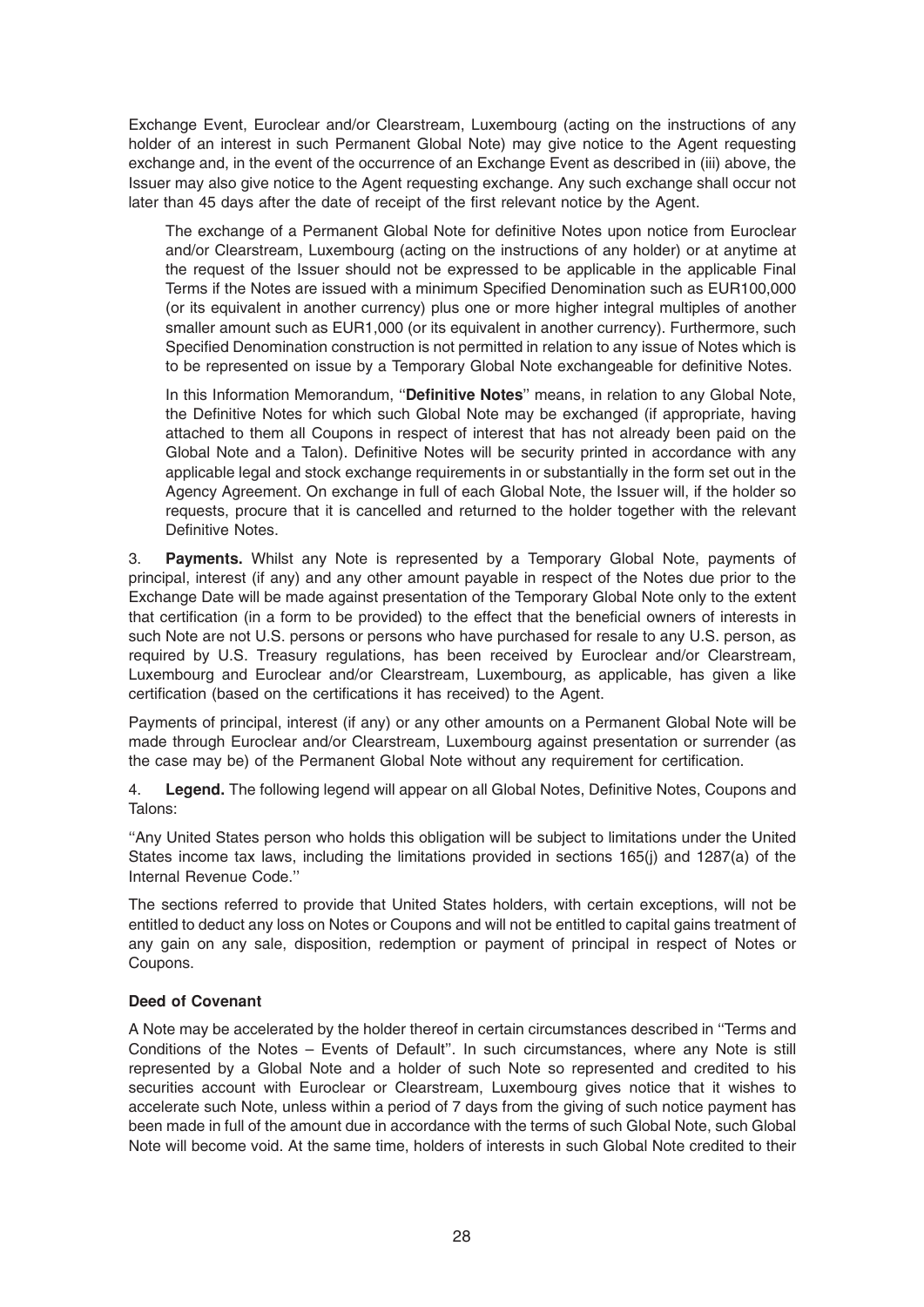Exchange Event, Euroclear and/or Clearstream, Luxembourg (acting on the instructions of any holder of an interest in such Permanent Global Note) may give notice to the Agent requesting exchange and, in the event of the occurrence of an Exchange Event as described in (iii) above, the Issuer may also give notice to the Agent requesting exchange. Any such exchange shall occur not later than 45 days after the date of receipt of the first relevant notice by the Agent.

The exchange of a Permanent Global Note for definitive Notes upon notice from Euroclear and/or Clearstream, Luxembourg (acting on the instructions of any holder) or at anytime at the request of the Issuer should not be expressed to be applicable in the applicable Final Terms if the Notes are issued with a minimum Specified Denomination such as EUR100,000 (or its equivalent in another currency) plus one or more higher integral multiples of another smaller amount such as EUR1,000 (or its equivalent in another currency). Furthermore, such Specified Denomination construction is not permitted in relation to any issue of Notes which is to be represented on issue by a Temporary Global Note exchangeable for definitive Notes.

In this Information Memorandum, "**Definitive Notes**" means, in relation to any Global Note, the Definitive Notes for which such Global Note may be exchanged (if appropriate, having attached to them all Coupons in respect of interest that has not already been paid on the Global Note and a Talon). Definitive Notes will be security printed in accordance with any applicable legal and stock exchange requirements in or substantially in the form set out in the Agency Agreement. On exchange in full of each Global Note, the Issuer will, if the holder so requests, procure that it is cancelled and returned to the holder together with the relevant Definitive Notes.

3. **Payments.** Whilst any Note is represented by a Temporary Global Note, payments of principal, interest (if any) and any other amount payable in respect of the Notes due prior to the Exchange Date will be made against presentation of the Temporary Global Note only to the extent that certification (in a form to be provided) to the effect that the beneficial owners of interests in such Note are not U.S. persons or persons who have purchased for resale to any U.S. person, as required by U.S. Treasury regulations, has been received by Euroclear and/or Clearstream, Luxembourg and Euroclear and/or Clearstream, Luxembourg, as applicable, has given a like certification (based on the certifications it has received) to the Agent.

Payments of principal, interest (if any) or any other amounts on a Permanent Global Note will be made through Euroclear and/or Clearstream, Luxembourg against presentation or surrender (as the case may be) of the Permanent Global Note without any requirement for certification.

4. **Legend.** The following legend will appear on all Global Notes, Definitive Notes, Coupons and Talons:

"Any United States person who holds this obligation will be subject to limitations under the United States income tax laws, including the limitations provided in sections 165(j) and 1287(a) of the Internal Revenue Code."

The sections referred to provide that United States holders, with certain exceptions, will not be entitled to deduct any loss on Notes or Coupons and will not be entitled to capital gains treatment of any gain on any sale, disposition, redemption or payment of principal in respect of Notes or Coupons.

**Deed of Covenant**

A Note may be accelerated by the holder thereof in certain circumstances described in "Terms and Conditions of the Notes – Events of Default". In such circumstances, where any Note is still represented by a Global Note and a holder of such Note so represented and credited to his securities account with Euroclear or Clearstream, Luxembourg gives notice that it wishes to accelerate such Note, unless within a period of 7 days from the giving of such notice payment has been made in full of the amount due in accordance with the terms of such Global Note, such Global Note will become void. At the same time, holders of interests in such Global Note credited to their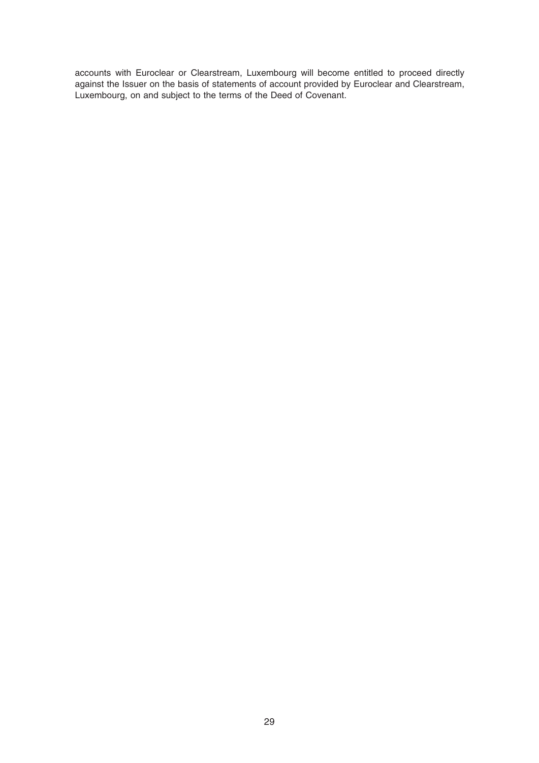accounts with Euroclear or Clearstream, Luxembourg will become entitled to proceed directly against the Issuer on the basis of statements of account provided by Euroclear and Clearstream, Luxembourg, on and subject to the terms of the Deed of Covenant.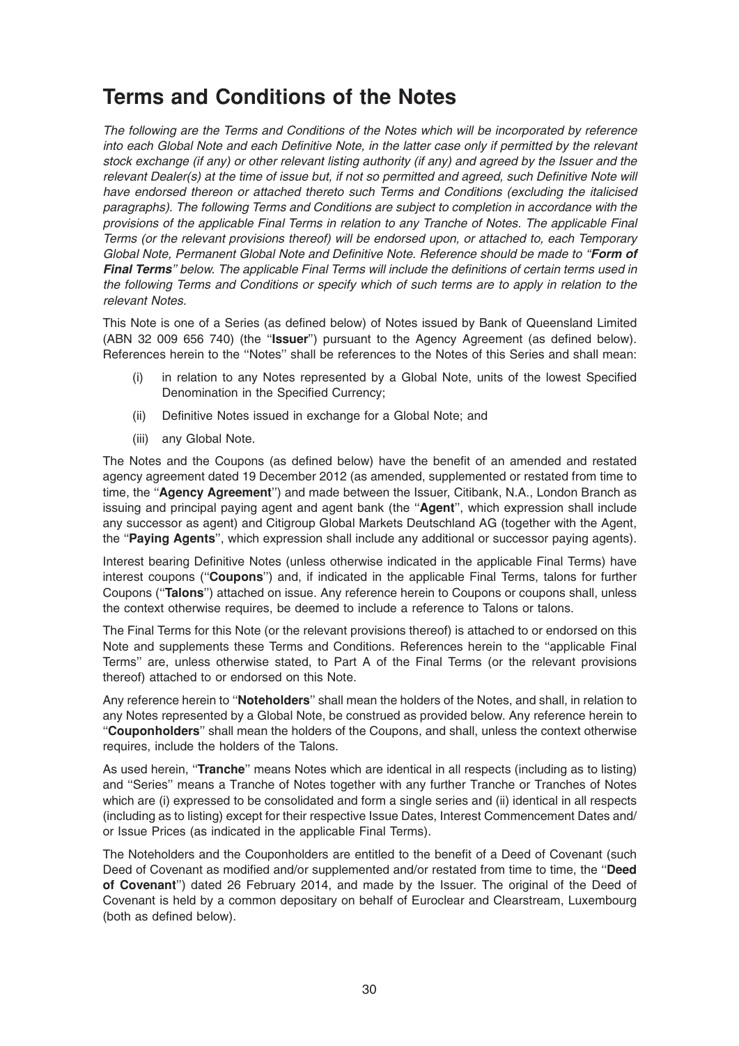# Terms and Conditions of the Notes

*The following are the Terms and Conditions of the Notes which will be incorporated by reference into each Global Note and each Definitive Note, in the latter case only if permitted by the relevant stock exchange (if any) or other relevant listing authority (if any) and agreed by the Issuer and the relevant Dealer(s) at the time of issue but, if not so permitted and agreed, such Definitive Note will have endorsed thereon or attached thereto such Terms and Conditions (excluding the italicised paragraphs). The following Terms and Conditions are subject to completion in accordance with the provisions of the applicable Final Terms in relation to any Tranche of Notes. The applicable Final Terms (or the relevant provisions thereof) will be endorsed upon, or attached to, each Temporary Global Note, Permanent Global Note and Definitive Note. Reference should be made to "**Form of Final Terms**" below. The applicable Final Terms will include the definitions of certain terms used in the following Terms and Conditions or specify which of such terms are to apply in relation to the relevant Notes.*

This Note is one of a Series (as defined below) of Notes issued by Bank of Queensland Limited (ABN 32 009 656 740) (the "**Issuer**") pursuant to the Agency Agreement (as defined below). References herein to the "Notes" shall be references to the Notes of this Series and shall mean:

(i) in relation to any Notes represented by a Global Note, units of the lowest Specified Denomination in the Specified Currency;

(ii) Definitive Notes issued in exchange for a Global Note; and

(iii) any Global Note.

The Notes and the Coupons (as defined below) have the benefit of an amended and restated agency agreement dated 19 December 2012 (as amended, supplemented or restated from time to time, the "**Agency Agreement**") and made between the Issuer, Citibank, N.A., London Branch as issuing and principal paying agent and agent bank (the "**Agent**", which expression shall include any successor as agent) and Citigroup Global Markets Deutschland AG (together with the Agent, the "**Paying Agents**", which expression shall include any additional or successor paying agents).

Interest bearing Definitive Notes (unless otherwise indicated in the applicable Final Terms) have interest coupons ("**Coupons**") and, if indicated in the applicable Final Terms, talons for further Coupons ("**Talons**") attached on issue. Any reference herein to Coupons or coupons shall, unless the context otherwise requires, be deemed to include a reference to Talons or talons.

The Final Terms for this Note (or the relevant provisions thereof) is attached to or endorsed on this Note and supplements these Terms and Conditions. References herein to the "applicable Final Terms" are, unless otherwise stated, to Part A of the Final Terms (or the relevant provisions thereof) attached to or endorsed on this Note.

Any reference herein to "**Noteholders**" shall mean the holders of the Notes, and shall, in relation to any Notes represented by a Global Note, be construed as provided below. Any reference herein to "**Couponholders**" shall mean the holders of the Coupons, and shall, unless the context otherwise requires, include the holders of the Talons.

As used herein, "**Tranche**" means Notes which are identical in all respects (including as to listing) and "Series" means a Tranche of Notes together with any further Tranche or Tranches of Notes which are (i) expressed to be consolidated and form a single series and (ii) identical in all respects (including as to listing) except for their respective Issue Dates, Interest Commencement Dates and/or Issue Prices (as indicated in the applicable Final Terms).

The Noteholders and the Couponholders are entitled to the benefit of a Deed of Covenant (such Deed of Covenant as modified and/or supplemented and/or restated from time to time, the "**Deed of Covenant**") dated 26 February 2014, and made by the Issuer. The original of the Deed of Covenant is held by a common depositary on behalf of Euroclear and Clearstream, Luxembourg (both as defined below).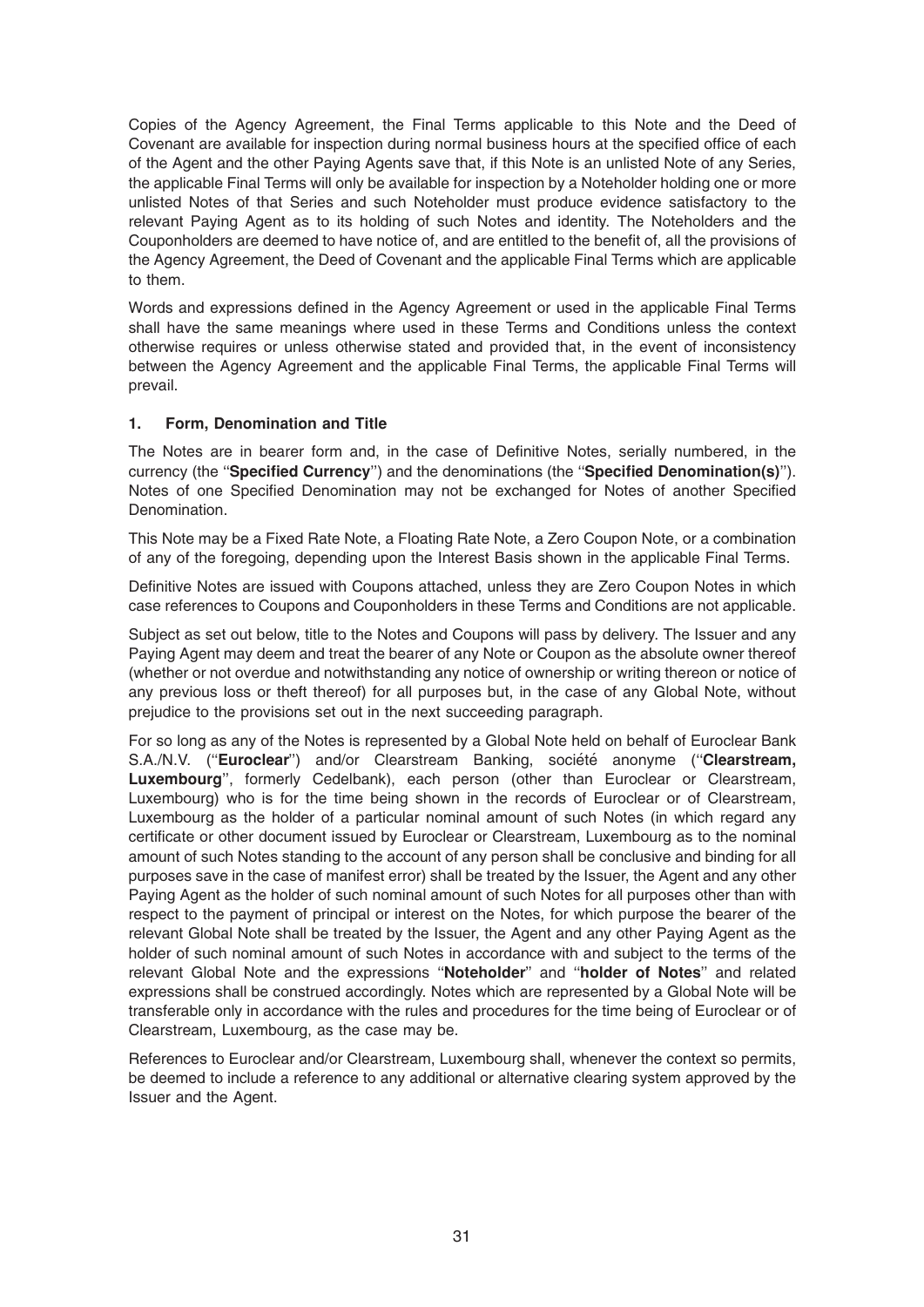Copies of the Agency Agreement, the Final Terms applicable to this Note and the Deed of Covenant are available for inspection during normal business hours at the specified office of each of the Agent and the other Paying Agents save that, if this Note is an unlisted Note of any Series, the applicable Final Terms will only be available for inspection by a Noteholder holding one or more unlisted Notes of that Series and such Noteholder must produce evidence satisfactory to the relevant Paying Agent as to its holding of such Notes and identity. The Noteholders and the Couponholders are deemed to have notice of, and are entitled to the benefit of, all the provisions of the Agency Agreement, the Deed of Covenant and the applicable Final Terms which are applicable to them.

Words and expressions defined in the Agency Agreement or used in the applicable Final Terms shall have the same meanings where used in these Terms and Conditions unless the context otherwise requires or unless otherwise stated and provided that, in the event of inconsistency between the Agency Agreement and the applicable Final Terms, the applicable Final Terms will prevail.

## 1. Form, Denomination and Title

The Notes are in bearer form and, in the case of Definitive Notes, serially numbered, in the currency (the ''**Specified Currency**'') and the denominations (the ''**Specified Denomination(s)**''). Notes of one Specified Denomination may not be exchanged for Notes of another Specified Denomination.

This Note may be a Fixed Rate Note, a Floating Rate Note, a Zero Coupon Note, or a combination of any of the foregoing, depending upon the Interest Basis shown in the applicable Final Terms.

Definitive Notes are issued with Coupons attached, unless they are Zero Coupon Notes in which case references to Coupons and Couponholders in these Terms and Conditions are not applicable.

Subject as set out below, title to the Notes and Coupons will pass by delivery. The Issuer and any Paying Agent may deem and treat the bearer of any Note or Coupon as the absolute owner thereof (whether or not overdue and notwithstanding any notice of ownership or writing thereon or notice of any previous loss or theft thereof) for all purposes but, in the case of any Global Note, without prejudice to the provisions set out in the next succeeding paragraph.

For so long as any of the Notes is represented by a Global Note held on behalf of Euroclear Bank S.A./N.V. (''**Euroclear**'') and/or Clearstream Banking, société anonyme (''**Clearstream, Luxembourg**'', formerly Cedelbank), each person (other than Euroclear or Clearstream, Luxembourg) who is for the time being shown in the records of Euroclear or of Clearstream, Luxembourg as the holder of a particular nominal amount of such Notes (in which regard any certificate or other document issued by Euroclear or Clearstream, Luxembourg as to the nominal amount of such Notes standing to the account of any person shall be conclusive and binding for all purposes save in the case of manifest error) shall be treated by the Issuer, the Agent and any other Paying Agent as the holder of such nominal amount of such Notes for all purposes other than with respect to the payment of principal or interest on the Notes, for which purpose the bearer of the relevant Global Note shall be treated by the Issuer, the Agent and any other Paying Agent as the holder of such nominal amount of such Notes in accordance with and subject to the terms of the relevant Global Note and the expressions ''**Noteholder**'' and ''**holder of Notes**'' and related expressions shall be construed accordingly. Notes which are represented by a Global Note will be transferable only in accordance with the rules and procedures for the time being of Euroclear or of Clearstream, Luxembourg, as the case may be.

References to Euroclear and/or Clearstream, Luxembourg shall, whenever the context so permits, be deemed to include a reference to any additional or alternative clearing system approved by the Issuer and the Agent.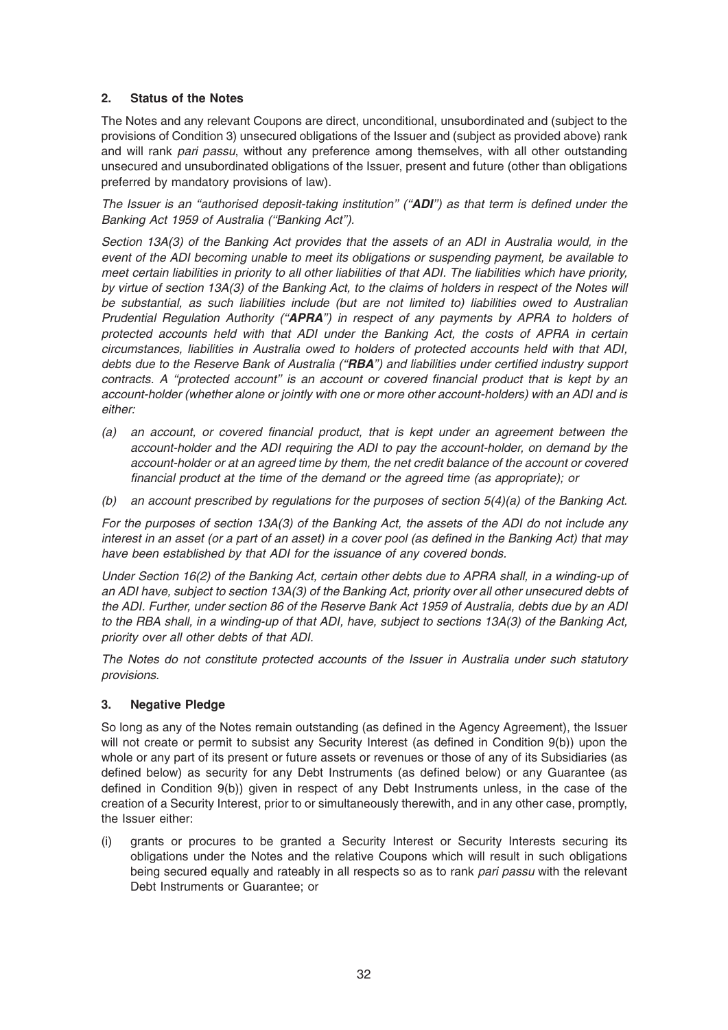## 2. Status of the Notes

The Notes and any relevant Coupons are direct, unconditional, unsubordinated and (subject to the provisions of Condition 3) unsecured obligations of the Issuer and (subject as provided above) rank and will rank *pari passu*, without any preference among themselves, with all other outstanding unsecured and unsubordinated obligations of the Issuer, present and future (other than obligations preferred by mandatory provisions of law).

*The Issuer is an "authorised deposit-taking institution" ("**ADI**") as that term is defined under the Banking Act 1959 of Australia ("Banking Act").*

*Section 13A(3) of the Banking Act provides that the assets of an ADI in Australia would, in the event of the ADI becoming unable to meet its obligations or suspending payment, be available to meet certain liabilities in priority to all other liabilities of that ADI. The liabilities which have priority, by virtue of section 13A(3) of the Banking Act, to the claims of holders in respect of the Notes will be substantial, as such liabilities include (but are not limited to) liabilities owed to Australian Prudential Regulation Authority ("**APRA**") in respect of any payments by APRA to holders of protected accounts held with that ADI under the Banking Act, the costs of APRA in certain circumstances, liabilities in Australia owed to holders of protected accounts held with that ADI, debts due to the Reserve Bank of Australia ("**RBA**") and liabilities under certified industry support contracts. A "protected account" is an account or covered financial product that is kept by an account-holder (whether alone or jointly with one or more other account-holders) with an ADI and is either:*

- *(a) an account, or covered financial product, that is kept under an agreement between the account-holder and the ADI requiring the ADI to pay the account-holder, on demand by the account-holder or at an agreed time by them, the net credit balance of the account or covered financial product at the time of the demand or the agreed time (as appropriate); or*
- *(b) an account prescribed by regulations for the purposes of section 5(4)(a) of the Banking Act.*

*For the purposes of section 13A(3) of the Banking Act, the assets of the ADI do not include any interest in an asset (or a part of an asset) in a cover pool (as defined in the Banking Act) that may have been established by that ADI for the issuance of any covered bonds.*

*Under Section 16(2) of the Banking Act, certain other debts due to APRA shall, in a winding-up of an ADI have, subject to section 13A(3) of the Banking Act, priority over all other unsecured debts of the ADI. Further, under section 86 of the Reserve Bank Act 1959 of Australia, debts due by an ADI to the RBA shall, in a winding-up of that ADI, have, subject to sections 13A(3) of the Banking Act, priority over all other debts of that ADI.*

*The Notes do not constitute protected accounts of the Issuer in Australia under such statutory provisions.*

## 3. Negative Pledge

So long as any of the Notes remain outstanding (as defined in the Agency Agreement), the Issuer will not create or permit to subsist any Security Interest (as defined in Condition 9(b)) upon the whole or any part of its present or future assets or revenues or those of any of its Subsidiaries (as defined below) as security for any Debt Instruments (as defined below) or any Guarantee (as defined in Condition 9(b)) given in respect of any Debt Instruments unless, in the case of the creation of a Security Interest, prior to or simultaneously therewith, and in any other case, promptly, the Issuer either:

- (i) grants or procures to be granted a Security Interest or Security Interests securing its obligations under the Notes and the relative Coupons which will result in such obligations being secured equally and rateably in all respects so as to rank *pari passu* with the relevant Debt Instruments or Guarantee; or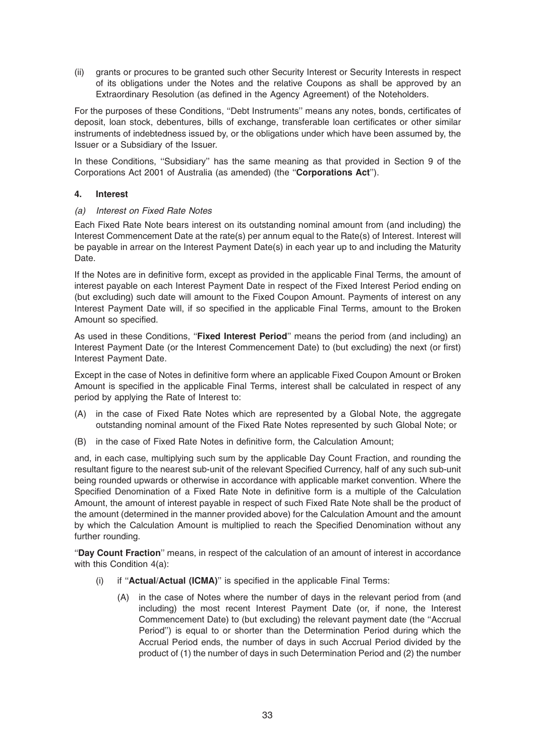(ii) grants or procures to be granted such other Security Interest or Security Interests in respect of its obligations under the Notes and the relative Coupons as shall be approved by an Extraordinary Resolution (as defined in the Agency Agreement) of the Noteholders.

For the purposes of these Conditions, ''Debt Instruments'' means any notes, bonds, certificates of deposit, loan stock, debentures, bills of exchange, transferable loan certificates or other similar instruments of indebtedness issued by, or the obligations under which have been assumed by, the Issuer or a Subsidiary of the Issuer.

In these Conditions, ''Subsidiary'' has the same meaning as that provided in Section 9 of the Corporations Act 2001 of Australia (as amended) (the ''**Corporations Act**'').

### 4. Interest

*(a) Interest on Fixed Rate Notes*

Each Fixed Rate Note bears interest on its outstanding nominal amount from (and including) the Interest Commencement Date at the rate(s) per annum equal to the Rate(s) of Interest. Interest will be payable in arrear on the Interest Payment Date(s) in each year up to and including the Maturity Date.

If the Notes are in definitive form, except as provided in the applicable Final Terms, the amount of interest payable on each Interest Payment Date in respect of the Fixed Interest Period ending on (but excluding) such date will amount to the Fixed Coupon Amount. Payments of interest on any Interest Payment Date will, if so specified in the applicable Final Terms, amount to the Broken Amount so specified.

As used in these Conditions, ''**Fixed Interest Period**'' means the period from (and including) an Interest Payment Date (or the Interest Commencement Date) to (but excluding) the next (or first) Interest Payment Date.

Except in the case of Notes in definitive form where an applicable Fixed Coupon Amount or Broken Amount is specified in the applicable Final Terms, interest shall be calculated in respect of any period by applying the Rate of Interest to:

(A) in the case of Fixed Rate Notes which are represented by a Global Note, the aggregate outstanding nominal amount of the Fixed Rate Notes represented by such Global Note; or

(B) in the case of Fixed Rate Notes in definitive form, the Calculation Amount;

and, in each case, multiplying such sum by the applicable Day Count Fraction, and rounding the resultant figure to the nearest sub-unit of the relevant Specified Currency, half of any such sub-unit being rounded upwards or otherwise in accordance with applicable market convention. Where the Specified Denomination of a Fixed Rate Note in definitive form is a multiple of the Calculation Amount, the amount of interest payable in respect of such Fixed Rate Note shall be the product of the amount (determined in the manner provided above) for the Calculation Amount and the amount by which the Calculation Amount is multiplied to reach the Specified Denomination without any further rounding.

''**Day Count Fraction**'' means, in respect of the calculation of an amount of interest in accordance with this Condition 4(a):

(i) if ''**Actual/Actual (ICMA)**'' is specified in the applicable Final Terms:

(A) in the case of Notes where the number of days in the relevant period from (and including) the most recent Interest Payment Date (or, if none, the Interest Commencement Date) to (but excluding) the relevant payment date (the ''Accrual Period'') is equal to or shorter than the Determination Period during which the Accrual Period ends, the number of days in such Accrual Period divided by the product of (1) the number of days in such Determination Period and (2) the number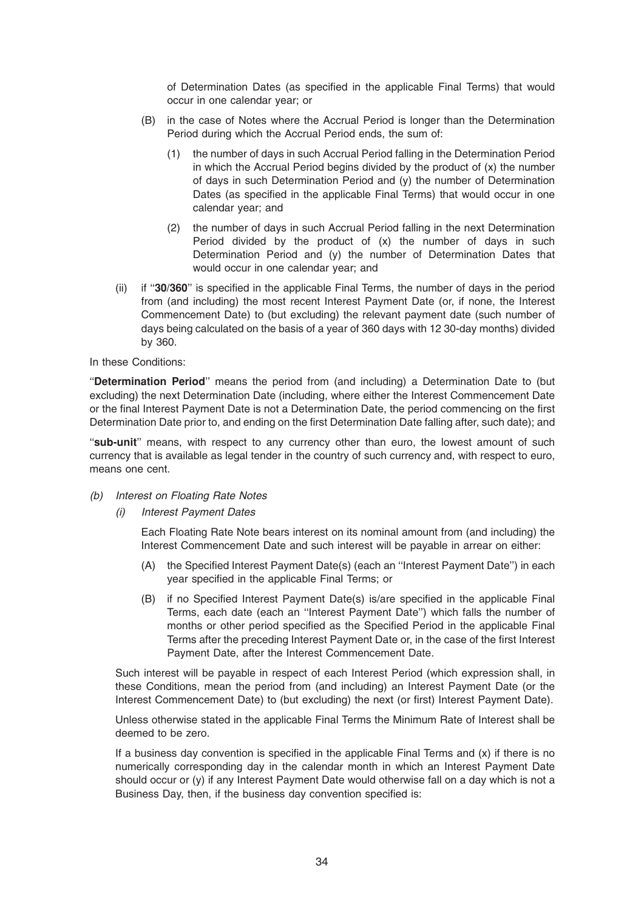of Determination Dates (as specified in the applicable Final Terms) that would occur in one calendar year; or

(B) in the case of Notes where the Accrual Period is longer than the Determination Period during which the Accrual Period ends, the sum of:

(1) the number of days in such Accrual Period falling in the Determination Period in which the Accrual Period begins divided by the product of (x) the number of days in such Determination Period and (y) the number of Determination Dates (as specified in the applicable Final Terms) that would occur in one calendar year; and

(2) the number of days in such Accrual Period falling in the next Determination Period divided by the product of (x) the number of days in such Determination Period and (y) the number of Determination Dates that would occur in one calendar year; and

(ii) if ''**30/360**'' is specified in the applicable Final Terms, the number of days in the period from (and including) the most recent Interest Payment Date (or, if none, the Interest Commencement Date) to (but excluding) the relevant payment date (such number of days being calculated on the basis of a year of 360 days with 12 30-day months) divided by 360.

In these Conditions:

''**Determination Period**'' means the period from (and including) a Determination Date to (but excluding) the next Determination Date (including, where either the Interest Commencement Date or the final Interest Payment Date is not a Determination Date, the period commencing on the first Determination Date prior to, and ending on the first Determination Date falling after, such date); and

''**sub-unit**'' means, with respect to any currency other than euro, the lowest amount of such currency that is available as legal tender in the country of such currency and, with respect to euro, means one cent.

*(b) Interest on Floating Rate Notes*

*(i) Interest Payment Dates*

Each Floating Rate Note bears interest on its nominal amount from (and including) the Interest Commencement Date and such interest will be payable in arrear on either:

(A) the Specified Interest Payment Date(s) (each an ''Interest Payment Date'') in each year specified in the applicable Final Terms; or

(B) if no Specified Interest Payment Date(s) is/are specified in the applicable Final Terms, each date (each an ''Interest Payment Date'') which falls the number of months or other period specified as the Specified Period in the applicable Final Terms after the preceding Interest Payment Date or, in the case of the first Interest Payment Date, after the Interest Commencement Date.

Such interest will be payable in respect of each Interest Period (which expression shall, in these Conditions, mean the period from (and including) an Interest Payment Date (or the Interest Commencement Date) to (but excluding) the next (or first) Interest Payment Date).

Unless otherwise stated in the applicable Final Terms the Minimum Rate of Interest shall be deemed to be zero.

If a business day convention is specified in the applicable Final Terms and (x) if there is no numerically corresponding day in the calendar month in which an Interest Payment Date should occur or (y) if any Interest Payment Date would otherwise fall on a day which is not a Business Day, then, if the business day convention specified is: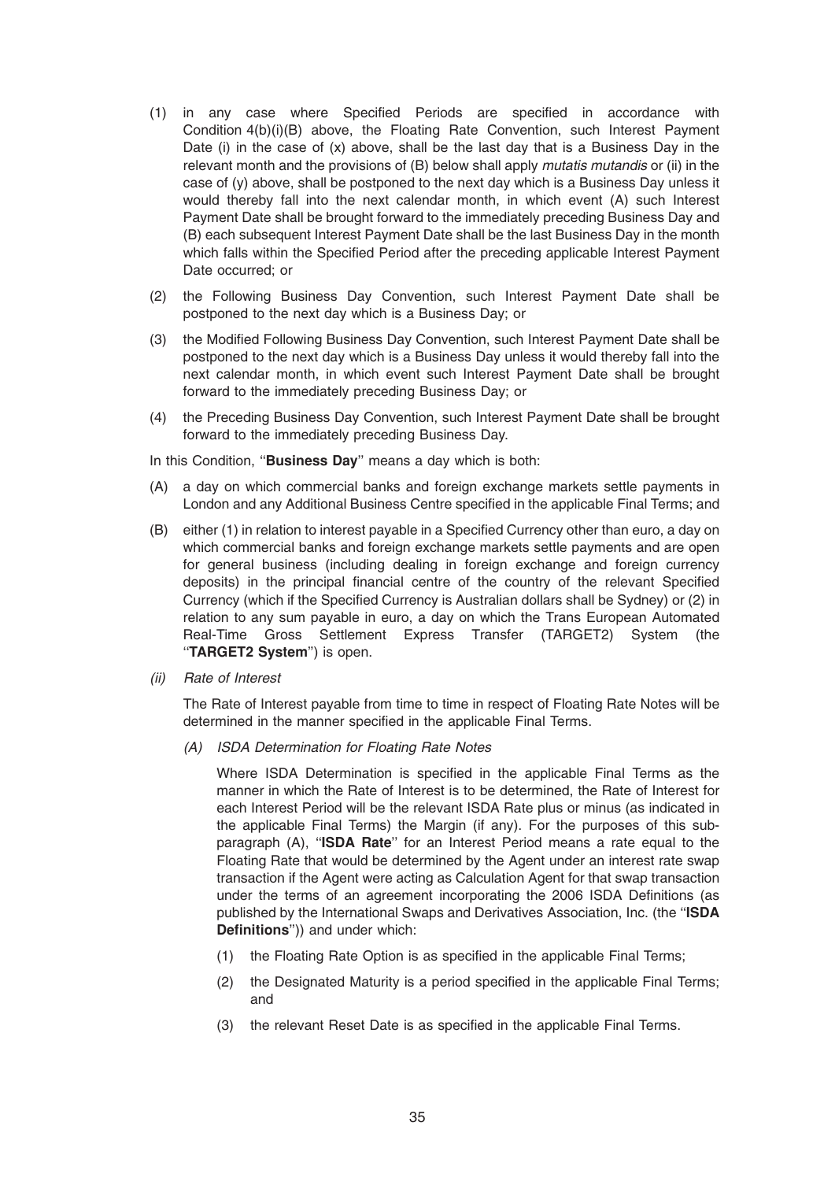(1) in any case where Specified Periods are specified in accordance with Condition 4(b)(i)(B) above, the Floating Rate Convention, such Interest Payment Date (i) in the case of (x) above, shall be the last day that is a Business Day in the relevant month and the provisions of (B) below shall apply *mutatis mutandis* or (ii) in the case of (y) above, shall be postponed to the next day which is a Business Day unless it would thereby fall into the next calendar month, in which event (A) such Interest Payment Date shall be brought forward to the immediately preceding Business Day and (B) each subsequent Interest Payment Date shall be the last Business Day in the month which falls within the Specified Period after the preceding applicable Interest Payment Date occurred; or

(2) the Following Business Day Convention, such Interest Payment Date shall be postponed to the next day which is a Business Day; or

(3) the Modified Following Business Day Convention, such Interest Payment Date shall be postponed to the next day which is a Business Day unless it would thereby fall into the next calendar month, in which event such Interest Payment Date shall be brought forward to the immediately preceding Business Day; or

(4) the Preceding Business Day Convention, such Interest Payment Date shall be brought forward to the immediately preceding Business Day.

In this Condition, "**Business Day**" means a day which is both:

(A) a day on which commercial banks and foreign exchange markets settle payments in London and any Additional Business Centre specified in the applicable Final Terms; and

(B) either (1) in relation to interest payable in a Specified Currency other than euro, a day on which commercial banks and foreign exchange markets settle payments and are open for general business (including dealing in foreign exchange and foreign currency deposits) in the principal financial centre of the country of the relevant Specified Currency (which if the Specified Currency is Australian dollars shall be Sydney) or (2) in relation to any sum payable in euro, a day on which the Trans European Automated Real-Time Gross Settlement Express Transfer (TARGET2) System (the "**TARGET2 System**") is open.

*(ii) Rate of Interest*

The Rate of Interest payable from time to time in respect of Floating Rate Notes will be determined in the manner specified in the applicable Final Terms.

*(A) ISDA Determination for Floating Rate Notes*

Where ISDA Determination is specified in the applicable Final Terms as the manner in which the Rate of Interest is to be determined, the Rate of Interest for each Interest Period will be the relevant ISDA Rate plus or minus (as indicated in the applicable Final Terms) the Margin (if any). For the purposes of this sub-paragraph (A), "**ISDA Rate**" for an Interest Period means a rate equal to the Floating Rate that would be determined by the Agent under an interest rate swap transaction if the Agent were acting as Calculation Agent for that swap transaction under the terms of an agreement incorporating the 2006 ISDA Definitions (as published by the International Swaps and Derivatives Association, Inc. (the "**ISDA Definitions**")) and under which:

(1) the Floating Rate Option is as specified in the applicable Final Terms;

(2) the Designated Maturity is a period specified in the applicable Final Terms; and

(3) the relevant Reset Date is as specified in the applicable Final Terms.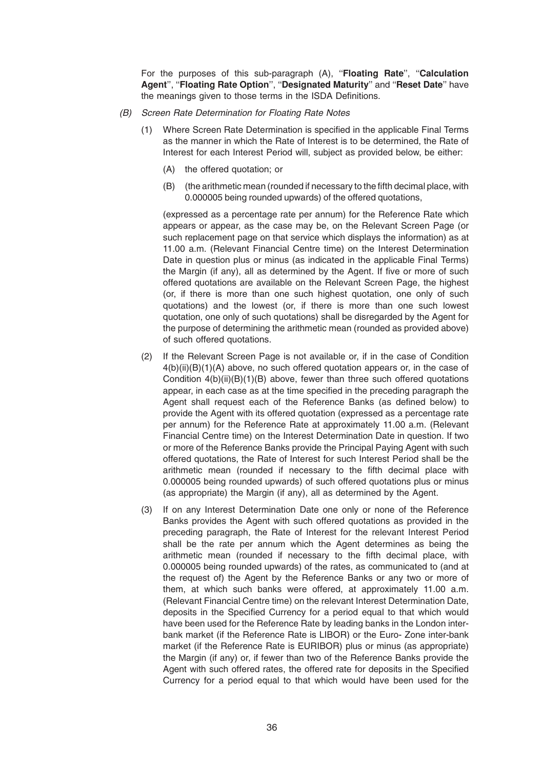For the purposes of this sub-paragraph (A), "**Floating Rate**", "**Calculation Agent**", "**Floating Rate Option**", "**Designated Maturity**" and "**Reset Date**" have the meanings given to those terms in the ISDA Definitions.

*(B) Screen Rate Determination for Floating Rate Notes*

(1) Where Screen Rate Determination is specified in the applicable Final Terms as the manner in which the Rate of Interest is to be determined, the Rate of Interest for each Interest Period will, subject as provided below, be either:

(A) the offered quotation; or

(B) (the arithmetic mean (rounded if necessary to the fifth decimal place, with 0.000005 being rounded upwards) of the offered quotations,

(expressed as a percentage rate per annum) for the Reference Rate which appears or appear, as the case may be, on the Relevant Screen Page (or such replacement page on that service which displays the information) as at 11.00 a.m. (Relevant Financial Centre time) on the Interest Determination Date in question plus or minus (as indicated in the applicable Final Terms) the Margin (if any), all as determined by the Agent. If five or more of such offered quotations are available on the Relevant Screen Page, the highest (or, if there is more than one such highest quotation, one only of such quotations) and the lowest (or, if there is more than one such lowest quotation, one only of such quotations) shall be disregarded by the Agent for the purpose of determining the arithmetic mean (rounded as provided above) of such offered quotations.

(2) If the Relevant Screen Page is not available or, if in the case of Condition 4(b)(ii)(B)(1)(A) above, no such offered quotation appears or, in the case of Condition 4(b)(ii)(B)(1)(B) above, fewer than three such offered quotations appear, in each case as at the time specified in the preceding paragraph the Agent shall request each of the Reference Banks (as defined below) to provide the Agent with its offered quotation (expressed as a percentage rate per annum) for the Reference Rate at approximately 11.00 a.m. (Relevant Financial Centre time) on the Interest Determination Date in question. If two or more of the Reference Banks provide the Principal Paying Agent with such offered quotations, the Rate of Interest for such Interest Period shall be the arithmetic mean (rounded if necessary to the fifth decimal place with 0.000005 being rounded upwards) of such offered quotations plus or minus (as appropriate) the Margin (if any), all as determined by the Agent.

(3) If on any Interest Determination Date one only or none of the Reference Banks provides the Agent with such offered quotations as provided in the preceding paragraph, the Rate of Interest for the relevant Interest Period shall be the rate per annum which the Agent determines as being the arithmetic mean (rounded if necessary to the fifth decimal place, with 0.000005 being rounded upwards) of the rates, as communicated to (and at the request of) the Agent by the Reference Banks or any two or more of them, at which such banks were offered, at approximately 11.00 a.m. (Relevant Financial Centre time) on the relevant Interest Determination Date, deposits in the Specified Currency for a period equal to that which would have been used for the Reference Rate by leading banks in the London inter-bank market (if the Reference Rate is LIBOR) or the Euro- Zone inter-bank market (if the Reference Rate is EURIBOR) plus or minus (as appropriate) the Margin (if any) or, if fewer than two of the Reference Banks provide the Agent with such offered rates, the offered rate for deposits in the Specified Currency for a period equal to that which would have been used for the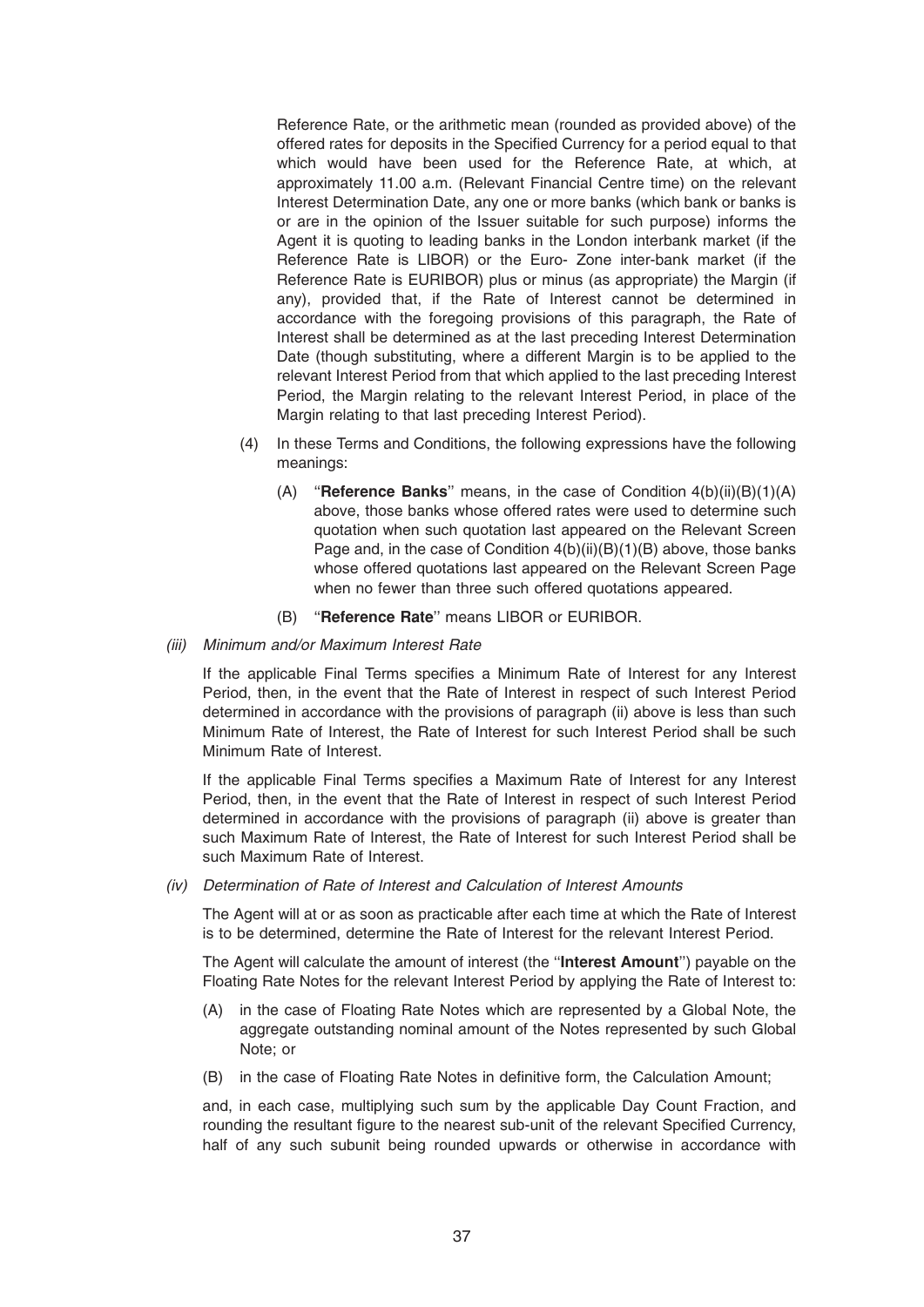Reference Rate, or the arithmetic mean (rounded as provided above) of the offered rates for deposits in the Specified Currency for a period equal to that which would have been used for the Reference Rate, at which, at approximately 11.00 a.m. (Relevant Financial Centre time) on the relevant Interest Determination Date, any one or more banks (which bank or banks is or are in the opinion of the Issuer suitable for such purpose) informs the Agent it is quoting to leading banks in the London interbank market (if the Reference Rate is LIBOR) or the Euro- Zone inter-bank market (if the Reference Rate is EURIBOR) plus or minus (as appropriate) the Margin (if any), provided that, if the Rate of Interest cannot be determined in accordance with the foregoing provisions of this paragraph, the Rate of Interest shall be determined as at the last preceding Interest Determination Date (though substituting, where a different Margin is to be applied to the relevant Interest Period from that which applied to the last preceding Interest Period, the Margin relating to the relevant Interest Period, in place of the Margin relating to that last preceding Interest Period).

(4) In these Terms and Conditions, the following expressions have the following meanings:

(A) "**Reference Banks**" means, in the case of Condition 4(b)(ii)(B)(1)(A) above, those banks whose offered rates were used to determine such quotation when such quotation last appeared on the Relevant Screen Page and, in the case of Condition 4(b)(ii)(B)(1)(B) above, those banks whose offered quotations last appeared on the Relevant Screen Page when no fewer than three such offered quotations appeared.

(B) "**Reference Rate**" means LIBOR or EURIBOR.

*(iii) Minimum and/or Maximum Interest Rate*

If the applicable Final Terms specifies a Minimum Rate of Interest for any Interest Period, then, in the event that the Rate of Interest in respect of such Interest Period determined in accordance with the provisions of paragraph (ii) above is less than such Minimum Rate of Interest, the Rate of Interest for such Interest Period shall be such Minimum Rate of Interest.

If the applicable Final Terms specifies a Maximum Rate of Interest for any Interest Period, then, in the event that the Rate of Interest in respect of such Interest Period determined in accordance with the provisions of paragraph (ii) above is greater than such Maximum Rate of Interest, the Rate of Interest for such Interest Period shall be such Maximum Rate of Interest.

*(iv) Determination of Rate of Interest and Calculation of Interest Amounts*

The Agent will at or as soon as practicable after each time at which the Rate of Interest is to be determined, determine the Rate of Interest for the relevant Interest Period.

The Agent will calculate the amount of interest (the "**Interest Amount**") payable on the Floating Rate Notes for the relevant Interest Period by applying the Rate of Interest to:

(A) in the case of Floating Rate Notes which are represented by a Global Note, the aggregate outstanding nominal amount of the Notes represented by such Global Note; or

(B) in the case of Floating Rate Notes in definitive form, the Calculation Amount;

and, in each case, multiplying such sum by the applicable Day Count Fraction, and rounding the resultant figure to the nearest sub-unit of the relevant Specified Currency, half of any such subunit being rounded upwards or otherwise in accordance with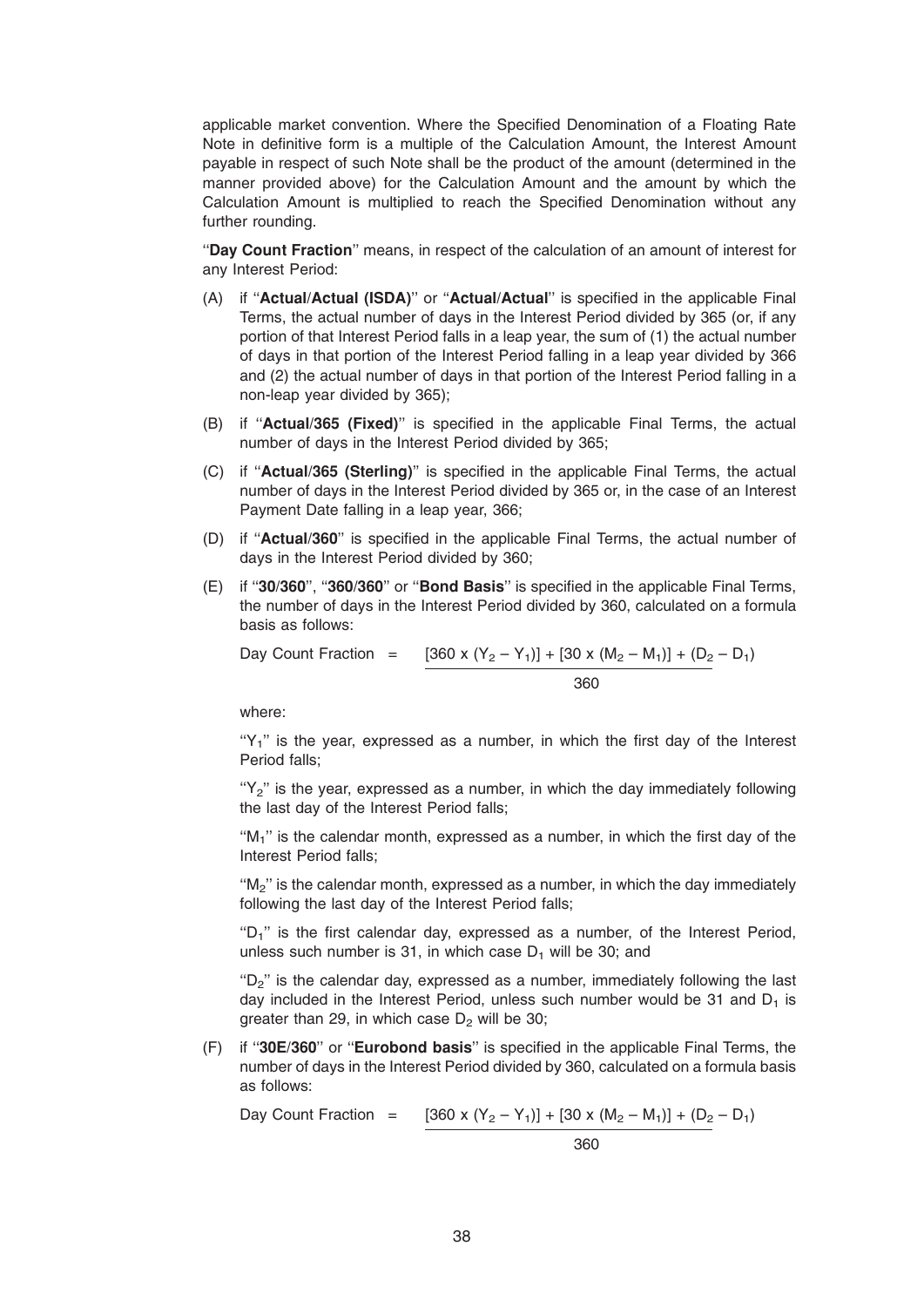applicable market convention. Where the Specified Denomination of a Floating Rate Note in definitive form is a multiple of the Calculation Amount, the Interest Amount payable in respect of such Note shall be the product of the amount (determined in the manner provided above) for the Calculation Amount and the amount by which the Calculation Amount is multiplied to reach the Specified Denomination without any further rounding.

''**Day Count Fraction**'' means, in respect of the calculation of an amount of interest for any Interest Period:

(A) if ''**Actual/Actual (ISDA)**'' or ''**Actual/Actual**'' is specified in the applicable Final Terms, the actual number of days in the Interest Period divided by 365 (or, if any portion of that Interest Period falls in a leap year, the sum of (1) the actual number of days in that portion of the Interest Period falling in a leap year divided by 366 and (2) the actual number of days in that portion of the Interest Period falling in a non-leap year divided by 365);

(B) if ''**Actual/365 (Fixed)**'' is specified in the applicable Final Terms, the actual number of days in the Interest Period divided by 365;

(C) if ''**Actual/365 (Sterling)**'' is specified in the applicable Final Terms, the actual number of days in the Interest Period divided by 365 or, in the case of an Interest Payment Date falling in a leap year, 366;

(D) if ''**Actual/360**'' is specified in the applicable Final Terms, the actual number of days in the Interest Period divided by 360;

(E) if ''**30/360**'', ''**360/360**'' or ''**Bond Basis**'' is specified in the applicable Final Terms, the number of days in the Interest Period divided by 360, calculated on a formula basis as follows:

$$\text{Day Count Fraction} = \frac{[360 \times (Y_2 - Y_1)] + [30 \times (M_2 - M_1)] + (D_2 - D_1)}{360}$$

where:

''$Y_1$'' is the year, expressed as a number, in which the first day of the Interest Period falls;

''$Y_2$'' is the year, expressed as a number, in which the day immediately following the last day of the Interest Period falls;

''$M_1$'' is the calendar month, expressed as a number, in which the first day of the Interest Period falls;

''$M_2$'' is the calendar month, expressed as a number, in which the day immediately following the last day of the Interest Period falls;

''$D_1$'' is the first calendar day, expressed as a number, of the Interest Period, unless such number is 31, in which case $D_1$ will be 30; and

''$D_2$'' is the calendar day, expressed as a number, immediately following the last day included in the Interest Period, unless such number would be 31 and $D_1$ is greater than 29, in which case $D_2$ will be 30;

(F) if ''**30E/360**'' or ''**Eurobond basis**'' is specified in the applicable Final Terms, the number of days in the Interest Period divided by 360, calculated on a formula basis as follows:

$$\text{Day Count Fraction} = \frac{[360 \times (Y_2 - Y_1)] + [30 \times (M_2 - M_1)] + (D_2 - D_1)}{360}$$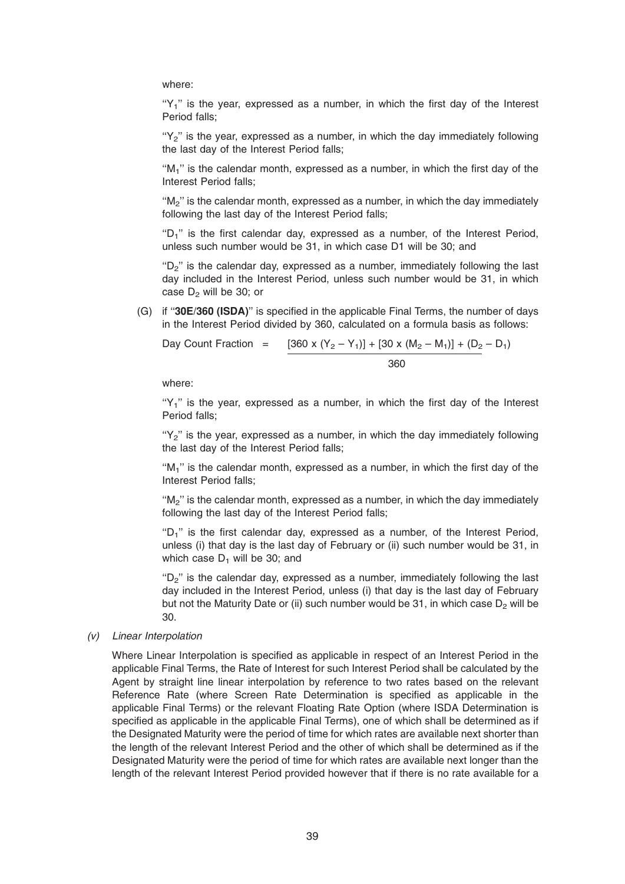where:

"$Y_1$" is the year, expressed as a number, in which the first day of the Interest Period falls;

"$Y_2$" is the year, expressed as a number, in which the day immediately following the last day of the Interest Period falls;

"$M_1$" is the calendar month, expressed as a number, in which the first day of the Interest Period falls;

"$M_2$" is the calendar month, expressed as a number, in which the day immediately following the last day of the Interest Period falls;

"$D_1$" is the first calendar day, expressed as a number, of the Interest Period, unless such number would be 31, in which case D1 will be 30; and

"$D_2$" is the calendar day, expressed as a number, immediately following the last day included in the Interest Period, unless such number would be 31, in which case $D_2$ will be 30; or

(G) if "**30E/360 (ISDA)**" is specified in the applicable Final Terms, the number of days in the Interest Period divided by 360, calculated on a formula basis as follows:

$$\text{Day Count Fraction} = \frac{[360 \times (Y_2 - Y_1)] + [30 \times (M_2 - M_1)] + (D_2 - D_1)}{360}$$

where:

"$Y_1$" is the year, expressed as a number, in which the first day of the Interest Period falls;

"$Y_2$" is the year, expressed as a number, in which the day immediately following the last day of the Interest Period falls;

"$M_1$" is the calendar month, expressed as a number, in which the first day of the Interest Period falls;

"$M_2$" is the calendar month, expressed as a number, in which the day immediately following the last day of the Interest Period falls;

"$D_1$" is the first calendar day, expressed as a number, of the Interest Period, unless (i) that day is the last day of February or (ii) such number would be 31, in which case $D_1$ will be 30; and

"$D_2$" is the calendar day, expressed as a number, immediately following the last day included in the Interest Period, unless (i) that day is the last day of February but not the Maturity Date or (ii) such number would be 31, in which case $D_2$ will be 30.

*(v) Linear Interpolation*

Where Linear Interpolation is specified as applicable in respect of an Interest Period in the applicable Final Terms, the Rate of Interest for such Interest Period shall be calculated by the Agent by straight line linear interpolation by reference to two rates based on the relevant Reference Rate (where Screen Rate Determination is specified as applicable in the applicable Final Terms) or the relevant Floating Rate Option (where ISDA Determination is specified as applicable in the applicable Final Terms), one of which shall be determined as if the Designated Maturity were the period of time for which rates are available next shorter than the length of the relevant Interest Period and the other of which shall be determined as if the Designated Maturity were the period of time for which rates are available next longer than the length of the relevant Interest Period provided however that if there is no rate available for a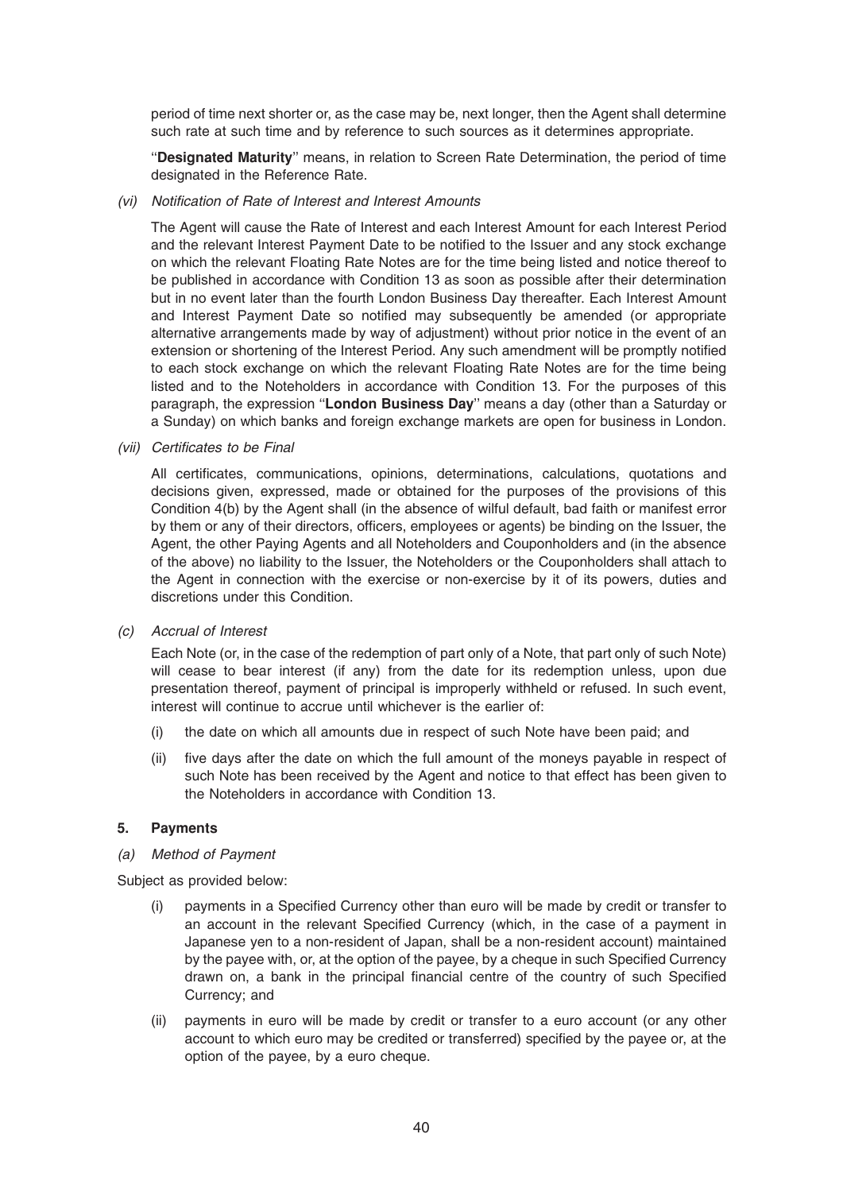period of time next shorter or, as the case may be, next longer, then the Agent shall determine such rate at such time and by reference to such sources as it determines appropriate.

"**Designated Maturity**" means, in relation to Screen Rate Determination, the period of time designated in the Reference Rate.

*(vi) Notification of Rate of Interest and Interest Amounts*

The Agent will cause the Rate of Interest and each Interest Amount for each Interest Period and the relevant Interest Payment Date to be notified to the Issuer and any stock exchange on which the relevant Floating Rate Notes are for the time being listed and notice thereof to be published in accordance with Condition 13 as soon as possible after their determination but in no event later than the fourth London Business Day thereafter. Each Interest Amount and Interest Payment Date so notified may subsequently be amended (or appropriate alternative arrangements made by way of adjustment) without prior notice in the event of an extension or shortening of the Interest Period. Any such amendment will be promptly notified to each stock exchange on which the relevant Floating Rate Notes are for the time being listed and to the Noteholders in accordance with Condition 13. For the purposes of this paragraph, the expression "**London Business Day**" means a day (other than a Saturday or a Sunday) on which banks and foreign exchange markets are open for business in London.

*(vii) Certificates to be Final*

All certificates, communications, opinions, determinations, calculations, quotations and decisions given, expressed, made or obtained for the purposes of the provisions of this Condition 4(b) by the Agent shall (in the absence of wilful default, bad faith or manifest error by them or any of their directors, officers, employees or agents) be binding on the Issuer, the Agent, the other Paying Agents and all Noteholders and Couponholders and (in the absence of the above) no liability to the Issuer, the Noteholders or the Couponholders shall attach to the Agent in connection with the exercise or non-exercise by it of its powers, duties and discretions under this Condition.

*(c) Accrual of Interest*

Each Note (or, in the case of the redemption of part only of a Note, that part only of such Note) will cease to bear interest (if any) from the date for its redemption unless, upon due presentation thereof, payment of principal is improperly withheld or refused. In such event, interest will continue to accrue until whichever is the earlier of:

(i) the date on which all amounts due in respect of such Note have been paid; and

(ii) five days after the date on which the full amount of the moneys payable in respect of such Note has been received by the Agent and notice to that effect has been given to the Noteholders in accordance with Condition 13.

**5. Payments**

*(a) Method of Payment*

Subject as provided below:

(i) payments in a Specified Currency other than euro will be made by credit or transfer to an account in the relevant Specified Currency (which, in the case of a payment in Japanese yen to a non-resident of Japan, shall be a non-resident account) maintained by the payee with, or, at the option of the payee, by a cheque in such Specified Currency drawn on, a bank in the principal financial centre of the country of such Specified Currency; and

(ii) payments in euro will be made by credit or transfer to a euro account (or any other account to which euro may be credited or transferred) specified by the payee or, at the option of the payee, by a euro cheque.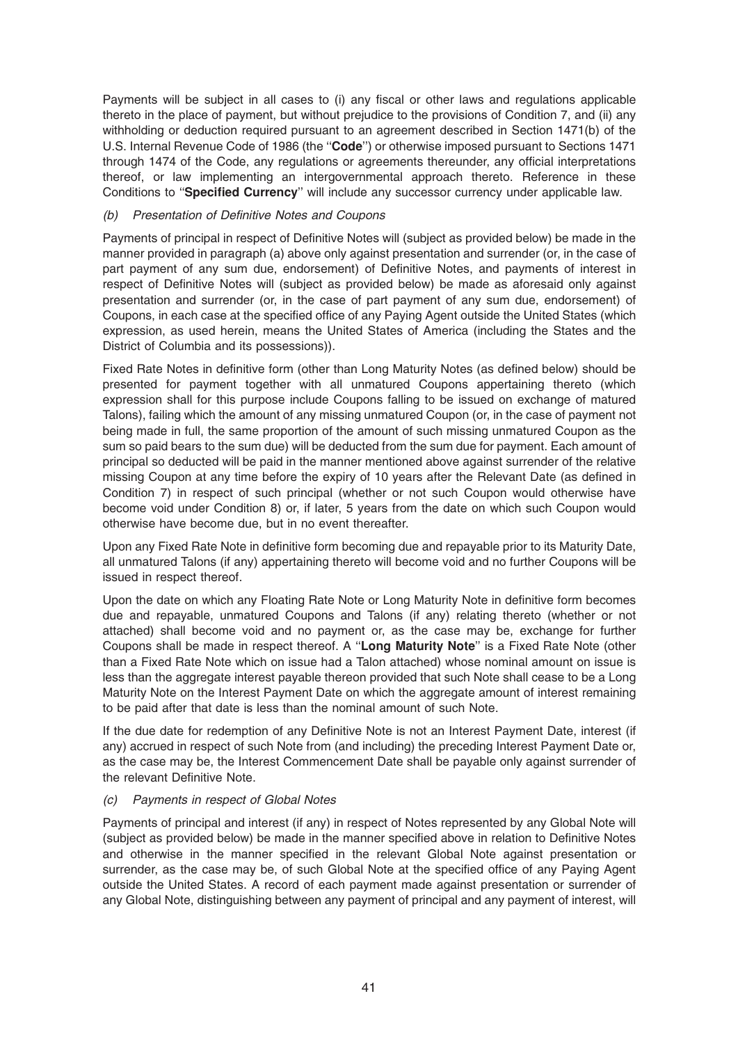Payments will be subject in all cases to (i) any fiscal or other laws and regulations applicable thereto in the place of payment, but without prejudice to the provisions of Condition 7, and (ii) any withholding or deduction required pursuant to an agreement described in Section 1471(b) of the U.S. Internal Revenue Code of 1986 (the "**Code**") or otherwise imposed pursuant to Sections 1471 through 1474 of the Code, any regulations or agreements thereunder, any official interpretations thereof, or law implementing an intergovernmental approach thereto. Reference in these Conditions to "**Specified Currency**" will include any successor currency under applicable law.

*(b) Presentation of Definitive Notes and Coupons*

Payments of principal in respect of Definitive Notes will (subject as provided below) be made in the manner provided in paragraph (a) above only against presentation and surrender (or, in the case of part payment of any sum due, endorsement) of Definitive Notes, and payments of interest in respect of Definitive Notes will (subject as provided below) be made as aforesaid only against presentation and surrender (or, in the case of part payment of any sum due, endorsement) of Coupons, in each case at the specified office of any Paying Agent outside the United States (which expression, as used herein, means the United States of America (including the States and the District of Columbia and its possessions)).

Fixed Rate Notes in definitive form (other than Long Maturity Notes (as defined below) should be presented for payment together with all unmatured Coupons appertaining thereto (which expression shall for this purpose include Coupons falling to be issued on exchange of matured Talons), failing which the amount of any missing unmatured Coupon (or, in the case of payment not being made in full, the same proportion of the amount of such missing unmatured Coupon as the sum so paid bears to the sum due) will be deducted from the sum due for payment. Each amount of principal so deducted will be paid in the manner mentioned above against surrender of the relative missing Coupon at any time before the expiry of 10 years after the Relevant Date (as defined in Condition 7) in respect of such principal (whether or not such Coupon would otherwise have become void under Condition 8) or, if later, 5 years from the date on which such Coupon would otherwise have become due, but in no event thereafter.

Upon any Fixed Rate Note in definitive form becoming due and repayable prior to its Maturity Date, all unmatured Talons (if any) appertaining thereto will become void and no further Coupons will be issued in respect thereof.

Upon the date on which any Floating Rate Note or Long Maturity Note in definitive form becomes due and repayable, unmatured Coupons and Talons (if any) relating thereto (whether or not attached) shall become void and no payment or, as the case may be, exchange for further Coupons shall be made in respect thereof. A "**Long Maturity Note**" is a Fixed Rate Note (other than a Fixed Rate Note which on issue had a Talon attached) whose nominal amount on issue is less than the aggregate interest payable thereon provided that such Note shall cease to be a Long Maturity Note on the Interest Payment Date on which the aggregate amount of interest remaining to be paid after that date is less than the nominal amount of such Note.

If the due date for redemption of any Definitive Note is not an Interest Payment Date, interest (if any) accrued in respect of such Note from (and including) the preceding Interest Payment Date or, as the case may be, the Interest Commencement Date shall be payable only against surrender of the relevant Definitive Note.

*(c) Payments in respect of Global Notes*

Payments of principal and interest (if any) in respect of Notes represented by any Global Note will (subject as provided below) be made in the manner specified above in relation to Definitive Notes and otherwise in the manner specified in the relevant Global Note against presentation or surrender, as the case may be, of such Global Note at the specified office of any Paying Agent outside the United States. A record of each payment made against presentation or surrender of any Global Note, distinguishing between any payment of principal and any payment of interest, will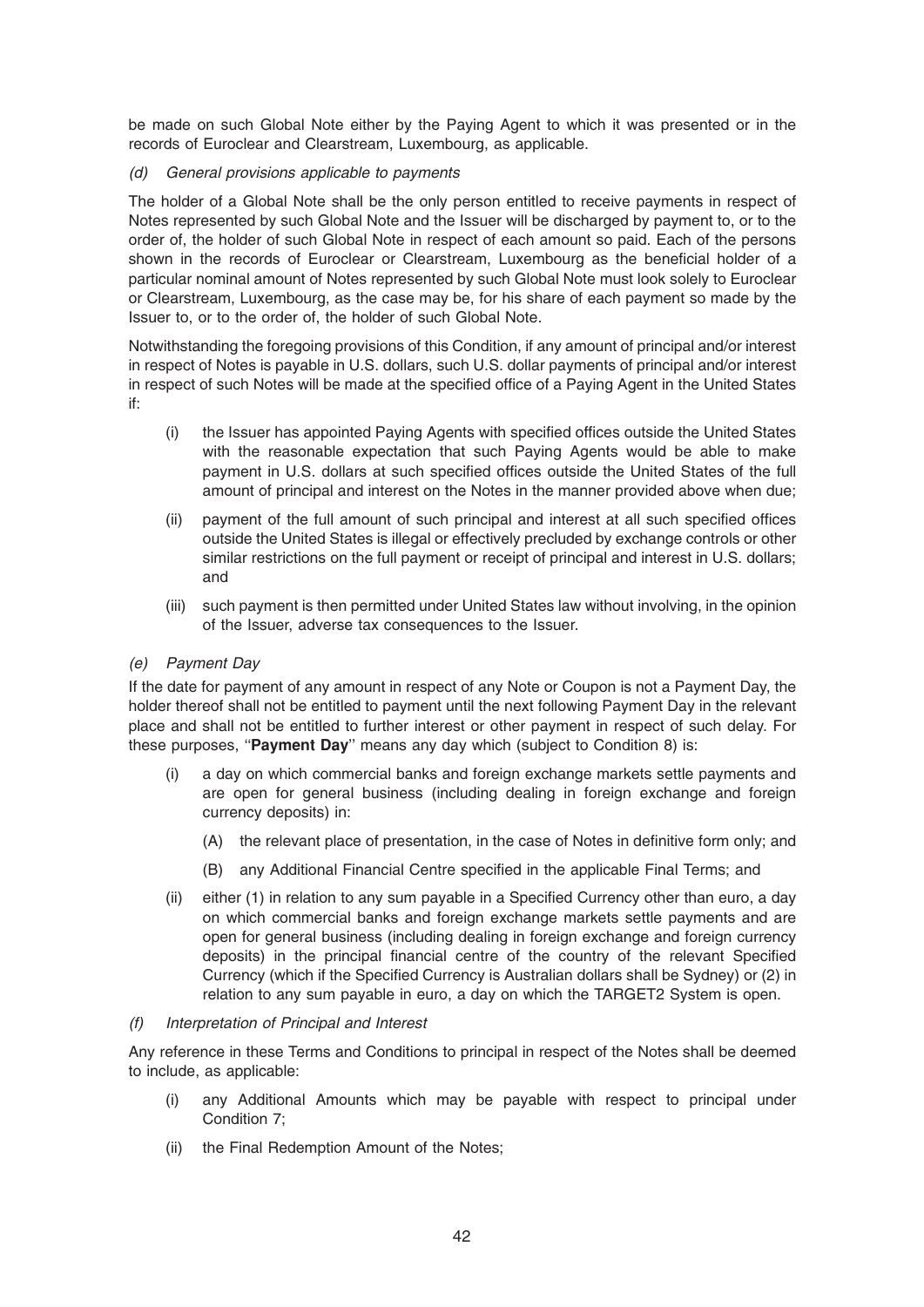be made on such Global Note either by the Paying Agent to which it was presented or in the records of Euroclear and Clearstream, Luxembourg, as applicable.

*(d) General provisions applicable to payments*

The holder of a Global Note shall be the only person entitled to receive payments in respect of Notes represented by such Global Note and the Issuer will be discharged by payment to, or to the order of, the holder of such Global Note in respect of each amount so paid. Each of the persons shown in the records of Euroclear or Clearstream, Luxembourg as the beneficial holder of a particular nominal amount of Notes represented by such Global Note must look solely to Euroclear or Clearstream, Luxembourg, as the case may be, for his share of each payment so made by the Issuer to, or to the order of, the holder of such Global Note.

Notwithstanding the foregoing provisions of this Condition, if any amount of principal and/or interest in respect of Notes is payable in U.S. dollars, such U.S. dollar payments of principal and/or interest in respect of such Notes will be made at the specified office of a Paying Agent in the United States if:

(i) the Issuer has appointed Paying Agents with specified offices outside the United States with the reasonable expectation that such Paying Agents would be able to make payment in U.S. dollars at such specified offices outside the United States of the full amount of principal and interest on the Notes in the manner provided above when due;

(ii) payment of the full amount of such principal and interest at all such specified offices outside the United States is illegal or effectively precluded by exchange controls or other similar restrictions on the full payment or receipt of principal and interest in U.S. dollars; and

(iii) such payment is then permitted under United States law without involving, in the opinion of the Issuer, adverse tax consequences to the Issuer.

*(e) Payment Day*

If the date for payment of any amount in respect of any Note or Coupon is not a Payment Day, the holder thereof shall not be entitled to payment until the next following Payment Day in the relevant place and shall not be entitled to further interest or other payment in respect of such delay. For these purposes, ''**Payment Day**'' means any day which (subject to Condition 8) is:

(i) a day on which commercial banks and foreign exchange markets settle payments and are open for general business (including dealing in foreign exchange and foreign currency deposits) in:

  (A) the relevant place of presentation, in the case of Notes in definitive form only; and

  (B) any Additional Financial Centre specified in the applicable Final Terms; and

(ii) either (1) in relation to any sum payable in a Specified Currency other than euro, a day on which commercial banks and foreign exchange markets settle payments and are open for general business (including dealing in foreign exchange and foreign currency deposits) in the principal financial centre of the country of the relevant Specified Currency (which if the Specified Currency is Australian dollars shall be Sydney) or (2) in relation to any sum payable in euro, a day on which the TARGET2 System is open.

*(f) Interpretation of Principal and Interest*

Any reference in these Terms and Conditions to principal in respect of the Notes shall be deemed to include, as applicable:

(i) any Additional Amounts which may be payable with respect to principal under Condition 7;

(ii) the Final Redemption Amount of the Notes;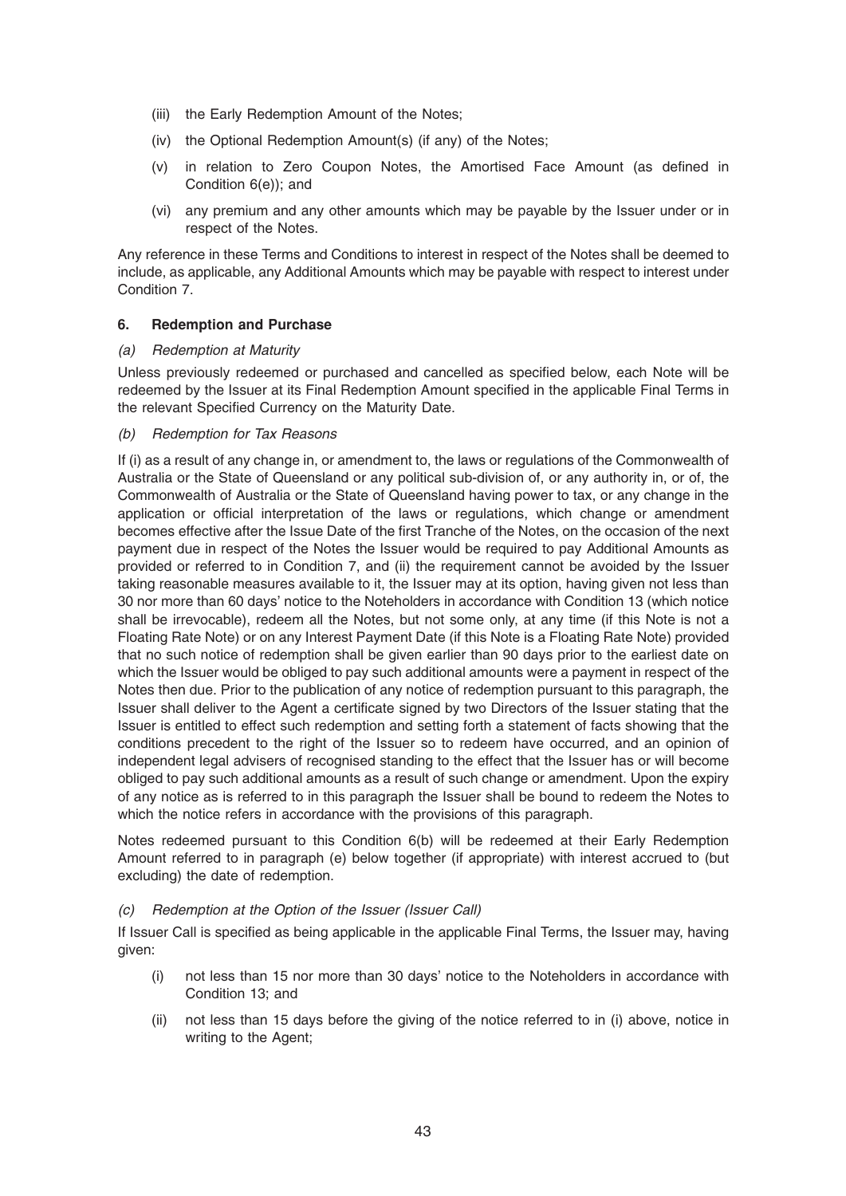- (iii) the Early Redemption Amount of the Notes;
- (iv) the Optional Redemption Amount(s) (if any) of the Notes;
- (v) in relation to Zero Coupon Notes, the Amortised Face Amount (as defined in Condition 6(e)); and
- (vi) any premium and any other amounts which may be payable by the Issuer under or in respect of the Notes.

Any reference in these Terms and Conditions to interest in respect of the Notes shall be deemed to include, as applicable, any Additional Amounts which may be payable with respect to interest under Condition 7.

### 6. Redemption and Purchase

*(a) Redemption at Maturity*

Unless previously redeemed or purchased and cancelled as specified below, each Note will be redeemed by the Issuer at its Final Redemption Amount specified in the applicable Final Terms in the relevant Specified Currency on the Maturity Date.

*(b) Redemption for Tax Reasons*

If (i) as a result of any change in, or amendment to, the laws or regulations of the Commonwealth of Australia or the State of Queensland or any political sub-division of, or any authority in, or of, the Commonwealth of Australia or the State of Queensland having power to tax, or any change in the application or official interpretation of the laws or regulations, which change or amendment becomes effective after the Issue Date of the first Tranche of the Notes, on the occasion of the next payment due in respect of the Notes the Issuer would be required to pay Additional Amounts as provided or referred to in Condition 7, and (ii) the requirement cannot be avoided by the Issuer taking reasonable measures available to it, the Issuer may at its option, having given not less than 30 nor more than 60 days' notice to the Noteholders in accordance with Condition 13 (which notice shall be irrevocable), redeem all the Notes, but not some only, at any time (if this Note is not a Floating Rate Note) or on any Interest Payment Date (if this Note is a Floating Rate Note) provided that no such notice of redemption shall be given earlier than 90 days prior to the earliest date on which the Issuer would be obliged to pay such additional amounts were a payment in respect of the Notes then due. Prior to the publication of any notice of redemption pursuant to this paragraph, the Issuer shall deliver to the Agent a certificate signed by two Directors of the Issuer stating that the Issuer is entitled to effect such redemption and setting forth a statement of facts showing that the conditions precedent to the right of the Issuer so to redeem have occurred, and an opinion of independent legal advisers of recognised standing to the effect that the Issuer has or will become obliged to pay such additional amounts as a result of such change or amendment. Upon the expiry of any notice as is referred to in this paragraph the Issuer shall be bound to redeem the Notes to which the notice refers in accordance with the provisions of this paragraph.

Notes redeemed pursuant to this Condition 6(b) will be redeemed at their Early Redemption Amount referred to in paragraph (e) below together (if appropriate) with interest accrued to (but excluding) the date of redemption.

*(c) Redemption at the Option of the Issuer (Issuer Call)*

If Issuer Call is specified as being applicable in the applicable Final Terms, the Issuer may, having given:

- (i) not less than 15 nor more than 30 days' notice to the Noteholders in accordance with Condition 13; and
- (ii) not less than 15 days before the giving of the notice referred to in (i) above, notice in writing to the Agent;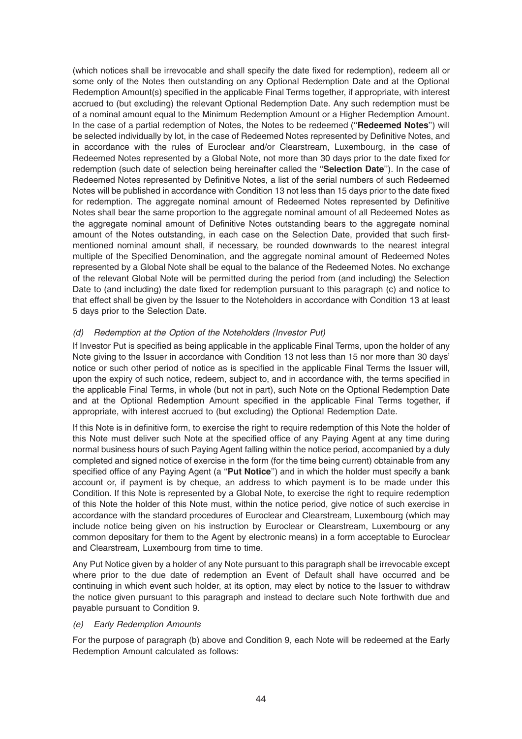(which notices shall be irrevocable and shall specify the date fixed for redemption), redeem all or some only of the Notes then outstanding on any Optional Redemption Date and at the Optional Redemption Amount(s) specified in the applicable Final Terms together, if appropriate, with interest accrued to (but excluding) the relevant Optional Redemption Date. Any such redemption must be of a nominal amount equal to the Minimum Redemption Amount or a Higher Redemption Amount. In the case of a partial redemption of Notes, the Notes to be redeemed (''**Redeemed Notes**'') will be selected individually by lot, in the case of Redeemed Notes represented by Definitive Notes, and in accordance with the rules of Euroclear and/or Clearstream, Luxembourg, in the case of Redeemed Notes represented by a Global Note, not more than 30 days prior to the date fixed for redemption (such date of selection being hereinafter called the ''**Selection Date**''). In the case of Redeemed Notes represented by Definitive Notes, a list of the serial numbers of such Redeemed Notes will be published in accordance with Condition 13 not less than 15 days prior to the date fixed for redemption. The aggregate nominal amount of Redeemed Notes represented by Definitive Notes shall bear the same proportion to the aggregate nominal amount of all Redeemed Notes as the aggregate nominal amount of Definitive Notes outstanding bears to the aggregate nominal amount of the Notes outstanding, in each case on the Selection Date, provided that such first-mentioned nominal amount shall, if necessary, be rounded downwards to the nearest integral multiple of the Specified Denomination, and the aggregate nominal amount of Redeemed Notes represented by a Global Note shall be equal to the balance of the Redeemed Notes. No exchange of the relevant Global Note will be permitted during the period from (and including) the Selection Date to (and including) the date fixed for redemption pursuant to this paragraph (c) and notice to that effect shall be given by the Issuer to the Noteholders in accordance with Condition 13 at least 5 days prior to the Selection Date.

*(d) Redemption at the Option of the Noteholders (Investor Put)*

If Investor Put is specified as being applicable in the applicable Final Terms, upon the holder of any Note giving to the Issuer in accordance with Condition 13 not less than 15 nor more than 30 days' notice or such other period of notice as is specified in the applicable Final Terms the Issuer will, upon the expiry of such notice, redeem, subject to, and in accordance with, the terms specified in the applicable Final Terms, in whole (but not in part), such Note on the Optional Redemption Date and at the Optional Redemption Amount specified in the applicable Final Terms together, if appropriate, with interest accrued to (but excluding) the Optional Redemption Date.

If this Note is in definitive form, to exercise the right to require redemption of this Note the holder of this Note must deliver such Note at the specified office of any Paying Agent at any time during normal business hours of such Paying Agent falling within the notice period, accompanied by a duly completed and signed notice of exercise in the form (for the time being current) obtainable from any specified office of any Paying Agent (a ''**Put Notice**'') and in which the holder must specify a bank account or, if payment is by cheque, an address to which payment is to be made under this Condition. If this Note is represented by a Global Note, to exercise the right to require redemption of this Note the holder of this Note must, within the notice period, give notice of such exercise in accordance with the standard procedures of Euroclear and Clearstream, Luxembourg (which may include notice being given on his instruction by Euroclear or Clearstream, Luxembourg or any common depositary for them to the Agent by electronic means) in a form acceptable to Euroclear and Clearstream, Luxembourg from time to time.

Any Put Notice given by a holder of any Note pursuant to this paragraph shall be irrevocable except where prior to the due date of redemption an Event of Default shall have occurred and be continuing in which event such holder, at its option, may elect by notice to the Issuer to withdraw the notice given pursuant to this paragraph and instead to declare such Note forthwith due and payable pursuant to Condition 9.

*(e) Early Redemption Amounts*

For the purpose of paragraph (b) above and Condition 9, each Note will be redeemed at the Early Redemption Amount calculated as follows: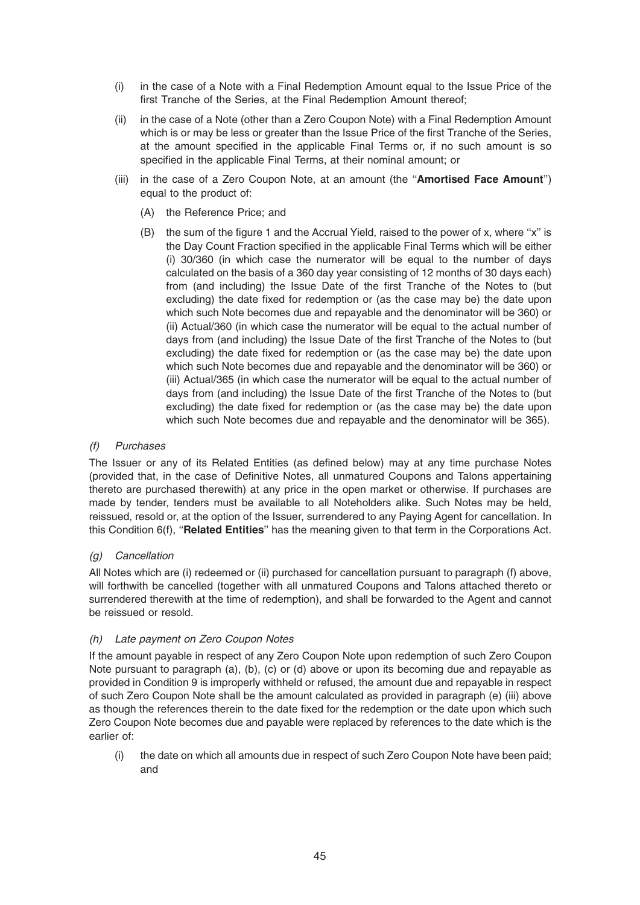(i) in the case of a Note with a Final Redemption Amount equal to the Issue Price of the first Tranche of the Series, at the Final Redemption Amount thereof;

(ii) in the case of a Note (other than a Zero Coupon Note) with a Final Redemption Amount which is or may be less or greater than the Issue Price of the first Tranche of the Series, at the amount specified in the applicable Final Terms or, if no such amount is so specified in the applicable Final Terms, at their nominal amount; or

(iii) in the case of a Zero Coupon Note, at an amount (the "**Amortised Face Amount**") equal to the product of:

(A) the Reference Price; and

(B) the sum of the figure 1 and the Accrual Yield, raised to the power of x, where "x" is the Day Count Fraction specified in the applicable Final Terms which will be either (i) 30/360 (in which case the numerator will be equal to the number of days calculated on the basis of a 360 day year consisting of 12 months of 30 days each) from (and including) the Issue Date of the first Tranche of the Notes to (but excluding) the date fixed for redemption or (as the case may be) the date upon which such Note becomes due and repayable and the denominator will be 360) or (ii) Actual/360 (in which case the numerator will be equal to the actual number of days from (and including) the Issue Date of the first Tranche of the Notes to (but excluding) the date fixed for redemption or (as the case may be) the date upon which such Note becomes due and repayable and the denominator will be 360) or (iii) Actual/365 (in which case the numerator will be equal to the actual number of days from (and including) the Issue Date of the first Tranche of the Notes to (but excluding) the date fixed for redemption or (as the case may be) the date upon which such Note becomes due and repayable and the denominator will be 365).

*(f) Purchases*

The Issuer or any of its Related Entities (as defined below) may at any time purchase Notes (provided that, in the case of Definitive Notes, all unmatured Coupons and Talons appertaining thereto are purchased therewith) at any price in the open market or otherwise. If purchases are made by tender, tenders must be available to all Noteholders alike. Such Notes may be held, reissued, resold or, at the option of the Issuer, surrendered to any Paying Agent for cancellation. In this Condition 6(f), "**Related Entities**" has the meaning given to that term in the Corporations Act.

*(g) Cancellation*

All Notes which are (i) redeemed or (ii) purchased for cancellation pursuant to paragraph (f) above, will forthwith be cancelled (together with all unmatured Coupons and Talons attached thereto or surrendered therewith at the time of redemption), and shall be forwarded to the Agent and cannot be reissued or resold.

*(h) Late payment on Zero Coupon Notes*

If the amount payable in respect of any Zero Coupon Note upon redemption of such Zero Coupon Note pursuant to paragraph (a), (b), (c) or (d) above or upon its becoming due and repayable as provided in Condition 9 is improperly withheld or refused, the amount due and repayable in respect of such Zero Coupon Note shall be the amount calculated as provided in paragraph (e) (iii) above as though the references therein to the date fixed for the redemption or the date upon which such Zero Coupon Note becomes due and payable were replaced by references to the date which is the earlier of:

(i) the date on which all amounts due in respect of such Zero Coupon Note have been paid; and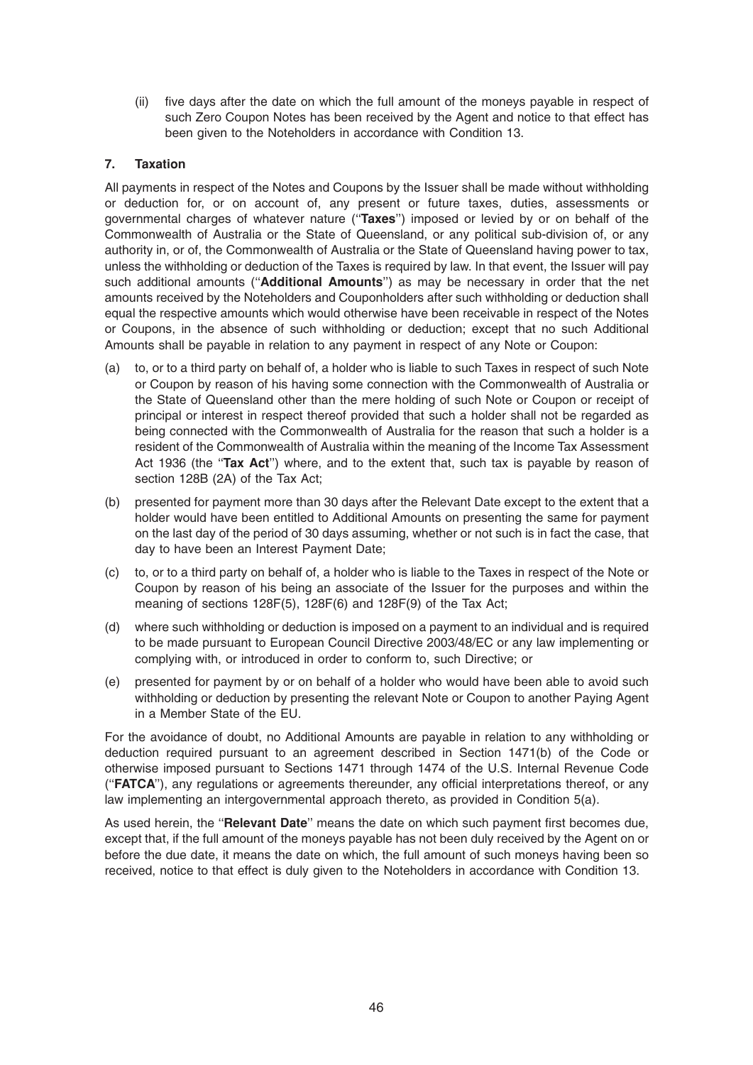(ii) five days after the date on which the full amount of the moneys payable in respect of such Zero Coupon Notes has been received by the Agent and notice to that effect has been given to the Noteholders in accordance with Condition 13.

### 7. Taxation

All payments in respect of the Notes and Coupons by the Issuer shall be made without withholding or deduction for, or on account of, any present or future taxes, duties, assessments or governmental charges of whatever nature (''**Taxes**'') imposed or levied by or on behalf of the Commonwealth of Australia or the State of Queensland, or any political sub-division of, or any authority in, or of, the Commonwealth of Australia or the State of Queensland having power to tax, unless the withholding or deduction of the Taxes is required by law. In that event, the Issuer will pay such additional amounts (''**Additional Amounts**'') as may be necessary in order that the net amounts received by the Noteholders and Couponholders after such withholding or deduction shall equal the respective amounts which would otherwise have been receivable in respect of the Notes or Coupons, in the absence of such withholding or deduction; except that no such Additional Amounts shall be payable in relation to any payment in respect of any Note or Coupon:

(a) to, or to a third party on behalf of, a holder who is liable to such Taxes in respect of such Note or Coupon by reason of his having some connection with the Commonwealth of Australia or the State of Queensland other than the mere holding of such Note or Coupon or receipt of principal or interest in respect thereof provided that such a holder shall not be regarded as being connected with the Commonwealth of Australia for the reason that such a holder is a resident of the Commonwealth of Australia within the meaning of the Income Tax Assessment Act 1936 (the ''**Tax Act**'') where, and to the extent that, such tax is payable by reason of section 128B (2A) of the Tax Act;

(b) presented for payment more than 30 days after the Relevant Date except to the extent that a holder would have been entitled to Additional Amounts on presenting the same for payment on the last day of the period of 30 days assuming, whether or not such is in fact the case, that day to have been an Interest Payment Date;

(c) to, or to a third party on behalf of, a holder who is liable to the Taxes in respect of the Note or Coupon by reason of his being an associate of the Issuer for the purposes and within the meaning of sections 128F(5), 128F(6) and 128F(9) of the Tax Act;

(d) where such withholding or deduction is imposed on a payment to an individual and is required to be made pursuant to European Council Directive 2003/48/EC or any law implementing or complying with, or introduced in order to conform to, such Directive; or

(e) presented for payment by or on behalf of a holder who would have been able to avoid such withholding or deduction by presenting the relevant Note or Coupon to another Paying Agent in a Member State of the EU.

For the avoidance of doubt, no Additional Amounts are payable in relation to any withholding or deduction required pursuant to an agreement described in Section 1471(b) of the Code or otherwise imposed pursuant to Sections 1471 through 1474 of the U.S. Internal Revenue Code (''**FATCA**''), any regulations or agreements thereunder, any official interpretations thereof, or any law implementing an intergovernmental approach thereto, as provided in Condition 5(a).

As used herein, the ''**Relevant Date**'' means the date on which such payment first becomes due, except that, if the full amount of the moneys payable has not been duly received by the Agent on or before the due date, it means the date on which, the full amount of such moneys having been so received, notice to that effect is duly given to the Noteholders in accordance with Condition 13.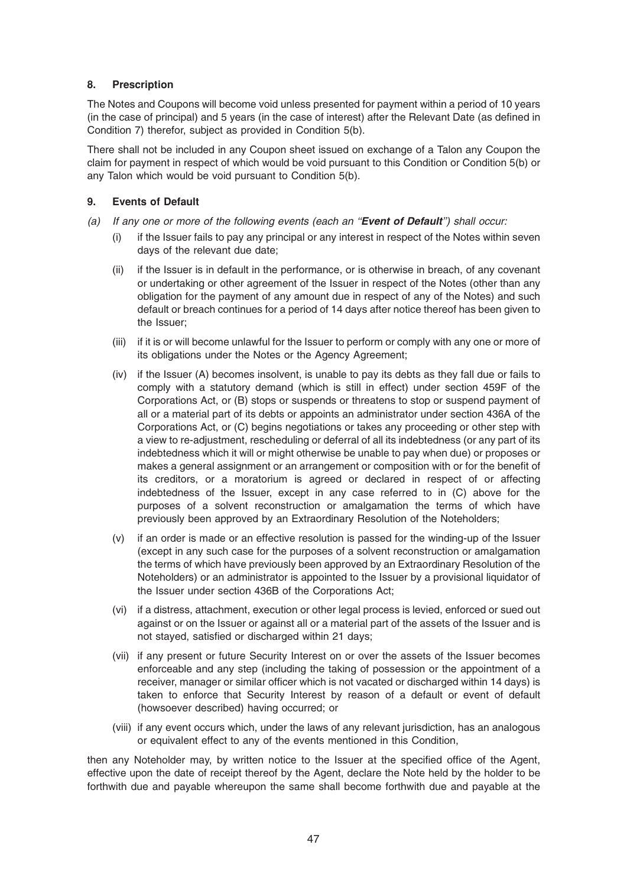## 8. Prescription

The Notes and Coupons will become void unless presented for payment within a period of 10 years (in the case of principal) and 5 years (in the case of interest) after the Relevant Date (as defined in Condition 7) therefor, subject as provided in Condition 5(b).

There shall not be included in any Coupon sheet issued on exchange of a Talon any Coupon the claim for payment in respect of which would be void pursuant to this Condition or Condition 5(b) or any Talon which would be void pursuant to Condition 5(b).

## 9. Events of Default

*(a) If any one or more of the following events (each an "**Event of Default**") shall occur:*

(i) if the Issuer fails to pay any principal or any interest in respect of the Notes within seven days of the relevant due date;

(ii) if the Issuer is in default in the performance, or is otherwise in breach, of any covenant or undertaking or other agreement of the Issuer in respect of the Notes (other than any obligation for the payment of any amount due in respect of any of the Notes) and such default or breach continues for a period of 14 days after notice thereof has been given to the Issuer;

(iii) if it is or will become unlawful for the Issuer to perform or comply with any one or more of its obligations under the Notes or the Agency Agreement;

(iv) if the Issuer (A) becomes insolvent, is unable to pay its debts as they fall due or fails to comply with a statutory demand (which is still in effect) under section 459F of the Corporations Act, or (B) stops or suspends or threatens to stop or suspend payment of all or a material part of its debts or appoints an administrator under section 436A of the Corporations Act, or (C) begins negotiations or takes any proceeding or other step with a view to re-adjustment, rescheduling or deferral of all its indebtedness (or any part of its indebtedness which it will or might otherwise be unable to pay when due) or proposes or makes a general assignment or an arrangement or composition with or for the benefit of its creditors, or a moratorium is agreed or declared in respect of or affecting indebtedness of the Issuer, except in any case referred to in (C) above for the purposes of a solvent reconstruction or amalgamation the terms of which have previously been approved by an Extraordinary Resolution of the Noteholders;

(v) if an order is made or an effective resolution is passed for the winding-up of the Issuer (except in any such case for the purposes of a solvent reconstruction or amalgamation the terms of which have previously been approved by an Extraordinary Resolution of the Noteholders) or an administrator is appointed to the Issuer by a provisional liquidator of the Issuer under section 436B of the Corporations Act;

(vi) if a distress, attachment, execution or other legal process is levied, enforced or sued out against or on the Issuer or against all or a material part of the assets of the Issuer and is not stayed, satisfied or discharged within 21 days;

(vii) if any present or future Security Interest on or over the assets of the Issuer becomes enforceable and any step (including the taking of possession or the appointment of a receiver, manager or similar officer which is not vacated or discharged within 14 days) is taken to enforce that Security Interest by reason of a default or event of default (howsoever described) having occurred; or

(viii) if any event occurs which, under the laws of any relevant jurisdiction, has an analogous or equivalent effect to any of the events mentioned in this Condition,

then any Noteholder may, by written notice to the Issuer at the specified office of the Agent, effective upon the date of receipt thereof by the Agent, declare the Note held by the holder to be forthwith due and payable whereupon the same shall become forthwith due and payable at the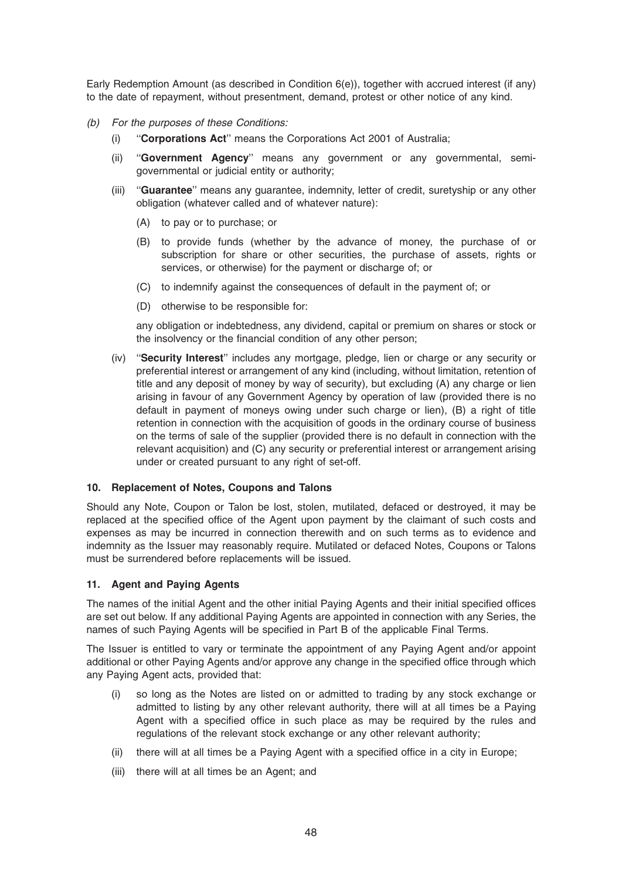Early Redemption Amount (as described in Condition 6(e)), together with accrued interest (if any) to the date of repayment, without presentment, demand, protest or other notice of any kind.

*(b) For the purposes of these Conditions:*

(i) "**Corporations Act**" means the Corporations Act 2001 of Australia;

(ii) "**Government Agency**" means any government or any governmental, semi-governmental or judicial entity or authority;

(iii) "**Guarantee**" means any guarantee, indemnity, letter of credit, suretyship or any other obligation (whatever called and of whatever nature):

(A) to pay or to purchase; or

(B) to provide funds (whether by the advance of money, the purchase of or subscription for share or other securities, the purchase of assets, rights or services, or otherwise) for the payment or discharge of; or

(C) to indemnify against the consequences of default in the payment of; or

(D) otherwise to be responsible for:

any obligation or indebtedness, any dividend, capital or premium on shares or stock or the insolvency or the financial condition of any other person;

(iv) "**Security Interest**" includes any mortgage, pledge, lien or charge or any security or preferential interest or arrangement of any kind (including, without limitation, retention of title and any deposit of money by way of security), but excluding (A) any charge or lien arising in favour of any Government Agency by operation of law (provided there is no default in payment of moneys owing under such charge or lien), (B) a right of title retention in connection with the acquisition of goods in the ordinary course of business on the terms of sale of the supplier (provided there is no default in connection with the relevant acquisition) and (C) any security or preferential interest or arrangement arising under or created pursuant to any right of set-off.

### 10. Replacement of Notes, Coupons and Talons

Should any Note, Coupon or Talon be lost, stolen, mutilated, defaced or destroyed, it may be replaced at the specified office of the Agent upon payment by the claimant of such costs and expenses as may be incurred in connection therewith and on such terms as to evidence and indemnity as the Issuer may reasonably require. Mutilated or defaced Notes, Coupons or Talons must be surrendered before replacements will be issued.

### 11. Agent and Paying Agents

The names of the initial Agent and the other initial Paying Agents and their initial specified offices are set out below. If any additional Paying Agents are appointed in connection with any Series, the names of such Paying Agents will be specified in Part B of the applicable Final Terms.

The Issuer is entitled to vary or terminate the appointment of any Paying Agent and/or appoint additional or other Paying Agents and/or approve any change in the specified office through which any Paying Agent acts, provided that:

(i) so long as the Notes are listed on or admitted to trading by any stock exchange or admitted to listing by any other relevant authority, there will at all times be a Paying Agent with a specified office in such place as may be required by the rules and regulations of the relevant stock exchange or any other relevant authority;

(ii) there will at all times be a Paying Agent with a specified office in a city in Europe;

(iii) there will at all times be an Agent; and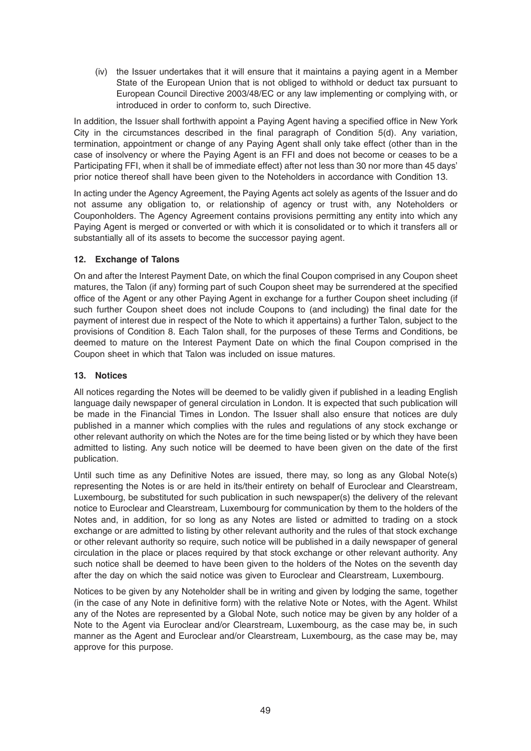(iv) the Issuer undertakes that it will ensure that it maintains a paying agent in a Member State of the European Union that is not obliged to withhold or deduct tax pursuant to European Council Directive 2003/48/EC or any law implementing or complying with, or introduced in order to conform to, such Directive.

In addition, the Issuer shall forthwith appoint a Paying Agent having a specified office in New York City in the circumstances described in the final paragraph of Condition 5(d). Any variation, termination, appointment or change of any Paying Agent shall only take effect (other than in the case of insolvency or where the Paying Agent is an FFI and does not become or ceases to be a Participating FFI, when it shall be of immediate effect) after not less than 30 nor more than 45 days' prior notice thereof shall have been given to the Noteholders in accordance with Condition 13.

In acting under the Agency Agreement, the Paying Agents act solely as agents of the Issuer and do not assume any obligation to, or relationship of agency or trust with, any Noteholders or Couponholders. The Agency Agreement contains provisions permitting any entity into which any Paying Agent is merged or converted or with which it is consolidated or to which it transfers all or substantially all of its assets to become the successor paying agent.

### 12. Exchange of Talons

On and after the Interest Payment Date, on which the final Coupon comprised in any Coupon sheet matures, the Talon (if any) forming part of such Coupon sheet may be surrendered at the specified office of the Agent or any other Paying Agent in exchange for a further Coupon sheet including (if such further Coupon sheet does not include Coupons to (and including) the final date for the payment of interest due in respect of the Note to which it appertains) a further Talon, subject to the provisions of Condition 8. Each Talon shall, for the purposes of these Terms and Conditions, be deemed to mature on the Interest Payment Date on which the final Coupon comprised in the Coupon sheet in which that Talon was included on issue matures.

### 13. Notices

All notices regarding the Notes will be deemed to be validly given if published in a leading English language daily newspaper of general circulation in London. It is expected that such publication will be made in the Financial Times in London. The Issuer shall also ensure that notices are duly published in a manner which complies with the rules and regulations of any stock exchange or other relevant authority on which the Notes are for the time being listed or by which they have been admitted to listing. Any such notice will be deemed to have been given on the date of the first publication.

Until such time as any Definitive Notes are issued, there may, so long as any Global Note(s) representing the Notes is or are held in its/their entirety on behalf of Euroclear and Clearstream, Luxembourg, be substituted for such publication in such newspaper(s) the delivery of the relevant notice to Euroclear and Clearstream, Luxembourg for communication by them to the holders of the Notes and, in addition, for so long as any Notes are listed or admitted to trading on a stock exchange or are admitted to listing by other relevant authority and the rules of that stock exchange or other relevant authority so require, such notice will be published in a daily newspaper of general circulation in the place or places required by that stock exchange or other relevant authority. Any such notice shall be deemed to have been given to the holders of the Notes on the seventh day after the day on which the said notice was given to Euroclear and Clearstream, Luxembourg.

Notices to be given by any Noteholder shall be in writing and given by lodging the same, together (in the case of any Note in definitive form) with the relative Note or Notes, with the Agent. Whilst any of the Notes are represented by a Global Note, such notice may be given by any holder of a Note to the Agent via Euroclear and/or Clearstream, Luxembourg, as the case may be, in such manner as the Agent and Euroclear and/or Clearstream, Luxembourg, as the case may be, may approve for this purpose.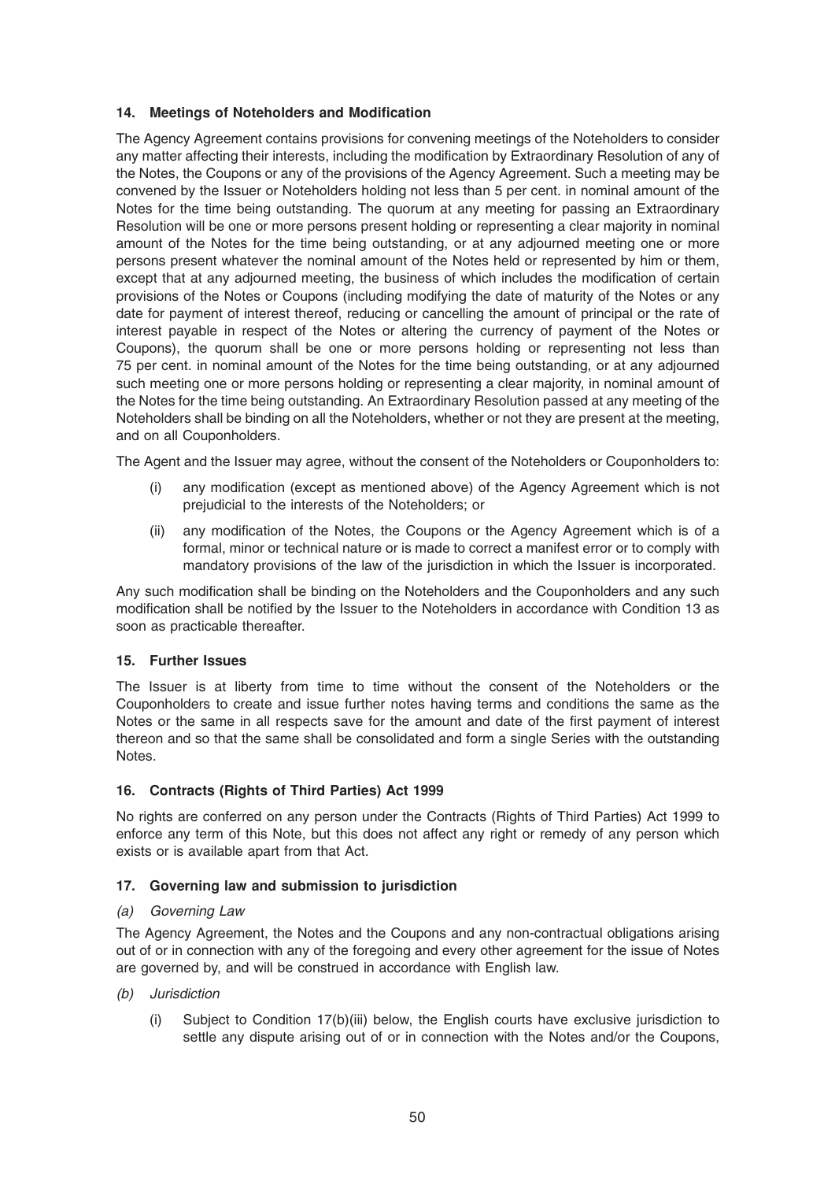### 14. Meetings of Noteholders and Modification

The Agency Agreement contains provisions for convening meetings of the Noteholders to consider any matter affecting their interests, including the modification by Extraordinary Resolution of any of the Notes, the Coupons or any of the provisions of the Agency Agreement. Such a meeting may be convened by the Issuer or Noteholders holding not less than 5 per cent. in nominal amount of the Notes for the time being outstanding. The quorum at any meeting for passing an Extraordinary Resolution will be one or more persons present holding or representing a clear majority in nominal amount of the Notes for the time being outstanding, or at any adjourned meeting one or more persons present whatever the nominal amount of the Notes held or represented by him or them, except that at any adjourned meeting, the business of which includes the modification of certain provisions of the Notes or Coupons (including modifying the date of maturity of the Notes or any date for payment of interest thereof, reducing or cancelling the amount of principal or the rate of interest payable in respect of the Notes or altering the currency of payment of the Notes or Coupons), the quorum shall be one or more persons holding or representing not less than 75 per cent. in nominal amount of the Notes for the time being outstanding, or at any adjourned such meeting one or more persons holding or representing a clear majority, in nominal amount of the Notes for the time being outstanding. An Extraordinary Resolution passed at any meeting of the Noteholders shall be binding on all the Noteholders, whether or not they are present at the meeting, and on all Couponholders.

The Agent and the Issuer may agree, without the consent of the Noteholders or Couponholders to:

(i) any modification (except as mentioned above) of the Agency Agreement which is not prejudicial to the interests of the Noteholders; or

(ii) any modification of the Notes, the Coupons or the Agency Agreement which is of a formal, minor or technical nature or is made to correct a manifest error or to comply with mandatory provisions of the law of the jurisdiction in which the Issuer is incorporated.

Any such modification shall be binding on the Noteholders and the Couponholders and any such modification shall be notified by the Issuer to the Noteholders in accordance with Condition 13 as soon as practicable thereafter.

### 15. Further Issues

The Issuer is at liberty from time to time without the consent of the Noteholders or the Couponholders to create and issue further notes having terms and conditions the same as the Notes or the same in all respects save for the amount and date of the first payment of interest thereon and so that the same shall be consolidated and form a single Series with the outstanding Notes.

### 16. Contracts (Rights of Third Parties) Act 1999

No rights are conferred on any person under the Contracts (Rights of Third Parties) Act 1999 to enforce any term of this Note, but this does not affect any right or remedy of any person which exists or is available apart from that Act.

### 17. Governing law and submission to jurisdiction

*(a) Governing Law*

The Agency Agreement, the Notes and the Coupons and any non-contractual obligations arising out of or in connection with any of the foregoing and every other agreement for the issue of Notes are governed by, and will be construed in accordance with English law.

*(b) Jurisdiction*

(i) Subject to Condition 17(b)(iii) below, the English courts have exclusive jurisdiction to settle any dispute arising out of or in connection with the Notes and/or the Coupons,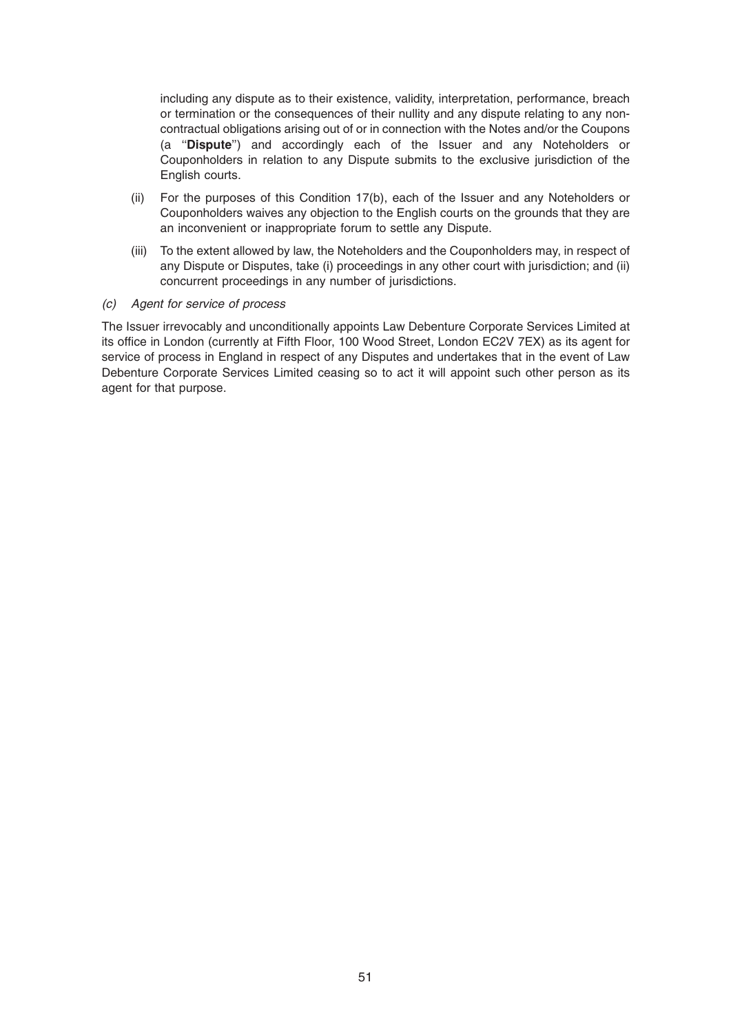including any dispute as to their existence, validity, interpretation, performance, breach or termination or the consequences of their nullity and any dispute relating to any non-contractual obligations arising out of or in connection with the Notes and/or the Coupons (a "**Dispute**") and accordingly each of the Issuer and any Noteholders or Couponholders in relation to any Dispute submits to the exclusive jurisdiction of the English courts.

(ii) For the purposes of this Condition 17(b), each of the Issuer and any Noteholders or Couponholders waives any objection to the English courts on the grounds that they are an inconvenient or inappropriate forum to settle any Dispute.

(iii) To the extent allowed by law, the Noteholders and the Couponholders may, in respect of any Dispute or Disputes, take (i) proceedings in any other court with jurisdiction; and (ii) concurrent proceedings in any number of jurisdictions.

*(c) Agent for service of process*

The Issuer irrevocably and unconditionally appoints Law Debenture Corporate Services Limited at its office in London (currently at Fifth Floor, 100 Wood Street, London EC2V 7EX) as its agent for service of process in England in respect of any Disputes and undertakes that in the event of Law Debenture Corporate Services Limited ceasing so to act it will appoint such other person as its agent for that purpose.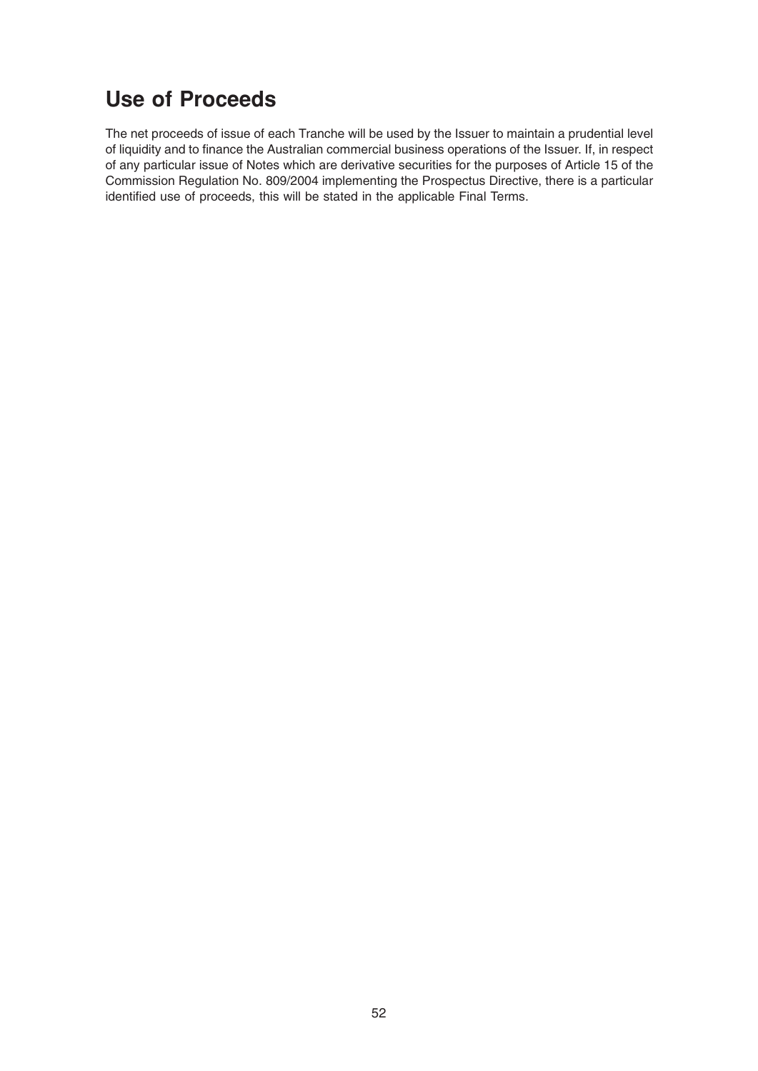# Use of Proceeds

The net proceeds of issue of each Tranche will be used by the Issuer to maintain a prudential level of liquidity and to finance the Australian commercial business operations of the Issuer. If, in respect of any particular issue of Notes which are derivative securities for the purposes of Article 15 of the Commission Regulation No. 809/2004 implementing the Prospectus Directive, there is a particular identified use of proceeds, this will be stated in the applicable Final Terms.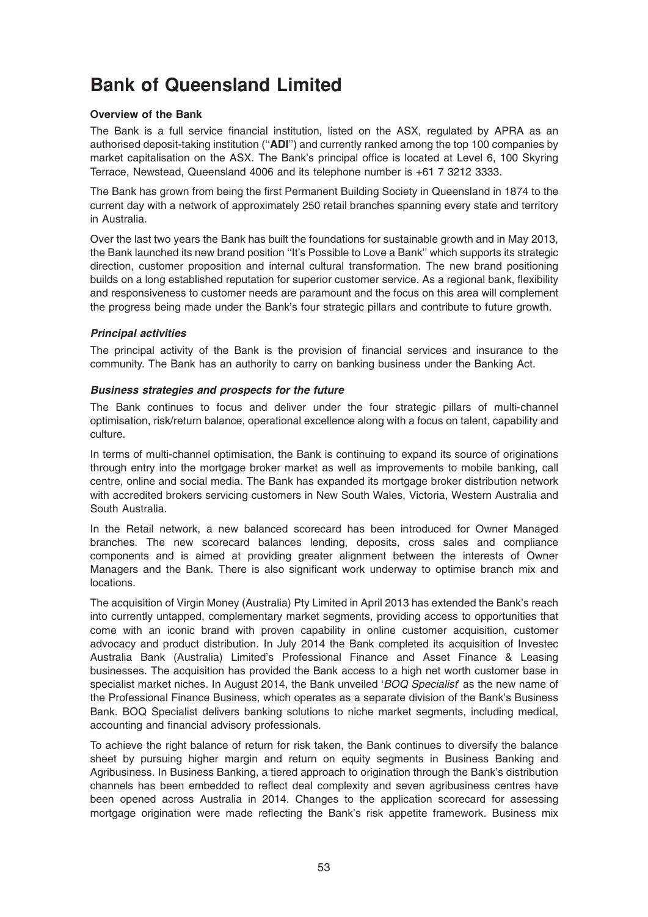# Bank of Queensland Limited

**Overview of the Bank**

The Bank is a full service financial institution, listed on the ASX, regulated by APRA as an authorised deposit-taking institution (''**ADI**'') and currently ranked among the top 100 companies by market capitalisation on the ASX. The Bank's principal office is located at Level 6, 100 Skyring Terrace, Newstead, Queensland 4006 and its telephone number is +61 7 3212 3333.

The Bank has grown from being the first Permanent Building Society in Queensland in 1874 to the current day with a network of approximately 250 retail branches spanning every state and territory in Australia.

Over the last two years the Bank has built the foundations for sustainable growth and in May 2013, the Bank launched its new brand position ''It's Possible to Love a Bank'' which supports its strategic direction, customer proposition and internal cultural transformation. The new brand positioning builds on a long established reputation for superior customer service. As a regional bank, flexibility and responsiveness to customer needs are paramount and the focus on this area will complement the progress being made under the Bank's four strategic pillars and contribute to future growth.

***Principal activities***

The principal activity of the Bank is the provision of financial services and insurance to the community. The Bank has an authority to carry on banking business under the Banking Act.

***Business strategies and prospects for the future***

The Bank continues to focus and deliver under the four strategic pillars of multi-channel optimisation, risk/return balance, operational excellence along with a focus on talent, capability and culture.

In terms of multi-channel optimisation, the Bank is continuing to expand its source of originations through entry into the mortgage broker market as well as improvements to mobile banking, call centre, online and social media. The Bank has expanded its mortgage broker distribution network with accredited brokers servicing customers in New South Wales, Victoria, Western Australia and South Australia.

In the Retail network, a new balanced scorecard has been introduced for Owner Managed branches. The new scorecard balances lending, deposits, cross sales and compliance components and is aimed at providing greater alignment between the interests of Owner Managers and the Bank. There is also significant work underway to optimise branch mix and locations.

The acquisition of Virgin Money (Australia) Pty Limited in April 2013 has extended the Bank's reach into currently untapped, complementary market segments, providing access to opportunities that come with an iconic brand with proven capability in online customer acquisition, customer advocacy and product distribution. In July 2014 the Bank completed its acquisition of Investec Australia Bank (Australia) Limited's Professional Finance and Asset Finance & Leasing businesses. The acquisition has provided the Bank access to a high net worth customer base in specialist market niches. In August 2014, the Bank unveiled '*BOQ Specialist*' as the new name of the Professional Finance Business, which operates as a separate division of the Bank's Business Bank. BOQ Specialist delivers banking solutions to niche market segments, including medical, accounting and financial advisory professionals.

To achieve the right balance of return for risk taken, the Bank continues to diversify the balance sheet by pursuing higher margin and return on equity segments in Business Banking and Agribusiness. In Business Banking, a tiered approach to origination through the Bank's distribution channels has been embedded to reflect deal complexity and seven agribusiness centres have been opened across Australia in 2014. Changes to the application scorecard for assessing mortgage origination were made reflecting the Bank's risk appetite framework. Business mix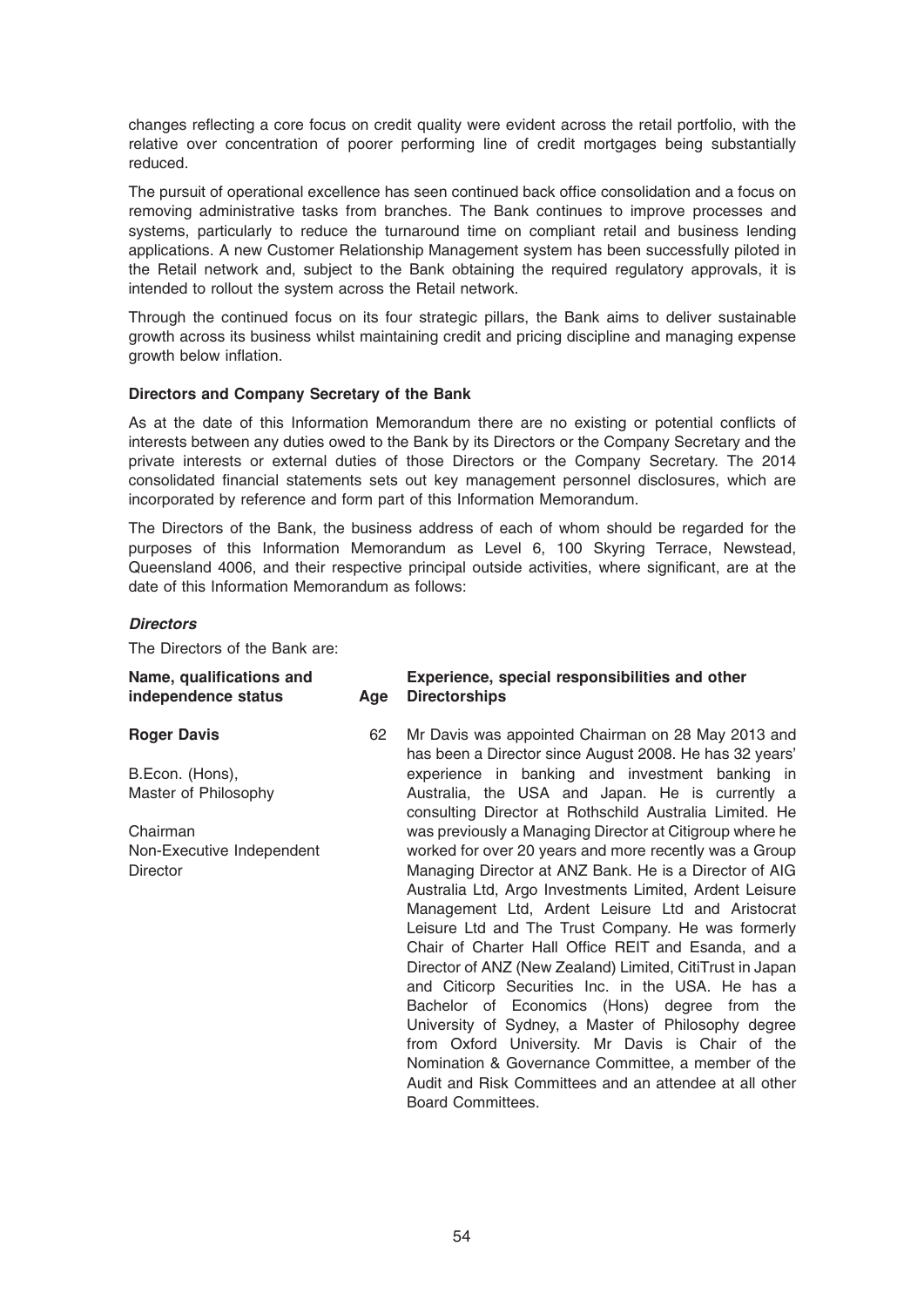changes reflecting a core focus on credit quality were evident across the retail portfolio, with the relative over concentration of poorer performing line of credit mortgages being substantially reduced.

The pursuit of operational excellence has seen continued back office consolidation and a focus on removing administrative tasks from branches. The Bank continues to improve processes and systems, particularly to reduce the turnaround time on compliant retail and business lending applications. A new Customer Relationship Management system has been successfully piloted in the Retail network and, subject to the Bank obtaining the required regulatory approvals, it is intended to rollout the system across the Retail network.

Through the continued focus on its four strategic pillars, the Bank aims to deliver sustainable growth across its business whilst maintaining credit and pricing discipline and managing expense growth below inflation.

**Directors and Company Secretary of the Bank**

As at the date of this Information Memorandum there are no existing or potential conflicts of interests between any duties owed to the Bank by its Directors or the Company Secretary and the private interests or external duties of those Directors or the Company Secretary. The 2014 consolidated financial statements sets out key management personnel disclosures, which are incorporated by reference and form part of this Information Memorandum.

The Directors of the Bank, the business address of each of whom should be regarded for the purposes of this Information Memorandum as Level 6, 100 Skyring Terrace, Newstead, Queensland 4006, and their respective principal outside activities, where significant, are at the date of this Information Memorandum as follows:

***Directors***

The Directors of the Bank are:

| Name, qualifications and independence status | Age | Experience, special responsibilities and other Directorships |
|---|---|---|
| **Roger Davis**<br><br>B.Econ. (Hons),<br>Master of Philosophy<br><br>Chairman<br>Non-Executive Independent Director | 62 | Mr Davis was appointed Chairman on 28 May 2013 and has been a Director since August 2008. He has 32 years' experience in banking and investment banking in Australia, the USA and Japan. He is currently a consulting Director at Rothschild Australia Limited. He was previously a Managing Director at Citigroup where he worked for over 20 years and more recently was a Group Managing Director at ANZ Bank. He is a Director of AIG Australia Ltd, Argo Investments Limited, Ardent Leisure Management Ltd, Ardent Leisure Ltd and Aristocrat Leisure Ltd and The Trust Company. He was formerly Chair of Charter Hall Office REIT and Esanda, and a Director of ANZ (New Zealand) Limited, CitiTrust in Japan and Citicorp Securities Inc. in the USA. He has a Bachelor of Economics (Hons) degree from the University of Sydney, a Master of Philosophy degree from Oxford University. Mr Davis is Chair of the Nomination & Governance Committee, a member of the Audit and Risk Committees and an attendee at all other Board Committees. |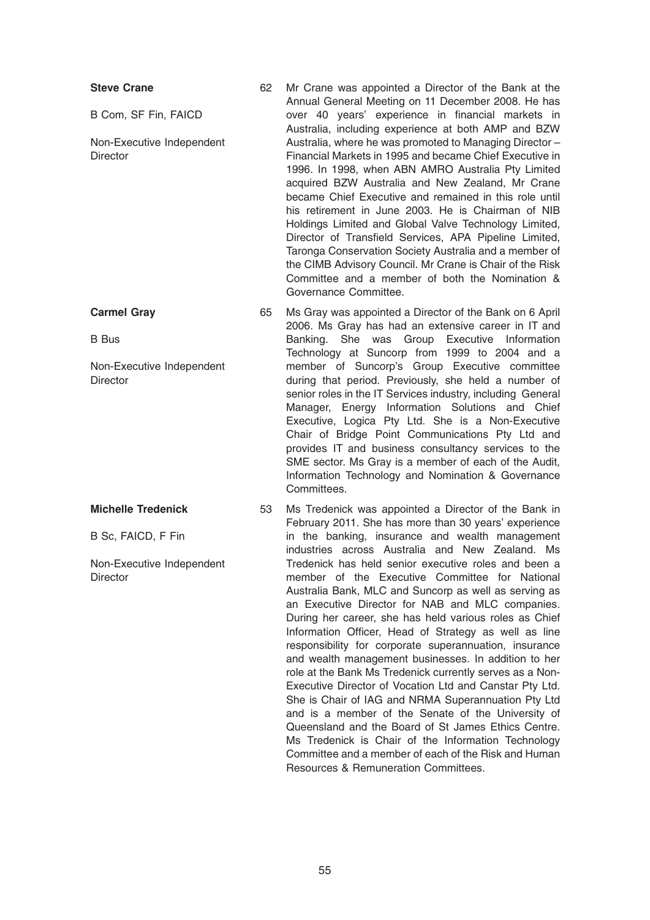**Steve Crane**

B Com, SF Fin, FAICD

Non-Executive Independent Director

62

Mr Crane was appointed a Director of the Bank at the Annual General Meeting on 11 December 2008. He has over 40 years' experience in financial markets in Australia, including experience at both AMP and BZW Australia, where he was promoted to Managing Director – Financial Markets in 1995 and became Chief Executive in 1996. In 1998, when ABN AMRO Australia Pty Limited acquired BZW Australia and New Zealand, Mr Crane became Chief Executive and remained in this role until his retirement in June 2003. He is Chairman of NIB Holdings Limited and Global Valve Technology Limited, Director of Transfield Services, APA Pipeline Limited, Taronga Conservation Society Australia and a member of the CIMB Advisory Council. Mr Crane is Chair of the Risk Committee and a member of both the Nomination & Governance Committee.

**Carmel Gray**

B Bus

Non-Executive Independent Director

65

Ms Gray was appointed a Director of the Bank on 6 April 2006. Ms Gray has had an extensive career in IT and Banking. She was Group Executive Information Technology at Suncorp from 1999 to 2004 and a member of Suncorp's Group Executive committee during that period. Previously, she held a number of senior roles in the IT Services industry, including General Manager, Energy Information Solutions and Chief Executive, Logica Pty Ltd. She is a Non-Executive Chair of Bridge Point Communications Pty Ltd and provides IT and business consultancy services to the SME sector. Ms Gray is a member of each of the Audit, Information Technology and Nomination & Governance Committees.

**Michelle Tredenick**

B Sc, FAICD, F Fin

Non-Executive Independent Director

53

Ms Tredenick was appointed a Director of the Bank in February 2011. She has more than 30 years' experience in the banking, insurance and wealth management industries across Australia and New Zealand. Ms Tredenick has held senior executive roles and been a member of the Executive Committee for National Australia Bank, MLC and Suncorp as well as serving as an Executive Director for NAB and MLC companies. During her career, she has held various roles as Chief Information Officer, Head of Strategy as well as line responsibility for corporate superannuation, insurance and wealth management businesses. In addition to her role at the Bank Ms Tredenick currently serves as a Non-Executive Director of Vocation Ltd and Canstar Pty Ltd. She is Chair of IAG and NRMA Superannuation Pty Ltd and is a member of the Senate of the University of Queensland and the Board of St James Ethics Centre. Ms Tredenick is Chair of the Information Technology Committee and a member of each of the Risk and Human Resources & Remuneration Committees.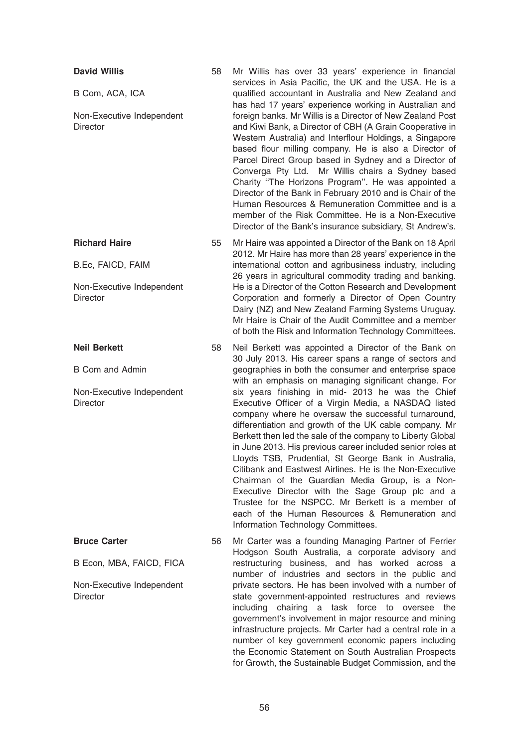**David Willis**

B Com, ACA, ICA

Non-Executive Independent Director

58

Mr Willis has over 33 years' experience in financial services in Asia Pacific, the UK and the USA. He is a qualified accountant in Australia and New Zealand and has had 17 years' experience working in Australian and foreign banks. Mr Willis is a Director of New Zealand Post and Kiwi Bank, a Director of CBH (A Grain Cooperative in Western Australia) and Interflour Holdings, a Singapore based flour milling company. He is also a Director of Parcel Direct Group based in Sydney and a Director of Converga Pty Ltd. Mr Willis chairs a Sydney based Charity ''The Horizons Program''. He was appointed a Director of the Bank in February 2010 and is Chair of the Human Resources & Remuneration Committee and is a member of the Risk Committee. He is a Non-Executive Director of the Bank's insurance subsidiary, St Andrew's.

**Richard Haire**

B.Ec, FAICD, FAIM

Non-Executive Independent Director

55

Mr Haire was appointed a Director of the Bank on 18 April 2012. Mr Haire has more than 28 years' experience in the international cotton and agribusiness industry, including 26 years in agricultural commodity trading and banking. He is a Director of the Cotton Research and Development Corporation and formerly a Director of Open Country Dairy (NZ) and New Zealand Farming Systems Uruguay. Mr Haire is Chair of the Audit Committee and a member of both the Risk and Information Technology Committees.

**Neil Berkett**

B Com and Admin

Non-Executive Independent Director

58

Neil Berkett was appointed a Director of the Bank on 30 July 2013. His career spans a range of sectors and geographies in both the consumer and enterprise space with an emphasis on managing significant change. For six years finishing in mid- 2013 he was the Chief Executive Officer of a Virgin Media, a NASDAQ listed company where he oversaw the successful turnaround, differentiation and growth of the UK cable company. Mr Berkett then led the sale of the company to Liberty Global in June 2013. His previous career included senior roles at Lloyds TSB, Prudential, St George Bank in Australia, Citibank and Eastwest Airlines. He is the Non-Executive Chairman of the Guardian Media Group, is a Non-Executive Director with the Sage Group plc and a Trustee for the NSPCC. Mr Berkett is a member of each of the Human Resources & Remuneration and Information Technology Committees.

**Bruce Carter**

B Econ, MBA, FAICD, FICA

Non-Executive Independent Director

56

Mr Carter was a founding Managing Partner of Ferrier Hodgson South Australia, a corporate advisory and restructuring business, and has worked across a number of industries and sectors in the public and private sectors. He has been involved with a number of state government-appointed restructures and reviews including chairing a task force to oversee the government's involvement in major resource and mining infrastructure projects. Mr Carter had a central role in a number of key government economic papers including the Economic Statement on South Australian Prospects for Growth, the Sustainable Budget Commission, and the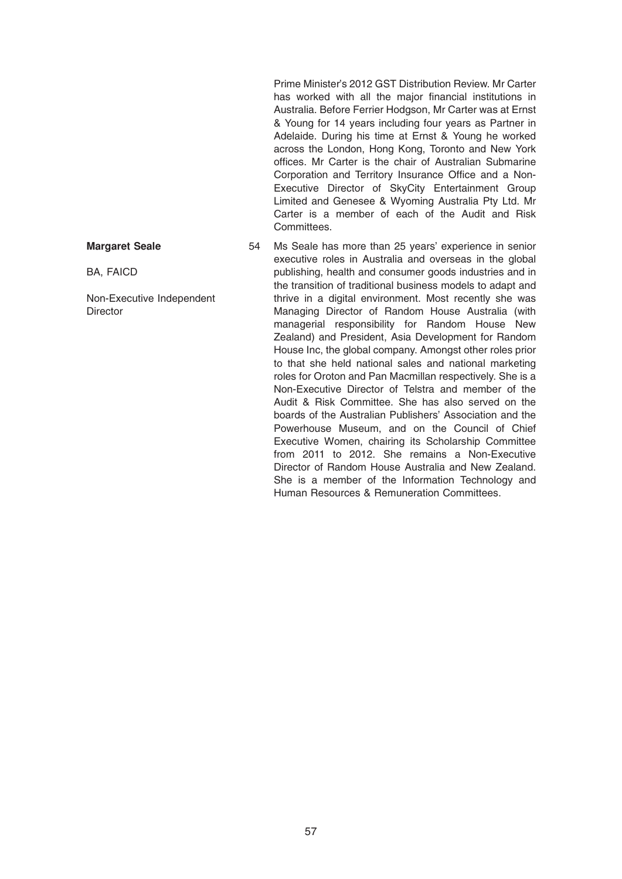Prime Minister's 2012 GST Distribution Review. Mr Carter has worked with all the major financial institutions in Australia. Before Ferrier Hodgson, Mr Carter was at Ernst & Young for 14 years including four years as Partner in Adelaide. During his time at Ernst & Young he worked across the London, Hong Kong, Toronto and New York offices. Mr Carter is the chair of Australian Submarine Corporation and Territory Insurance Office and a Non-Executive Director of SkyCity Entertainment Group Limited and Genesee & Wyoming Australia Pty Ltd. Mr Carter is a member of each of the Audit and Risk Committees.

| | | |
|---|---|---|
| **Margaret Seale**<br><br>BA, FAICD<br><br>Non-Executive Independent Director | 54 | Ms Seale has more than 25 years' experience in senior executive roles in Australia and overseas in the global publishing, health and consumer goods industries and in the transition of traditional business models to adapt and thrive in a digital environment. Most recently she was Managing Director of Random House Australia (with managerial responsibility for Random House New Zealand) and President, Asia Development for Random House Inc, the global company. Amongst other roles prior to that she held national sales and national marketing roles for Oroton and Pan Macmillan respectively. She is a Non-Executive Director of Telstra and member of the Audit & Risk Committee. She has also served on the boards of the Australian Publishers' Association and the Powerhouse Museum, and on the Council of Chief Executive Women, chairing its Scholarship Committee from 2011 to 2012. She remains a Non-Executive Director of Random House Australia and New Zealand. She is a member of the Information Technology and Human Resources & Remuneration Committees. |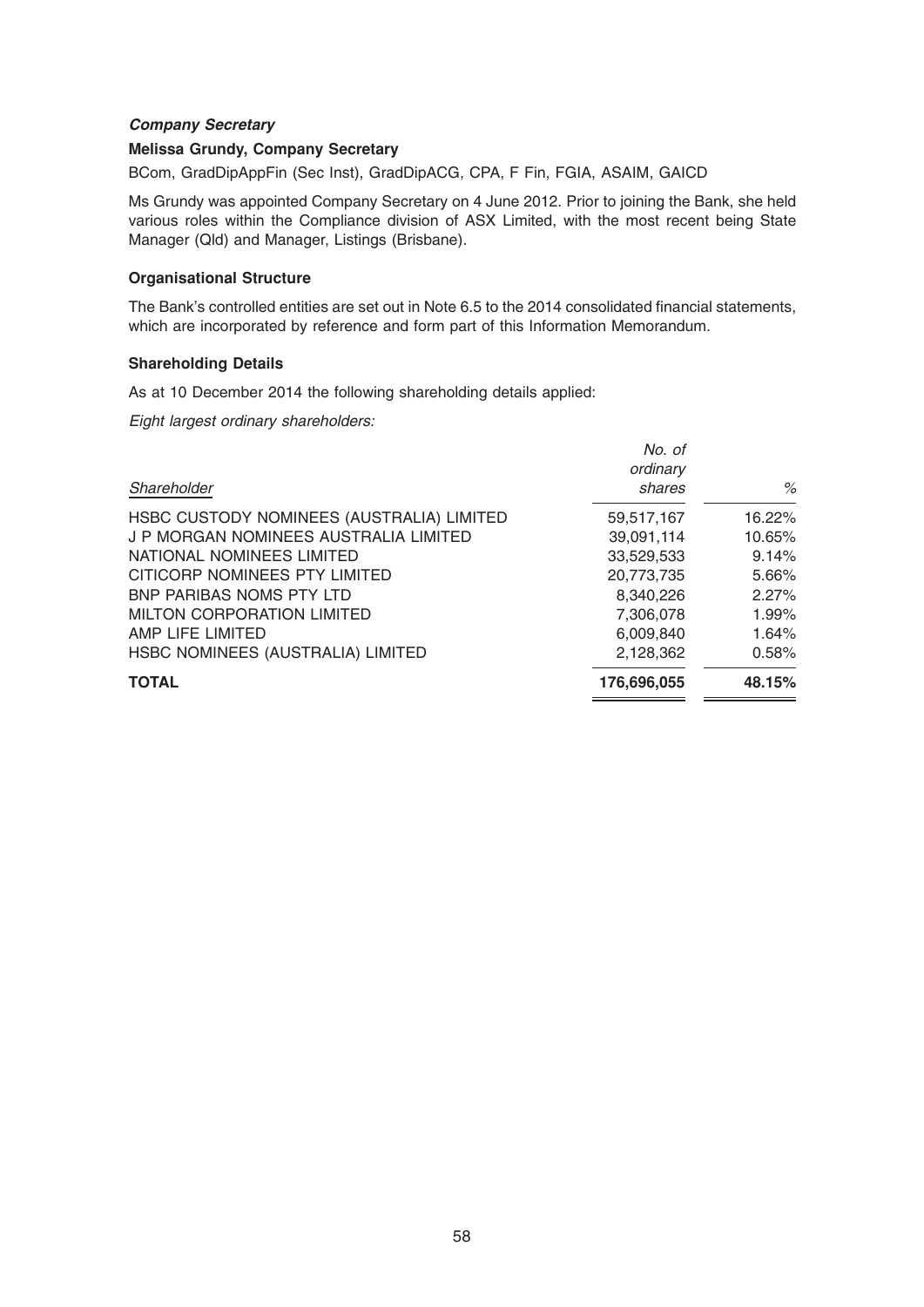***Company Secretary***

**Melissa Grundy, Company Secretary**

BCom, GradDipAppFin (Sec Inst), GradDipACG, CPA, F Fin, FGIA, ASAIM, GAICD

Ms Grundy was appointed Company Secretary on 4 June 2012. Prior to joining the Bank, she held various roles within the Compliance division of ASX Limited, with the most recent being State Manager (Qld) and Manager, Listings (Brisbane).

**Organisational Structure**

The Bank's controlled entities are set out in Note 6.5 to the 2014 consolidated financial statements, which are incorporated by reference and form part of this Information Memorandum.

**Shareholding Details**

As at 10 December 2014 the following shareholding details applied:

*Eight largest ordinary shareholders:*

| *Shareholder* | *No. of ordinary shares* | *%* |
|---|---|---|
| HSBC CUSTODY NOMINEES (AUSTRALIA) LIMITED | 59,517,167 | 16.22% |
| J P MORGAN NOMINEES AUSTRALIA LIMITED | 39,091,114 | 10.65% |
| NATIONAL NOMINEES LIMITED | 33,529,533 | 9.14% |
| CITICORP NOMINEES PTY LIMITED | 20,773,735 | 5.66% |
| BNP PARIBAS NOMS PTY LTD | 8,340,226 | 2.27% |
| MILTON CORPORATION LIMITED | 7,306,078 | 1.99% |
| AMP LIFE LIMITED | 6,009,840 | 1.64% |
| HSBC NOMINEES (AUSTRALIA) LIMITED | 2,128,362 | 0.58% |
| **TOTAL** | **176,696,055** | **48.15%** |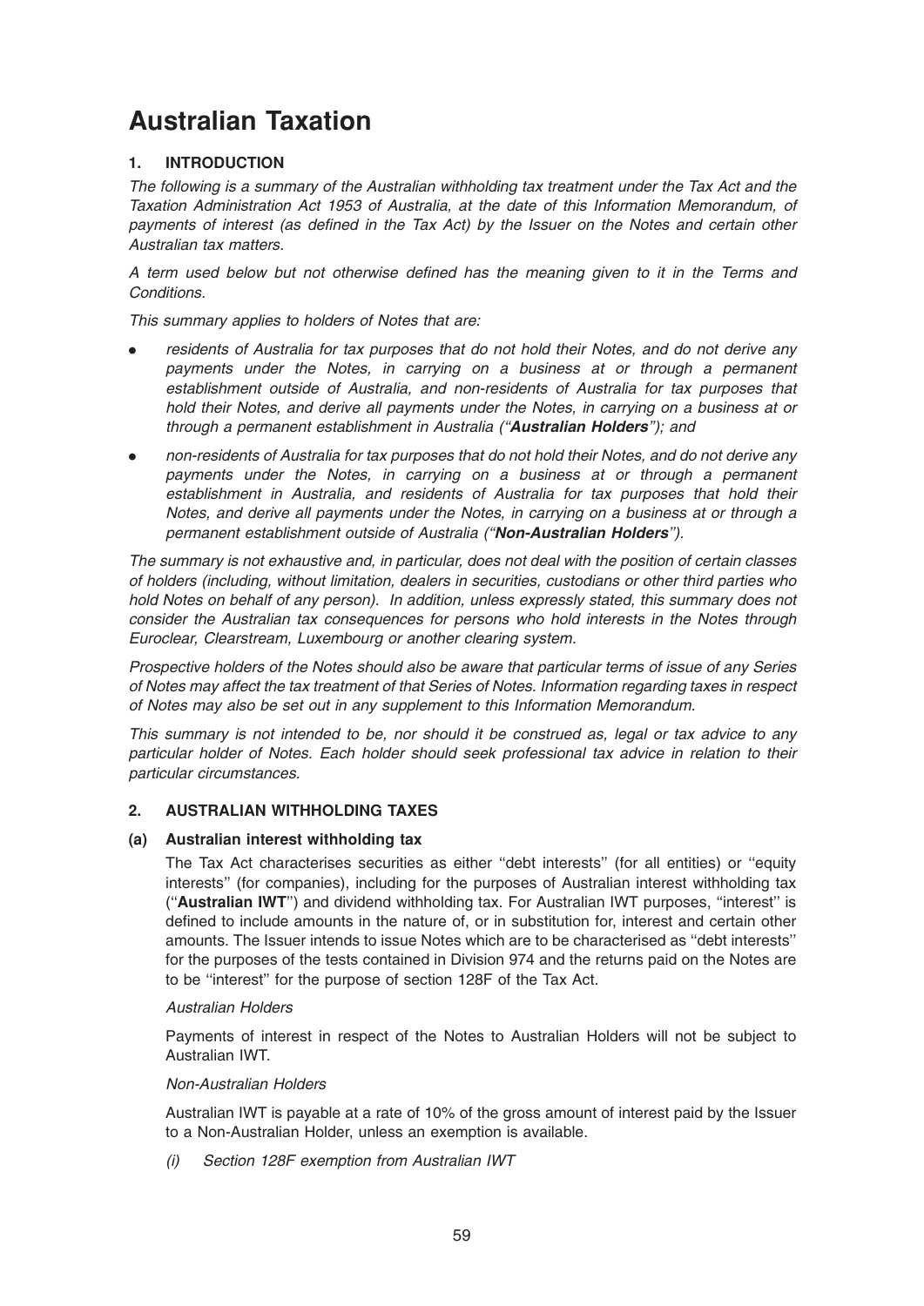# Australian Taxation

## 1. INTRODUCTION

*The following is a summary of the Australian withholding tax treatment under the Tax Act and the Taxation Administration Act 1953 of Australia, at the date of this Information Memorandum, of payments of interest (as defined in the Tax Act) by the Issuer on the Notes and certain other Australian tax matters.*

*A term used below but not otherwise defined has the meaning given to it in the Terms and Conditions.*

*This summary applies to holders of Notes that are:*

- *residents of Australia for tax purposes that do not hold their Notes, and do not derive any payments under the Notes, in carrying on a business at or through a permanent establishment outside of Australia, and non-residents of Australia for tax purposes that hold their Notes, and derive all payments under the Notes, in carrying on a business at or through a permanent establishment in Australia ("**Australian Holders**"); and*
- *non-residents of Australia for tax purposes that do not hold their Notes, and do not derive any payments under the Notes, in carrying on a business at or through a permanent establishment in Australia, and residents of Australia for tax purposes that hold their Notes, and derive all payments under the Notes, in carrying on a business at or through a permanent establishment outside of Australia ("**Non-Australian Holders**").*

*The summary is not exhaustive and, in particular, does not deal with the position of certain classes of holders (including, without limitation, dealers in securities, custodians or other third parties who hold Notes on behalf of any person). In addition, unless expressly stated, this summary does not consider the Australian tax consequences for persons who hold interests in the Notes through Euroclear, Clearstream, Luxembourg or another clearing system.*

*Prospective holders of the Notes should also be aware that particular terms of issue of any Series of Notes may affect the tax treatment of that Series of Notes. Information regarding taxes in respect of Notes may also be set out in any supplement to this Information Memorandum.*

*This summary is not intended to be, nor should it be construed as, legal or tax advice to any particular holder of Notes. Each holder should seek professional tax advice in relation to their particular circumstances.*

## 2. AUSTRALIAN WITHHOLDING TAXES

### (a) Australian interest withholding tax

The Tax Act characterises securities as either "debt interests" (for all entities) or "equity interests" (for companies), including for the purposes of Australian interest withholding tax ("**Australian IWT**") and dividend withholding tax. For Australian IWT purposes, "interest" is defined to include amounts in the nature of, or in substitution for, interest and certain other amounts. The Issuer intends to issue Notes which are to be characterised as "debt interests" for the purposes of the tests contained in Division 974 and the returns paid on the Notes are to be "interest" for the purpose of section 128F of the Tax Act.

*Australian Holders*

Payments of interest in respect of the Notes to Australian Holders will not be subject to Australian IWT.

*Non-Australian Holders*

Australian IWT is payable at a rate of 10% of the gross amount of interest paid by the Issuer to a Non-Australian Holder, unless an exemption is available.

*(i) Section 128F exemption from Australian IWT*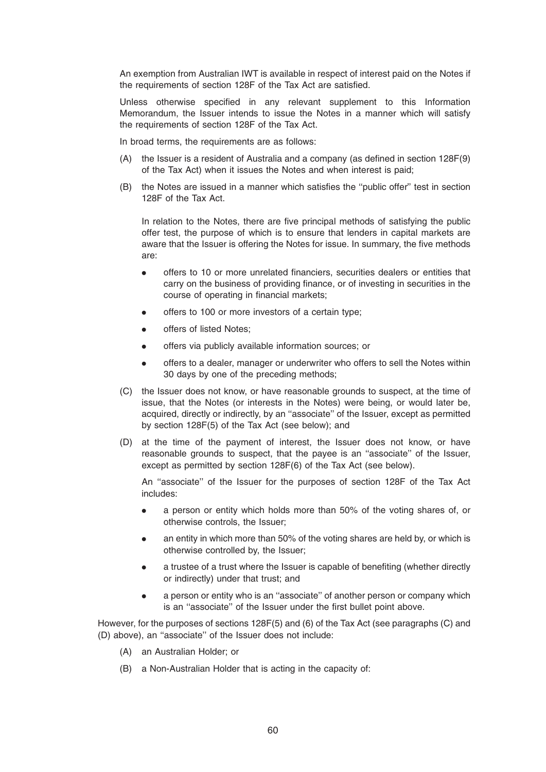An exemption from Australian IWT is available in respect of interest paid on the Notes if the requirements of section 128F of the Tax Act are satisfied.

Unless otherwise specified in any relevant supplement to this Information Memorandum, the Issuer intends to issue the Notes in a manner which will satisfy the requirements of section 128F of the Tax Act.

In broad terms, the requirements are as follows:

(A) the Issuer is a resident of Australia and a company (as defined in section 128F(9) of the Tax Act) when it issues the Notes and when interest is paid;

(B) the Notes are issued in a manner which satisfies the ''public offer'' test in section 128F of the Tax Act.

In relation to the Notes, there are five principal methods of satisfying the public offer test, the purpose of which is to ensure that lenders in capital markets are aware that the Issuer is offering the Notes for issue. In summary, the five methods are:

- offers to 10 or more unrelated financiers, securities dealers or entities that carry on the business of providing finance, or of investing in securities in the course of operating in financial markets;
- offers to 100 or more investors of a certain type;
- offers of listed Notes;
- offers via publicly available information sources; or
- offers to a dealer, manager or underwriter who offers to sell the Notes within 30 days by one of the preceding methods;

(C) the Issuer does not know, or have reasonable grounds to suspect, at the time of issue, that the Notes (or interests in the Notes) were being, or would later be, acquired, directly or indirectly, by an ''associate'' of the Issuer, except as permitted by section 128F(5) of the Tax Act (see below); and

(D) at the time of the payment of interest, the Issuer does not know, or have reasonable grounds to suspect, that the payee is an ''associate'' of the Issuer, except as permitted by section 128F(6) of the Tax Act (see below).

An ''associate'' of the Issuer for the purposes of section 128F of the Tax Act includes:

- a person or entity which holds more than 50% of the voting shares of, or otherwise controls, the Issuer;
- an entity in which more than 50% of the voting shares are held by, or which is otherwise controlled by, the Issuer;
- a trustee of a trust where the Issuer is capable of benefiting (whether directly or indirectly) under that trust; and
- a person or entity who is an ''associate'' of another person or company which is an ''associate'' of the Issuer under the first bullet point above.

However, for the purposes of sections 128F(5) and (6) of the Tax Act (see paragraphs (C) and (D) above), an ''associate'' of the Issuer does not include:

(A) an Australian Holder; or

(B) a Non-Australian Holder that is acting in the capacity of: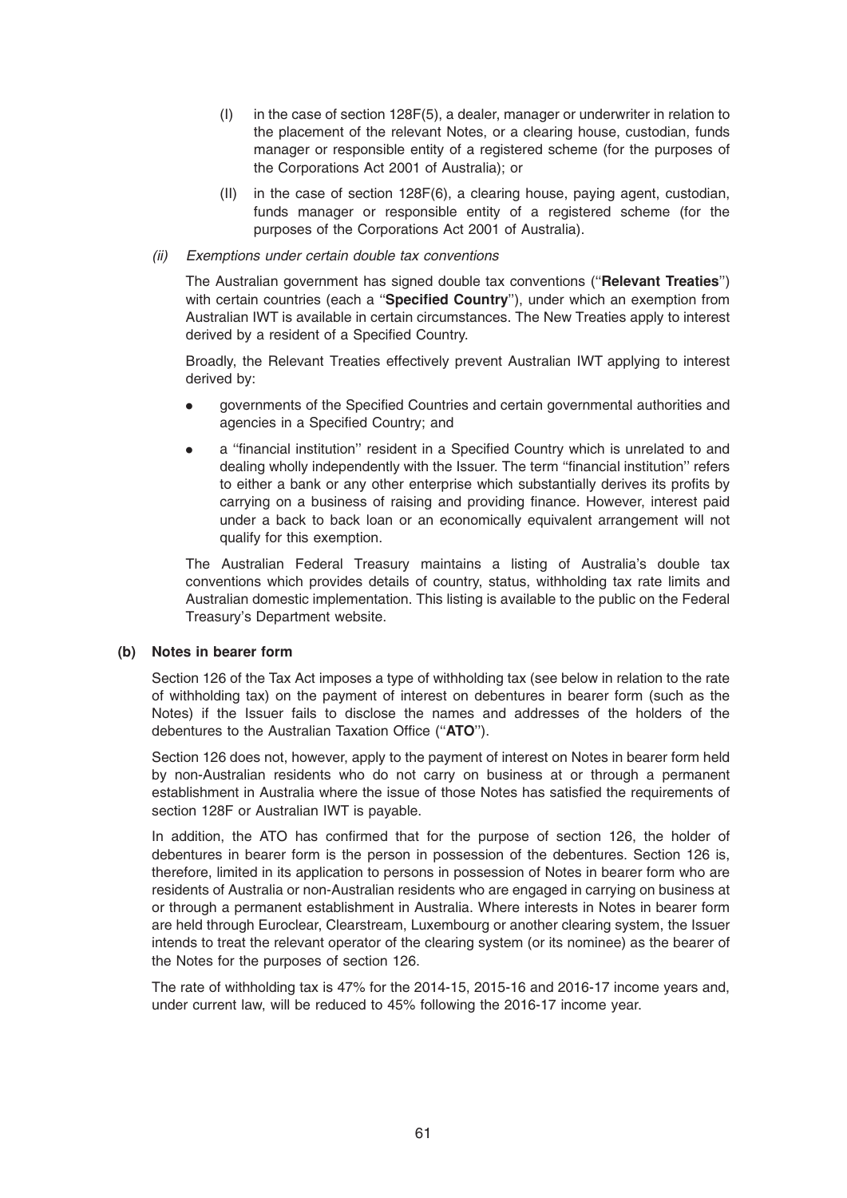(I) in the case of section 128F(5), a dealer, manager or underwriter in relation to the placement of the relevant Notes, or a clearing house, custodian, funds manager or responsible entity of a registered scheme (for the purposes of the Corporations Act 2001 of Australia); or

(II) in the case of section 128F(6), a clearing house, paying agent, custodian, funds manager or responsible entity of a registered scheme (for the purposes of the Corporations Act 2001 of Australia).

*(ii) Exemptions under certain double tax conventions*

The Australian government has signed double tax conventions (''**Relevant Treaties**'') with certain countries (each a ''**Specified Country**''), under which an exemption from Australian IWT is available in certain circumstances. The New Treaties apply to interest derived by a resident of a Specified Country.

Broadly, the Relevant Treaties effectively prevent Australian IWT applying to interest derived by:

- governments of the Specified Countries and certain governmental authorities and agencies in a Specified Country; and
- a ''financial institution'' resident in a Specified Country which is unrelated to and dealing wholly independently with the Issuer. The term ''financial institution'' refers to either a bank or any other enterprise which substantially derives its profits by carrying on a business of raising and providing finance. However, interest paid under a back to back loan or an economically equivalent arrangement will not qualify for this exemption.

The Australian Federal Treasury maintains a listing of Australia's double tax conventions which provides details of country, status, withholding tax rate limits and Australian domestic implementation. This listing is available to the public on the Federal Treasury's Department website.

**(b) Notes in bearer form**

Section 126 of the Tax Act imposes a type of withholding tax (see below in relation to the rate of withholding tax) on the payment of interest on debentures in bearer form (such as the Notes) if the Issuer fails to disclose the names and addresses of the holders of the debentures to the Australian Taxation Office (''**ATO**'').

Section 126 does not, however, apply to the payment of interest on Notes in bearer form held by non-Australian residents who do not carry on business at or through a permanent establishment in Australia where the issue of those Notes has satisfied the requirements of section 128F or Australian IWT is payable.

In addition, the ATO has confirmed that for the purpose of section 126, the holder of debentures in bearer form is the person in possession of the debentures. Section 126 is, therefore, limited in its application to persons in possession of Notes in bearer form who are residents of Australia or non-Australian residents who are engaged in carrying on business at or through a permanent establishment in Australia. Where interests in Notes in bearer form are held through Euroclear, Clearstream, Luxembourg or another clearing system, the Issuer intends to treat the relevant operator of the clearing system (or its nominee) as the bearer of the Notes for the purposes of section 126.

The rate of withholding tax is 47% for the 2014-15, 2015-16 and 2016-17 income years and, under current law, will be reduced to 45% following the 2016-17 income year.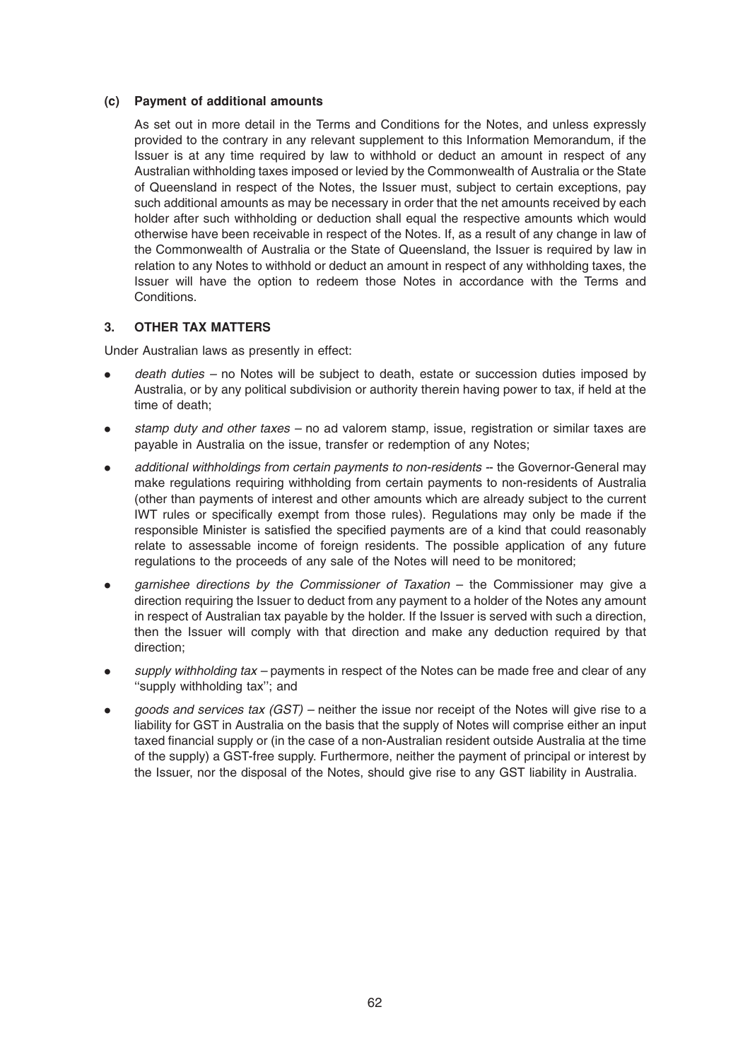### (c) Payment of additional amounts

As set out in more detail in the Terms and Conditions for the Notes, and unless expressly provided to the contrary in any relevant supplement to this Information Memorandum, if the Issuer is at any time required by law to withhold or deduct an amount in respect of any Australian withholding taxes imposed or levied by the Commonwealth of Australia or the State of Queensland in respect of the Notes, the Issuer must, subject to certain exceptions, pay such additional amounts as may be necessary in order that the net amounts received by each holder after such withholding or deduction shall equal the respective amounts which would otherwise have been receivable in respect of the Notes. If, as a result of any change in law of the Commonwealth of Australia or the State of Queensland, the Issuer is required by law in relation to any Notes to withhold or deduct an amount in respect of any withholding taxes, the Issuer will have the option to redeem those Notes in accordance with the Terms and Conditions.

## 3. OTHER TAX MATTERS

Under Australian laws as presently in effect:

- *death duties* – no Notes will be subject to death, estate or succession duties imposed by Australia, or by any political subdivision or authority therein having power to tax, if held at the time of death;
- *stamp duty and other taxes* – no ad valorem stamp, issue, registration or similar taxes are payable in Australia on the issue, transfer or redemption of any Notes;
- *additional withholdings from certain payments to non-residents* -- the Governor-General may make regulations requiring withholding from certain payments to non-residents of Australia (other than payments of interest and other amounts which are already subject to the current IWT rules or specifically exempt from those rules). Regulations may only be made if the responsible Minister is satisfied the specified payments are of a kind that could reasonably relate to assessable income of foreign residents. The possible application of any future regulations to the proceeds of any sale of the Notes will need to be monitored;
- *garnishee directions by the Commissioner of Taxation* – the Commissioner may give a direction requiring the Issuer to deduct from any payment to a holder of the Notes any amount in respect of Australian tax payable by the holder. If the Issuer is served with such a direction, then the Issuer will comply with that direction and make any deduction required by that direction;
- *supply withholding tax* – payments in respect of the Notes can be made free and clear of any ''supply withholding tax''; and
- *goods and services tax (GST)* – neither the issue nor receipt of the Notes will give rise to a liability for GST in Australia on the basis that the supply of Notes will comprise either an input taxed financial supply or (in the case of a non-Australian resident outside Australia at the time of the supply) a GST-free supply. Furthermore, neither the payment of principal or interest by the Issuer, nor the disposal of the Notes, should give rise to any GST liability in Australia.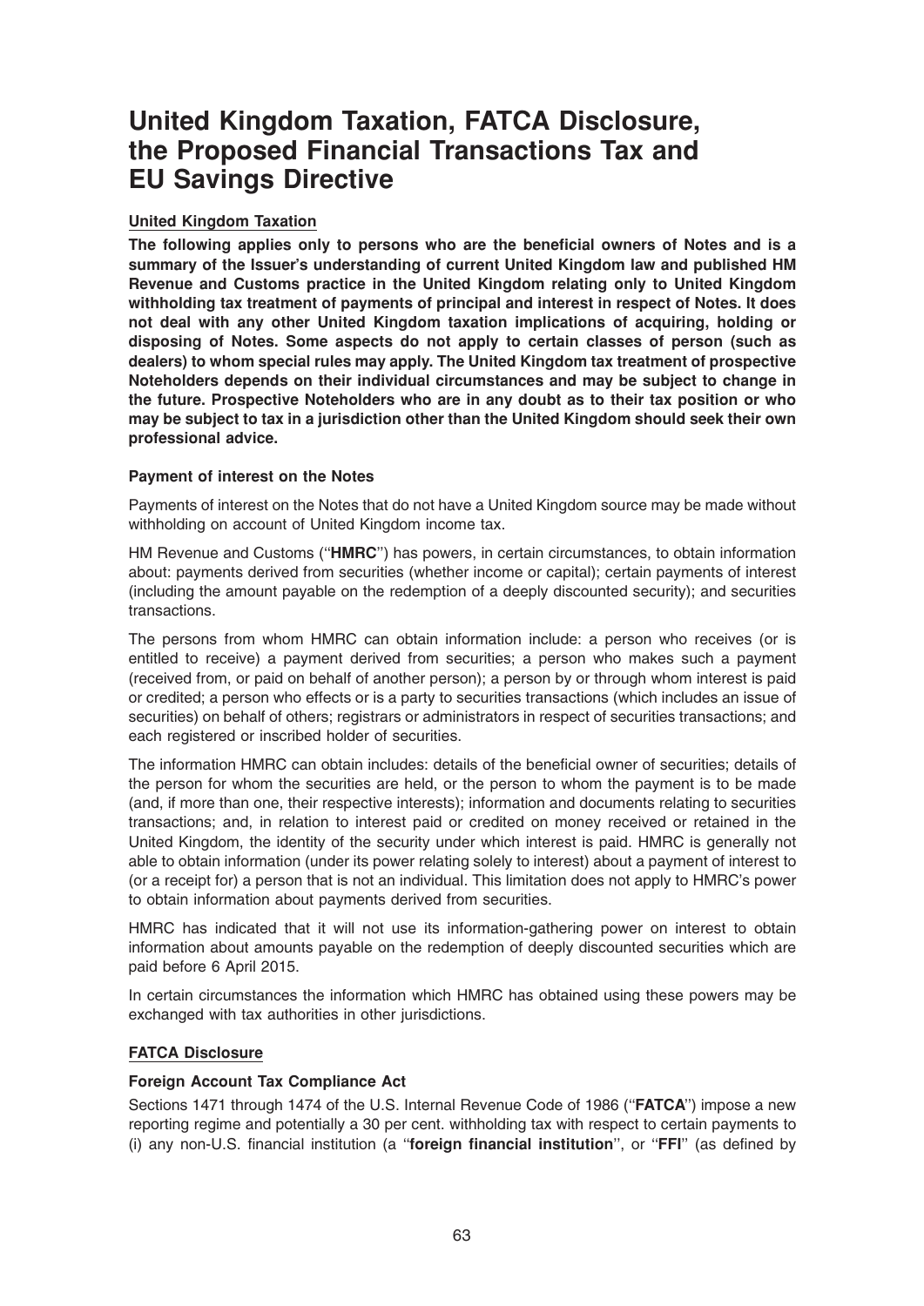# United Kingdom Taxation, FATCA Disclosure, the Proposed Financial Transactions Tax and EU Savings Directive

## United Kingdom Taxation

**The following applies only to persons who are the beneficial owners of Notes and is a summary of the Issuer's understanding of current United Kingdom law and published HM Revenue and Customs practice in the United Kingdom relating only to United Kingdom withholding tax treatment of payments of principal and interest in respect of Notes. It does not deal with any other United Kingdom taxation implications of acquiring, holding or disposing of Notes. Some aspects do not apply to certain classes of person (such as dealers) to whom special rules may apply. The United Kingdom tax treatment of prospective Noteholders depends on their individual circumstances and may be subject to change in the future. Prospective Noteholders who are in any doubt as to their tax position or who may be subject to tax in a jurisdiction other than the United Kingdom should seek their own professional advice.**

### Payment of interest on the Notes

Payments of interest on the Notes that do not have a United Kingdom source may be made without withholding on account of United Kingdom income tax.

HM Revenue and Customs (''**HMRC**'') has powers, in certain circumstances, to obtain information about: payments derived from securities (whether income or capital); certain payments of interest (including the amount payable on the redemption of a deeply discounted security); and securities transactions.

The persons from whom HMRC can obtain information include: a person who receives (or is entitled to receive) a payment derived from securities; a person who makes such a payment (received from, or paid on behalf of another person); a person by or through whom interest is paid or credited; a person who effects or is a party to securities transactions (which includes an issue of securities) on behalf of others; registrars or administrators in respect of securities transactions; and each registered or inscribed holder of securities.

The information HMRC can obtain includes: details of the beneficial owner of securities; details of the person for whom the securities are held, or the person to whom the payment is to be made (and, if more than one, their respective interests); information and documents relating to securities transactions; and, in relation to interest paid or credited on money received or retained in the United Kingdom, the identity of the security under which interest is paid. HMRC is generally not able to obtain information (under its power relating solely to interest) about a payment of interest to (or a receipt for) a person that is not an individual. This limitation does not apply to HMRC's power to obtain information about payments derived from securities.

HMRC has indicated that it will not use its information-gathering power on interest to obtain information about amounts payable on the redemption of deeply discounted securities which are paid before 6 April 2015.

In certain circumstances the information which HMRC has obtained using these powers may be exchanged with tax authorities in other jurisdictions.

## FATCA Disclosure

### Foreign Account Tax Compliance Act

Sections 1471 through 1474 of the U.S. Internal Revenue Code of 1986 (''**FATCA**'') impose a new reporting regime and potentially a 30 per cent. withholding tax with respect to certain payments to (i) any non-U.S. financial institution (a ''**foreign financial institution**'', or ''**FFI**'' (as defined by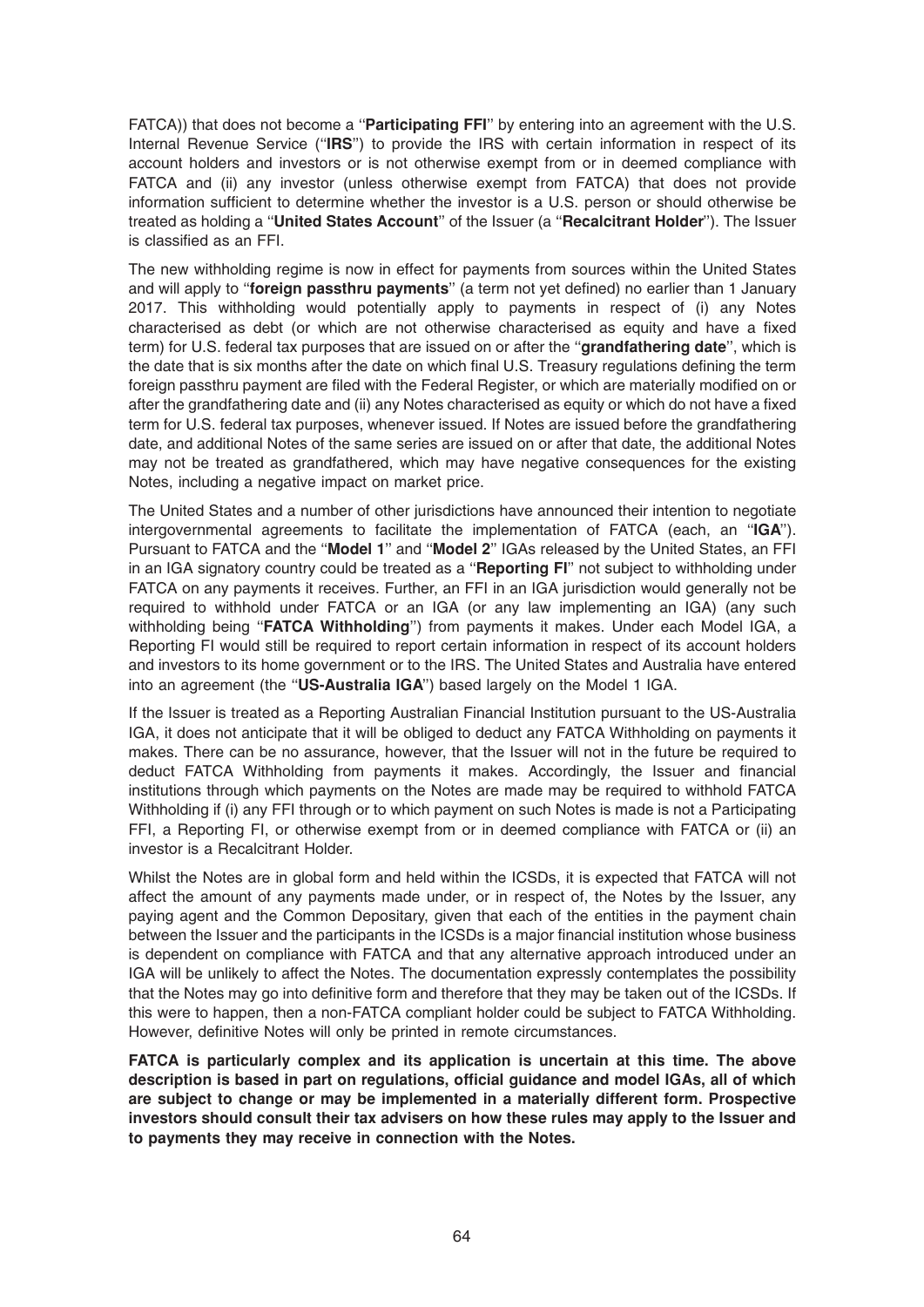FATCA)) that does not become a "**Participating FFI**" by entering into an agreement with the U.S. Internal Revenue Service ("**IRS**") to provide the IRS with certain information in respect of its account holders and investors or is not otherwise exempt from or in deemed compliance with FATCA and (ii) any investor (unless otherwise exempt from FATCA) that does not provide information sufficient to determine whether the investor is a U.S. person or should otherwise be treated as holding a "**United States Account**" of the Issuer (a "**Recalcitrant Holder**"). The Issuer is classified as an FFI.

The new withholding regime is now in effect for payments from sources within the United States and will apply to "**foreign passthru payments**" (a term not yet defined) no earlier than 1 January 2017. This withholding would potentially apply to payments in respect of (i) any Notes characterised as debt (or which are not otherwise characterised as equity and have a fixed term) for U.S. federal tax purposes that are issued on or after the "**grandfathering date**", which is the date that is six months after the date on which final U.S. Treasury regulations defining the term foreign passthru payment are filed with the Federal Register, or which are materially modified on or after the grandfathering date and (ii) any Notes characterised as equity or which do not have a fixed term for U.S. federal tax purposes, whenever issued. If Notes are issued before the grandfathering date, and additional Notes of the same series are issued on or after that date, the additional Notes may not be treated as grandfathered, which may have negative consequences for the existing Notes, including a negative impact on market price.

The United States and a number of other jurisdictions have announced their intention to negotiate intergovernmental agreements to facilitate the implementation of FATCA (each, an "**IGA**"). Pursuant to FATCA and the "**Model 1**" and "**Model 2**" IGAs released by the United States, an FFI in an IGA signatory country could be treated as a "**Reporting FI**" not subject to withholding under FATCA on any payments it receives. Further, an FFI in an IGA jurisdiction would generally not be required to withhold under FATCA or an IGA (or any law implementing an IGA) (any such withholding being "**FATCA Withholding**") from payments it makes. Under each Model IGA, a Reporting FI would still be required to report certain information in respect of its account holders and investors to its home government or to the IRS. The United States and Australia have entered into an agreement (the "**US-Australia IGA**") based largely on the Model 1 IGA.

If the Issuer is treated as a Reporting Australian Financial Institution pursuant to the US-Australia IGA, it does not anticipate that it will be obliged to deduct any FATCA Withholding on payments it makes. There can be no assurance, however, that the Issuer will not in the future be required to deduct FATCA Withholding from payments it makes. Accordingly, the Issuer and financial institutions through which payments on the Notes are made may be required to withhold FATCA Withholding if (i) any FFI through or to which payment on such Notes is made is not a Participating FFI, a Reporting FI, or otherwise exempt from or in deemed compliance with FATCA or (ii) an investor is a Recalcitrant Holder.

Whilst the Notes are in global form and held within the ICSDs, it is expected that FATCA will not affect the amount of any payments made under, or in respect of, the Notes by the Issuer, any paying agent and the Common Depositary, given that each of the entities in the payment chain between the Issuer and the participants in the ICSDs is a major financial institution whose business is dependent on compliance with FATCA and that any alternative approach introduced under an IGA will be unlikely to affect the Notes. The documentation expressly contemplates the possibility that the Notes may go into definitive form and therefore that they may be taken out of the ICSDs. If this were to happen, then a non-FATCA compliant holder could be subject to FATCA Withholding. However, definitive Notes will only be printed in remote circumstances.

**FATCA is particularly complex and its application is uncertain at this time. The above description is based in part on regulations, official guidance and model IGAs, all of which are subject to change or may be implemented in a materially different form. Prospective investors should consult their tax advisers on how these rules may apply to the Issuer and to payments they may receive in connection with the Notes.**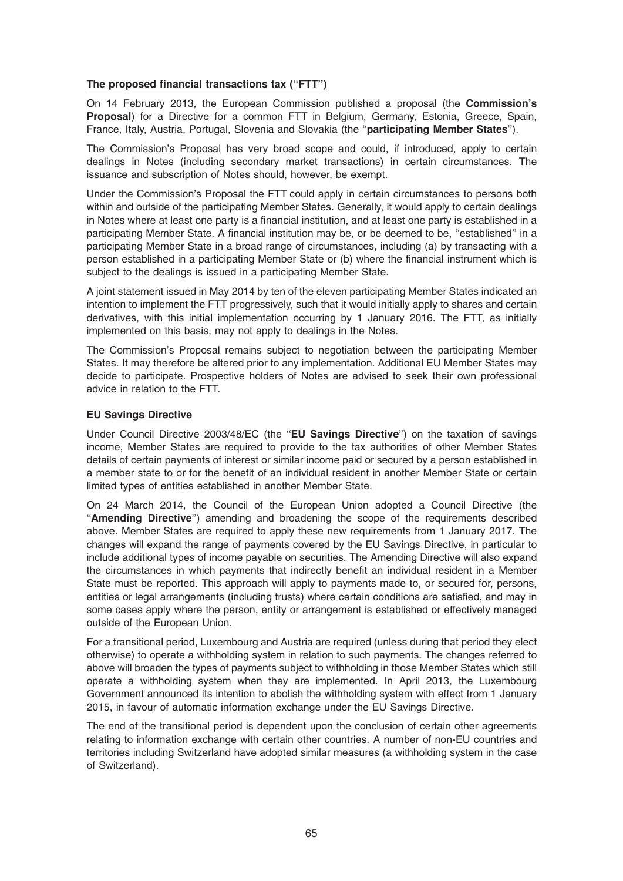## The proposed financial transactions tax (''FTT'')

On 14 February 2013, the European Commission published a proposal (the **Commission's Proposal**) for a Directive for a common FTT in Belgium, Germany, Estonia, Greece, Spain, France, Italy, Austria, Portugal, Slovenia and Slovakia (the ''**participating Member States**'').

The Commission's Proposal has very broad scope and could, if introduced, apply to certain dealings in Notes (including secondary market transactions) in certain circumstances. The issuance and subscription of Notes should, however, be exempt.

Under the Commission's Proposal the FTT could apply in certain circumstances to persons both within and outside of the participating Member States. Generally, it would apply to certain dealings in Notes where at least one party is a financial institution, and at least one party is established in a participating Member State. A financial institution may be, or be deemed to be, ''established'' in a participating Member State in a broad range of circumstances, including (a) by transacting with a person established in a participating Member State or (b) where the financial instrument which is subject to the dealings is issued in a participating Member State.

A joint statement issued in May 2014 by ten of the eleven participating Member States indicated an intention to implement the FTT progressively, such that it would initially apply to shares and certain derivatives, with this initial implementation occurring by 1 January 2016. The FTT, as initially implemented on this basis, may not apply to dealings in the Notes.

The Commission's Proposal remains subject to negotiation between the participating Member States. It may therefore be altered prior to any implementation. Additional EU Member States may decide to participate. Prospective holders of Notes are advised to seek their own professional advice in relation to the FTT.

## EU Savings Directive

Under Council Directive 2003/48/EC (the ''**EU Savings Directive**'') on the taxation of savings income, Member States are required to provide to the tax authorities of other Member States details of certain payments of interest or similar income paid or secured by a person established in a member state to or for the benefit of an individual resident in another Member State or certain limited types of entities established in another Member State.

On 24 March 2014, the Council of the European Union adopted a Council Directive (the ''**Amending Directive**'') amending and broadening the scope of the requirements described above. Member States are required to apply these new requirements from 1 January 2017. The changes will expand the range of payments covered by the EU Savings Directive, in particular to include additional types of income payable on securities. The Amending Directive will also expand the circumstances in which payments that indirectly benefit an individual resident in a Member State must be reported. This approach will apply to payments made to, or secured for, persons, entities or legal arrangements (including trusts) where certain conditions are satisfied, and may in some cases apply where the person, entity or arrangement is established or effectively managed outside of the European Union.

For a transitional period, Luxembourg and Austria are required (unless during that period they elect otherwise) to operate a withholding system in relation to such payments. The changes referred to above will broaden the types of payments subject to withholding in those Member States which still operate a withholding system when they are implemented. In April 2013, the Luxembourg Government announced its intention to abolish the withholding system with effect from 1 January 2015, in favour of automatic information exchange under the EU Savings Directive.

The end of the transitional period is dependent upon the conclusion of certain other agreements relating to information exchange with certain other countries. A number of non-EU countries and territories including Switzerland have adopted similar measures (a withholding system in the case of Switzerland).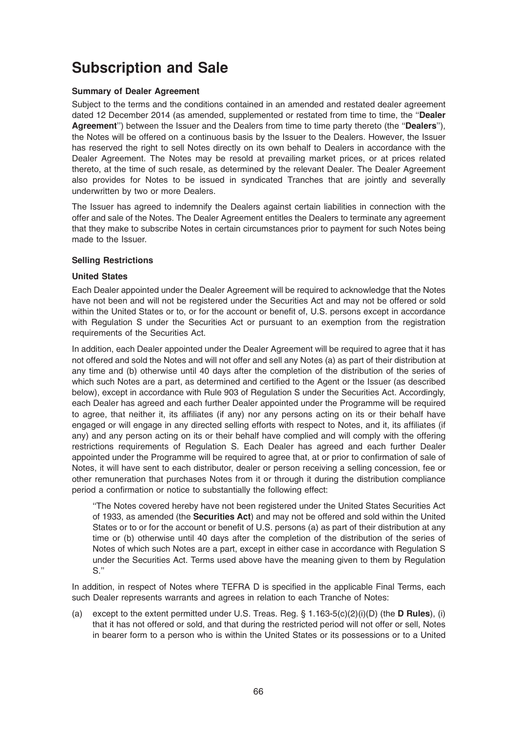# Subscription and Sale

### Summary of Dealer Agreement

Subject to the terms and the conditions contained in an amended and restated dealer agreement dated 12 December 2014 (as amended, supplemented or restated from time to time, the "**Dealer Agreement**") between the Issuer and the Dealers from time to time party thereto (the "**Dealers**"), the Notes will be offered on a continuous basis by the Issuer to the Dealers. However, the Issuer has reserved the right to sell Notes directly on its own behalf to Dealers in accordance with the Dealer Agreement. The Notes may be resold at prevailing market prices, or at prices related thereto, at the time of such resale, as determined by the relevant Dealer. The Dealer Agreement also provides for Notes to be issued in syndicated Tranches that are jointly and severally underwritten by two or more Dealers.

The Issuer has agreed to indemnify the Dealers against certain liabilities in connection with the offer and sale of the Notes. The Dealer Agreement entitles the Dealers to terminate any agreement that they make to subscribe Notes in certain circumstances prior to payment for such Notes being made to the Issuer.

### Selling Restrictions

### United States

Each Dealer appointed under the Dealer Agreement will be required to acknowledge that the Notes have not been and will not be registered under the Securities Act and may not be offered or sold within the United States or to, or for the account or benefit of, U.S. persons except in accordance with Regulation S under the Securities Act or pursuant to an exemption from the registration requirements of the Securities Act.

In addition, each Dealer appointed under the Dealer Agreement will be required to agree that it has not offered and sold the Notes and will not offer and sell any Notes (a) as part of their distribution at any time and (b) otherwise until 40 days after the completion of the distribution of the series of which such Notes are a part, as determined and certified to the Agent or the Issuer (as described below), except in accordance with Rule 903 of Regulation S under the Securities Act. Accordingly, each Dealer has agreed and each further Dealer appointed under the Programme will be required to agree, that neither it, its affiliates (if any) nor any persons acting on its or their behalf have engaged or will engage in any directed selling efforts with respect to Notes, and it, its affiliates (if any) and any person acting on its or their behalf have complied and will comply with the offering restrictions requirements of Regulation S. Each Dealer has agreed and each further Dealer appointed under the Programme will be required to agree that, at or prior to confirmation of sale of Notes, it will have sent to each distributor, dealer or person receiving a selling concession, fee or other remuneration that purchases Notes from it or through it during the distribution compliance period a confirmation or notice to substantially the following effect:

> "The Notes covered hereby have not been registered under the United States Securities Act of 1933, as amended (the **Securities Act**) and may not be offered and sold within the United States or to or for the account or benefit of U.S. persons (a) as part of their distribution at any time or (b) otherwise until 40 days after the completion of the distribution of the series of Notes of which such Notes are a part, except in either case in accordance with Regulation S under the Securities Act. Terms used above have the meaning given to them by Regulation S."

In addition, in respect of Notes where TEFRA D is specified in the applicable Final Terms, each such Dealer represents warrants and agrees in relation to each Tranche of Notes:

(a) except to the extent permitted under U.S. Treas. Reg. § 1.163-5(c)(2)(i)(D) (the **D Rules**), (i) that it has not offered or sold, and that during the restricted period will not offer or sell, Notes in bearer form to a person who is within the United States or its possessions or to a United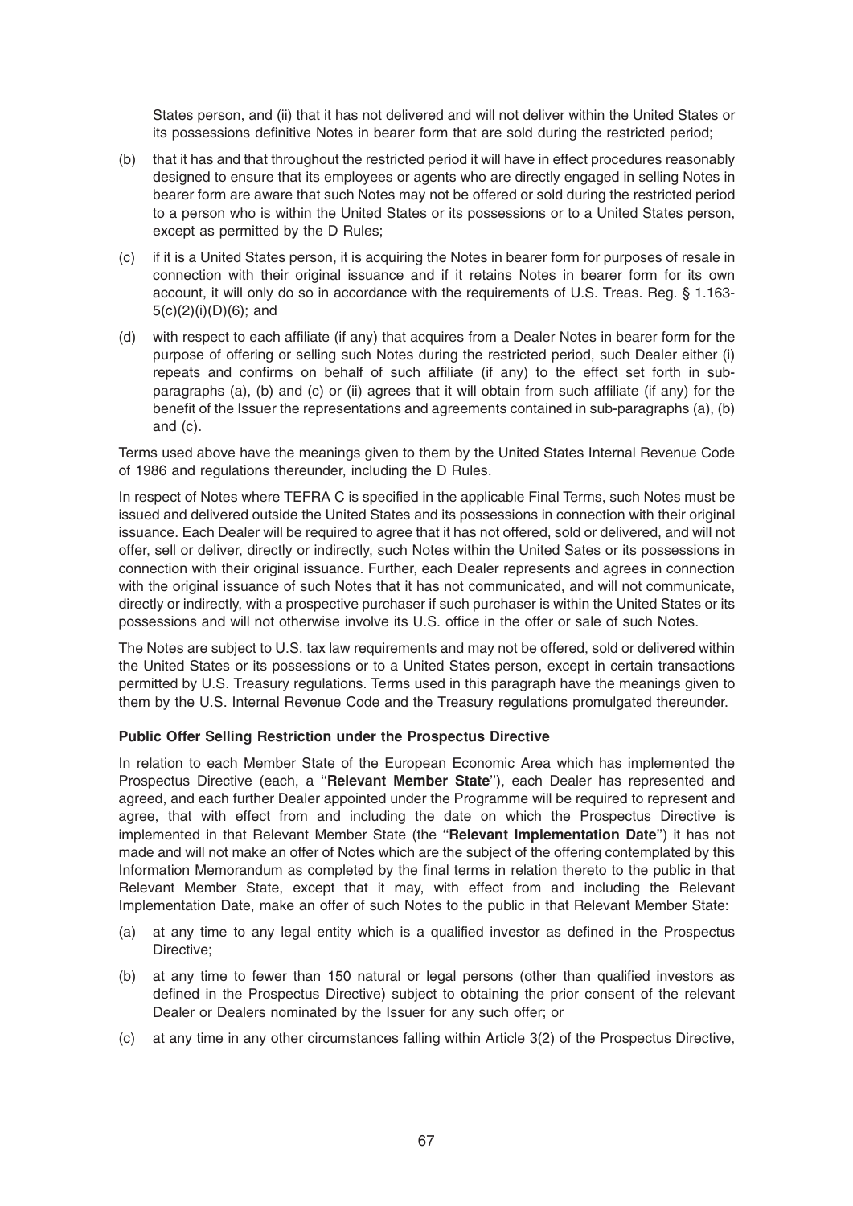States person, and (ii) that it has not delivered and will not deliver within the United States or its possessions definitive Notes in bearer form that are sold during the restricted period;

(b) that it has and that throughout the restricted period it will have in effect procedures reasonably designed to ensure that its employees or agents who are directly engaged in selling Notes in bearer form are aware that such Notes may not be offered or sold during the restricted period to a person who is within the United States or its possessions or to a United States person, except as permitted by the D Rules;

(c) if it is a United States person, it is acquiring the Notes in bearer form for purposes of resale in connection with their original issuance and if it retains Notes in bearer form for its own account, it will only do so in accordance with the requirements of U.S. Treas. Reg. § 1.163-5(c)(2)(i)(D)(6); and

(d) with respect to each affiliate (if any) that acquires from a Dealer Notes in bearer form for the purpose of offering or selling such Notes during the restricted period, such Dealer either (i) repeats and confirms on behalf of such affiliate (if any) to the effect set forth in sub-paragraphs (a), (b) and (c) or (ii) agrees that it will obtain from such affiliate (if any) for the benefit of the Issuer the representations and agreements contained in sub-paragraphs (a), (b) and (c).

Terms used above have the meanings given to them by the United States Internal Revenue Code of 1986 and regulations thereunder, including the D Rules.

In respect of Notes where TEFRA C is specified in the applicable Final Terms, such Notes must be issued and delivered outside the United States and its possessions in connection with their original issuance. Each Dealer will be required to agree that it has not offered, sold or delivered, and will not offer, sell or deliver, directly or indirectly, such Notes within the United Sates or its possessions in connection with their original issuance. Further, each Dealer represents and agrees in connection with the original issuance of such Notes that it has not communicated, and will not communicate, directly or indirectly, with a prospective purchaser if such purchaser is within the United States or its possessions and will not otherwise involve its U.S. office in the offer or sale of such Notes.

The Notes are subject to U.S. tax law requirements and may not be offered, sold or delivered within the United States or its possessions or to a United States person, except in certain transactions permitted by U.S. Treasury regulations. Terms used in this paragraph have the meanings given to them by the U.S. Internal Revenue Code and the Treasury regulations promulgated thereunder.

**Public Offer Selling Restriction under the Prospectus Directive**

In relation to each Member State of the European Economic Area which has implemented the Prospectus Directive (each, a "**Relevant Member State**"), each Dealer has represented and agreed, and each further Dealer appointed under the Programme will be required to represent and agree, that with effect from and including the date on which the Prospectus Directive is implemented in that Relevant Member State (the "**Relevant Implementation Date**") it has not made and will not make an offer of Notes which are the subject of the offering contemplated by this Information Memorandum as completed by the final terms in relation thereto to the public in that Relevant Member State, except that it may, with effect from and including the Relevant Implementation Date, make an offer of such Notes to the public in that Relevant Member State:

(a) at any time to any legal entity which is a qualified investor as defined in the Prospectus Directive;

(b) at any time to fewer than 150 natural or legal persons (other than qualified investors as defined in the Prospectus Directive) subject to obtaining the prior consent of the relevant Dealer or Dealers nominated by the Issuer for any such offer; or

(c) at any time in any other circumstances falling within Article 3(2) of the Prospectus Directive,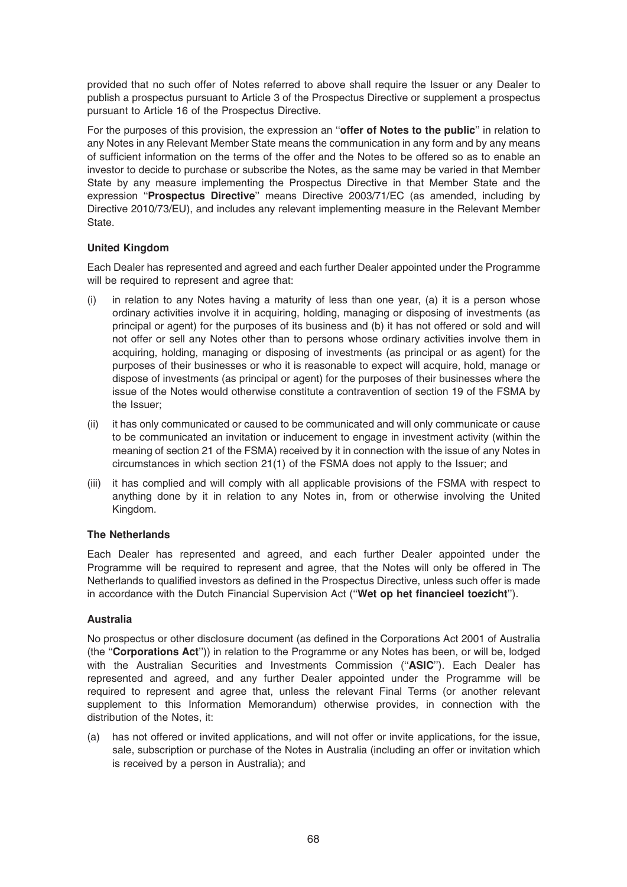provided that no such offer of Notes referred to above shall require the Issuer or any Dealer to publish a prospectus pursuant to Article 3 of the Prospectus Directive or supplement a prospectus pursuant to Article 16 of the Prospectus Directive.

For the purposes of this provision, the expression an ''**offer of Notes to the public**'' in relation to any Notes in any Relevant Member State means the communication in any form and by any means of sufficient information on the terms of the offer and the Notes to be offered so as to enable an investor to decide to purchase or subscribe the Notes, as the same may be varied in that Member State by any measure implementing the Prospectus Directive in that Member State and the expression ''**Prospectus Directive**'' means Directive 2003/71/EC (as amended, including by Directive 2010/73/EU), and includes any relevant implementing measure in the Relevant Member State.

**United Kingdom**

Each Dealer has represented and agreed and each further Dealer appointed under the Programme will be required to represent and agree that:

(i) in relation to any Notes having a maturity of less than one year, (a) it is a person whose ordinary activities involve it in acquiring, holding, managing or disposing of investments (as principal or agent) for the purposes of its business and (b) it has not offered or sold and will not offer or sell any Notes other than to persons whose ordinary activities involve them in acquiring, holding, managing or disposing of investments (as principal or as agent) for the purposes of their businesses or who it is reasonable to expect will acquire, hold, manage or dispose of investments (as principal or agent) for the purposes of their businesses where the issue of the Notes would otherwise constitute a contravention of section 19 of the FSMA by the Issuer;

(ii) it has only communicated or caused to be communicated and will only communicate or cause to be communicated an invitation or inducement to engage in investment activity (within the meaning of section 21 of the FSMA) received by it in connection with the issue of any Notes in circumstances in which section 21(1) of the FSMA does not apply to the Issuer; and

(iii) it has complied and will comply with all applicable provisions of the FSMA with respect to anything done by it in relation to any Notes in, from or otherwise involving the United Kingdom.

**The Netherlands**

Each Dealer has represented and agreed, and each further Dealer appointed under the Programme will be required to represent and agree, that the Notes will only be offered in The Netherlands to qualified investors as defined in the Prospectus Directive, unless such offer is made in accordance with the Dutch Financial Supervision Act (''**Wet op het financieel toezicht**'').

**Australia**

No prospectus or other disclosure document (as defined in the Corporations Act 2001 of Australia (the ''**Corporations Act**'')) in relation to the Programme or any Notes has been, or will be, lodged with the Australian Securities and Investments Commission (''**ASIC**''). Each Dealer has represented and agreed, and any further Dealer appointed under the Programme will be required to represent and agree that, unless the relevant Final Terms (or another relevant supplement to this Information Memorandum) otherwise provides, in connection with the distribution of the Notes, it:

(a) has not offered or invited applications, and will not offer or invite applications, for the issue, sale, subscription or purchase of the Notes in Australia (including an offer or invitation which is received by a person in Australia); and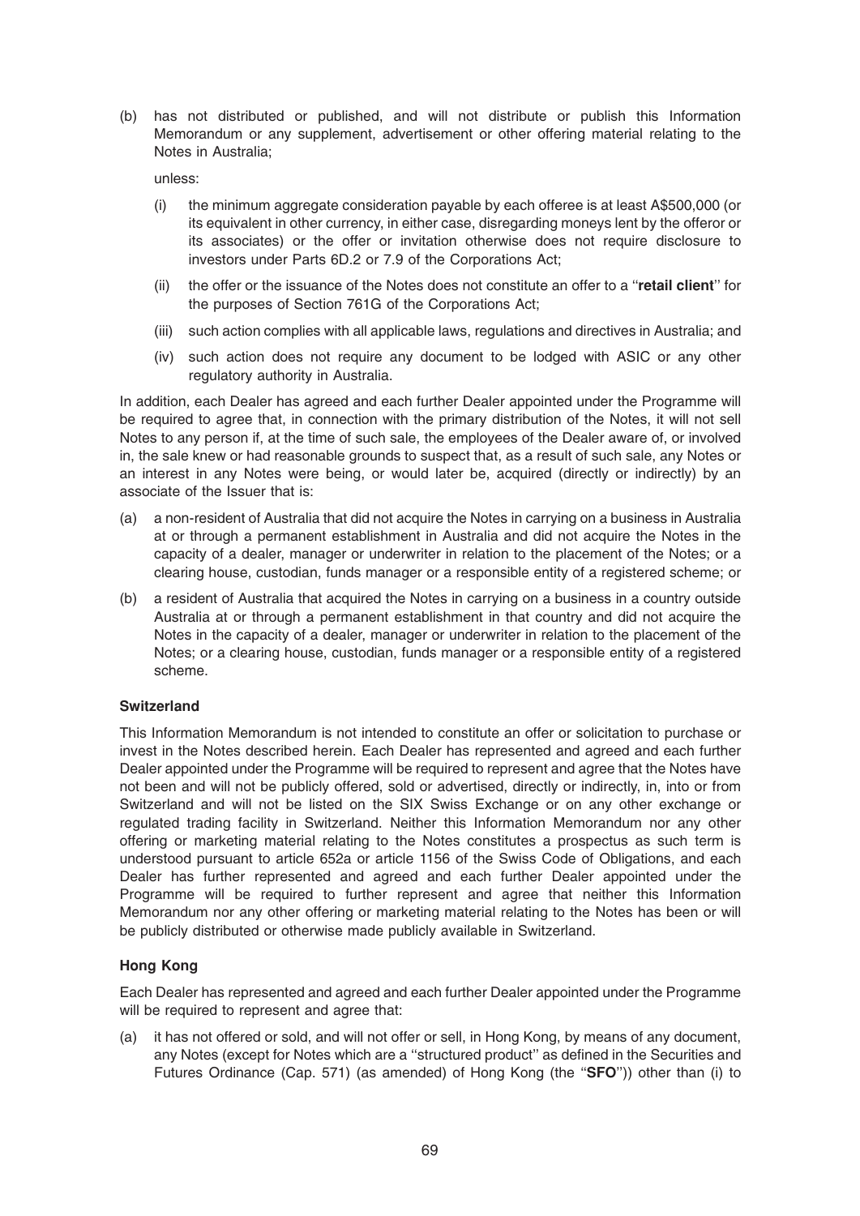(b) has not distributed or published, and will not distribute or publish this Information Memorandum or any supplement, advertisement or other offering material relating to the Notes in Australia;

unless:

(i) the minimum aggregate consideration payable by each offeree is at least A$500,000 (or its equivalent in other currency, in either case, disregarding moneys lent by the offeror or its associates) or the offer or invitation otherwise does not require disclosure to investors under Parts 6D.2 or 7.9 of the Corporations Act;

(ii) the offer or the issuance of the Notes does not constitute an offer to a ''**retail client**'' for the purposes of Section 761G of the Corporations Act;

(iii) such action complies with all applicable laws, regulations and directives in Australia; and

(iv) such action does not require any document to be lodged with ASIC or any other regulatory authority in Australia.

In addition, each Dealer has agreed and each further Dealer appointed under the Programme will be required to agree that, in connection with the primary distribution of the Notes, it will not sell Notes to any person if, at the time of such sale, the employees of the Dealer aware of, or involved in, the sale knew or had reasonable grounds to suspect that, as a result of such sale, any Notes or an interest in any Notes were being, or would later be, acquired (directly or indirectly) by an associate of the Issuer that is:

(a) a non-resident of Australia that did not acquire the Notes in carrying on a business in Australia at or through a permanent establishment in Australia and did not acquire the Notes in the capacity of a dealer, manager or underwriter in relation to the placement of the Notes; or a clearing house, custodian, funds manager or a responsible entity of a registered scheme; or

(b) a resident of Australia that acquired the Notes in carrying on a business in a country outside Australia at or through a permanent establishment in that country and did not acquire the Notes in the capacity of a dealer, manager or underwriter in relation to the placement of the Notes; or a clearing house, custodian, funds manager or a responsible entity of a registered scheme.

### Switzerland

This Information Memorandum is not intended to constitute an offer or solicitation to purchase or invest in the Notes described herein. Each Dealer has represented and agreed and each further Dealer appointed under the Programme will be required to represent and agree that the Notes have not been and will not be publicly offered, sold or advertised, directly or indirectly, in, into or from Switzerland and will not be listed on the SIX Swiss Exchange or on any other exchange or regulated trading facility in Switzerland. Neither this Information Memorandum nor any other offering or marketing material relating to the Notes constitutes a prospectus as such term is understood pursuant to article 652a or article 1156 of the Swiss Code of Obligations, and each Dealer has further represented and agreed and each further Dealer appointed under the Programme will be required to further represent and agree that neither this Information Memorandum nor any other offering or marketing material relating to the Notes has been or will be publicly distributed or otherwise made publicly available in Switzerland.

### Hong Kong

Each Dealer has represented and agreed and each further Dealer appointed under the Programme will be required to represent and agree that:

(a) it has not offered or sold, and will not offer or sell, in Hong Kong, by means of any document, any Notes (except for Notes which are a ''structured product'' as defined in the Securities and Futures Ordinance (Cap. 571) (as amended) of Hong Kong (the ''**SFO**'')) other than (i) to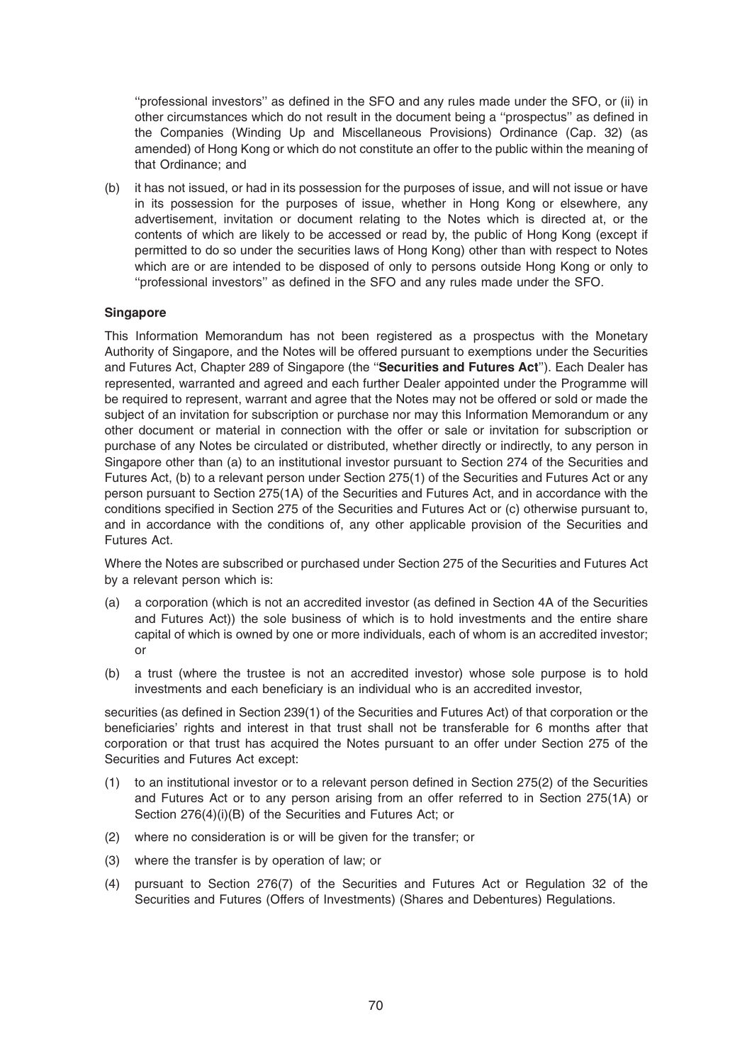''professional investors'' as defined in the SFO and any rules made under the SFO, or (ii) in other circumstances which do not result in the document being a ''prospectus'' as defined in the Companies (Winding Up and Miscellaneous Provisions) Ordinance (Cap. 32) (as amended) of Hong Kong or which do not constitute an offer to the public within the meaning of that Ordinance; and

(b) it has not issued, or had in its possession for the purposes of issue, and will not issue or have in its possession for the purposes of issue, whether in Hong Kong or elsewhere, any advertisement, invitation or document relating to the Notes which is directed at, or the contents of which are likely to be accessed or read by, the public of Hong Kong (except if permitted to do so under the securities laws of Hong Kong) other than with respect to Notes which are or are intended to be disposed of only to persons outside Hong Kong or only to ''professional investors'' as defined in the SFO and any rules made under the SFO.

**Singapore**

This Information Memorandum has not been registered as a prospectus with the Monetary Authority of Singapore, and the Notes will be offered pursuant to exemptions under the Securities and Futures Act, Chapter 289 of Singapore (the ''**Securities and Futures Act**''). Each Dealer has represented, warranted and agreed and each further Dealer appointed under the Programme will be required to represent, warrant and agree that the Notes may not be offered or sold or made the subject of an invitation for subscription or purchase nor may this Information Memorandum or any other document or material in connection with the offer or sale or invitation for subscription or purchase of any Notes be circulated or distributed, whether directly or indirectly, to any person in Singapore other than (a) to an institutional investor pursuant to Section 274 of the Securities and Futures Act, (b) to a relevant person under Section 275(1) of the Securities and Futures Act or any person pursuant to Section 275(1A) of the Securities and Futures Act, and in accordance with the conditions specified in Section 275 of the Securities and Futures Act or (c) otherwise pursuant to, and in accordance with the conditions of, any other applicable provision of the Securities and Futures Act.

Where the Notes are subscribed or purchased under Section 275 of the Securities and Futures Act by a relevant person which is:

(a) a corporation (which is not an accredited investor (as defined in Section 4A of the Securities and Futures Act)) the sole business of which is to hold investments and the entire share capital of which is owned by one or more individuals, each of whom is an accredited investor; or

(b) a trust (where the trustee is not an accredited investor) whose sole purpose is to hold investments and each beneficiary is an individual who is an accredited investor,

securities (as defined in Section 239(1) of the Securities and Futures Act) of that corporation or the beneficiaries' rights and interest in that trust shall not be transferable for 6 months after that corporation or that trust has acquired the Notes pursuant to an offer under Section 275 of the Securities and Futures Act except:

(1) to an institutional investor or to a relevant person defined in Section 275(2) of the Securities and Futures Act or to any person arising from an offer referred to in Section 275(1A) or Section 276(4)(i)(B) of the Securities and Futures Act; or

(2) where no consideration is or will be given for the transfer; or

(3) where the transfer is by operation of law; or

(4) pursuant to Section 276(7) of the Securities and Futures Act or Regulation 32 of the Securities and Futures (Offers of Investments) (Shares and Debentures) Regulations.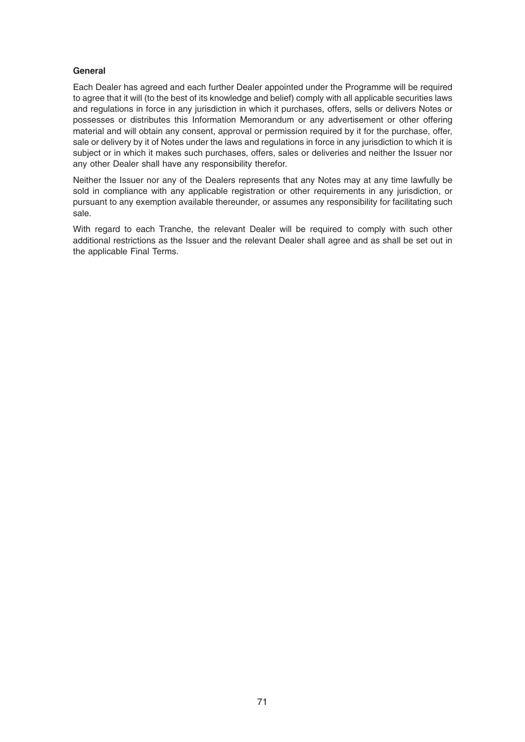**General**

Each Dealer has agreed and each further Dealer appointed under the Programme will be required to agree that it will (to the best of its knowledge and belief) comply with all applicable securities laws and regulations in force in any jurisdiction in which it purchases, offers, sells or delivers Notes or possesses or distributes this Information Memorandum or any advertisement or other offering material and will obtain any consent, approval or permission required by it for the purchase, offer, sale or delivery by it of Notes under the laws and regulations in force in any jurisdiction to which it is subject or in which it makes such purchases, offers, sales or deliveries and neither the Issuer nor any other Dealer shall have any responsibility therefor.

Neither the Issuer nor any of the Dealers represents that any Notes may at any time lawfully be sold in compliance with any applicable registration or other requirements in any jurisdiction, or pursuant to any exemption available thereunder, or assumes any responsibility for facilitating such sale.

With regard to each Tranche, the relevant Dealer will be required to comply with such other additional restrictions as the Issuer and the relevant Dealer shall agree and as shall be set out in the applicable Final Terms.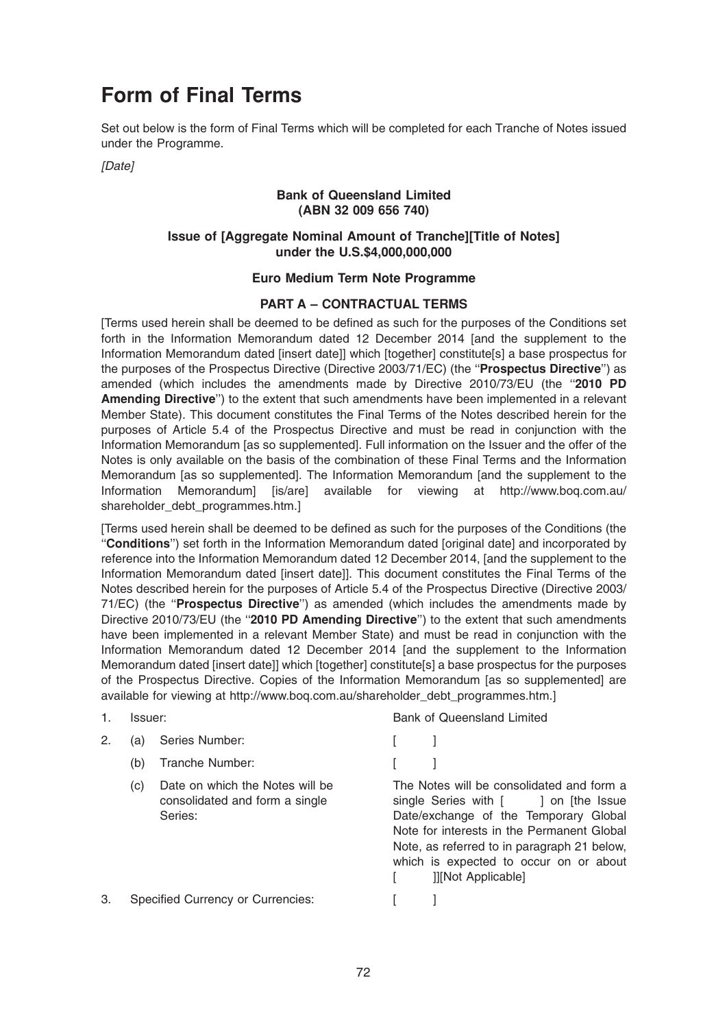# Form of Final Terms

Set out below is the form of Final Terms which will be completed for each Tranche of Notes issued under the Programme.

*[Date]*

**Bank of Queensland Limited**
**(ABN 32 009 656 740)**

**Issue of [Aggregate Nominal Amount of Tranche][Title of Notes] under the U.S.$4,000,000,000**

**Euro Medium Term Note Programme**

**PART A – CONTRACTUAL TERMS**

[Terms used herein shall be deemed to be defined as such for the purposes of the Conditions set forth in the Information Memorandum dated 12 December 2014 [and the supplement to the Information Memorandum dated [insert date]] which [together] constitute[s] a base prospectus for the purposes of the Prospectus Directive (Directive 2003/71/EC) (the "**Prospectus Directive**") as amended (which includes the amendments made by Directive 2010/73/EU (the "**2010 PD Amending Directive**") to the extent that such amendments have been implemented in a relevant Member State). This document constitutes the Final Terms of the Notes described herein for the purposes of Article 5.4 of the Prospectus Directive and must be read in conjunction with the Information Memorandum [as so supplemented]. Full information on the Issuer and the offer of the Notes is only available on the basis of the combination of these Final Terms and the Information Memorandum [as so supplemented]. The Information Memorandum [and the supplement to the Information Memorandum] [is/are] available for viewing at http://www.boq.com.au/shareholder_debt_programmes.htm.]

[Terms used herein shall be deemed to be defined as such for the purposes of the Conditions (the "**Conditions**") set forth in the Information Memorandum dated [original date] and incorporated by reference into the Information Memorandum dated 12 December 2014, [and the supplement to the Information Memorandum dated [insert date]]. This document constitutes the Final Terms of the Notes described herein for the purposes of Article 5.4 of the Prospectus Directive (Directive 2003/71/EC) (the "**Prospectus Directive**") as amended (which includes the amendments made by Directive 2010/73/EU (the "**2010 PD Amending Directive**") to the extent that such amendments have been implemented in a relevant Member State) and must be read in conjunction with the Information Memorandum dated 12 December 2014 [and the supplement to the Information Memorandum dated [insert date]] which [together] constitute[s] a base prospectus for the purposes of the Prospectus Directive. Copies of the Information Memorandum [as so supplemented] are available for viewing at http://www.boq.com.au/shareholder_debt_programmes.htm.]

| | | |
|---|---|---|
| 1. | Issuer: | Bank of Queensland Limited |
| 2. | (a) Series Number: | [ ] |
| | (b) Tranche Number: | [ ] |
| | (c) Date on which the Notes will be consolidated and form a single Series: | The Notes will be consolidated and form a single Series with [ ] on [the Issue Date/exchange of the Temporary Global Note for interests in the Permanent Global Note, as referred to in paragraph 21 below, which is expected to occur on or about [ ]][Not Applicable] |
| 3. | Specified Currency or Currencies: | [ ] |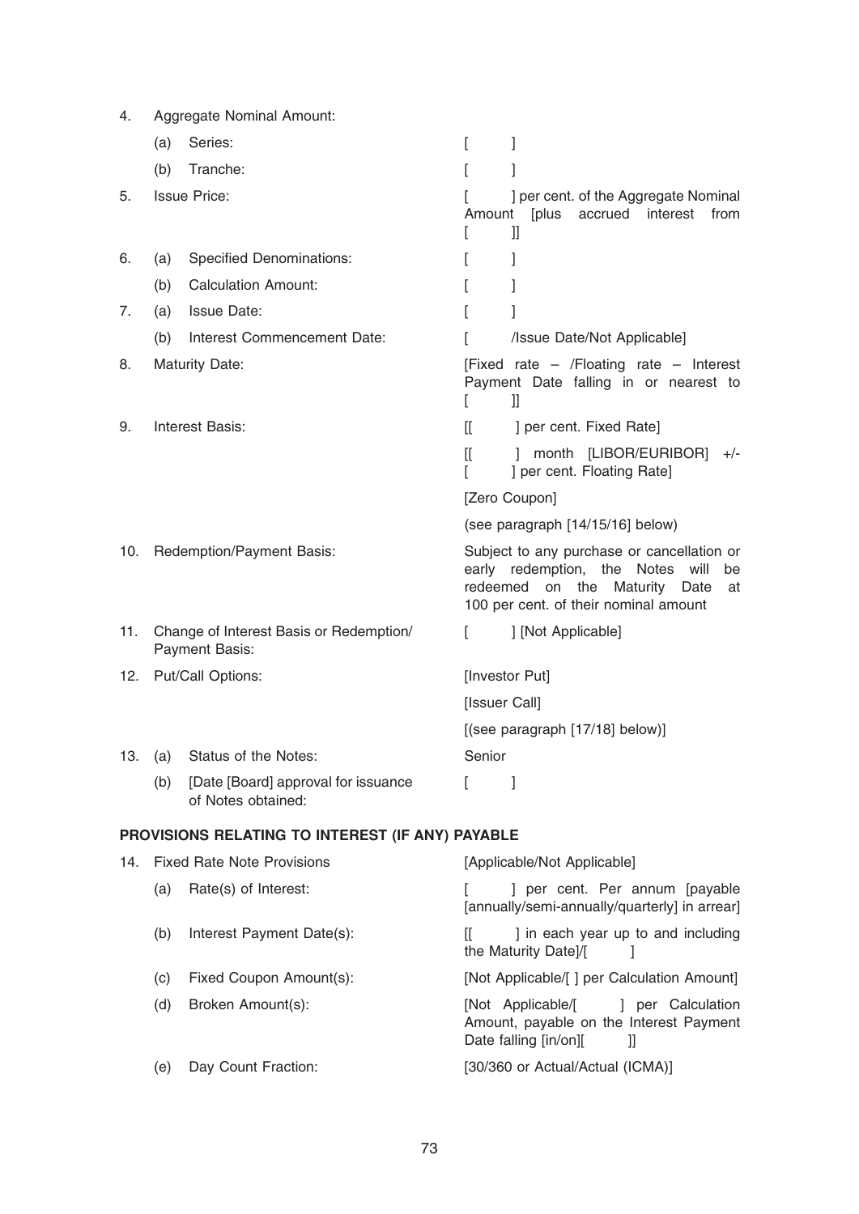| | | | |
|---|---|---|---|
| 4. | Aggregate Nominal Amount: | | |
| | (a) | Series: | [ ] |
| | (b) | Tranche: | [ ] |
| 5. | Issue Price: | | [ ] per cent. of the Aggregate Nominal Amount [plus accrued interest from [ ]] |
| 6. | (a) | Specified Denominations: | [ ] |
| | (b) | Calculation Amount: | [ ] |
| 7. | (a) | Issue Date: | [ ] |
| | (b) | Interest Commencement Date: | [ /Issue Date/Not Applicable] |
| 8. | Maturity Date: | | [Fixed rate – /Floating rate – Interest Payment Date falling in or nearest to [ ]] |
| 9. | Interest Basis: | | [[ ] per cent. Fixed Rate] |
| | | | [[ ] month [LIBOR/EURIBOR] +/- [ ] per cent. Floating Rate] |
| | | | [Zero Coupon] |
| | | | (see paragraph [14/15/16] below) |
| 10. | Redemption/Payment Basis: | | Subject to any purchase and cancellation or early redemption, the Notes will be redeemed on the Maturity Date at 100 per cent. of their nominal amount |
| 11. | Change of Interest Basis or Redemption/ Payment Basis: | | [ ] [Not Applicable] |
| 12. | Put/Call Options: | | [Investor Put] |
| | | | [Issuer Call] |
| | | | [(see paragraph [17/18] below)] |
| 13. | (a) | Status of the Notes: | Senior |
| | (b) | [Date [Board] approval for issuance of Notes obtained: | [ ] |

## PROVISIONS RELATING TO INTEREST (IF ANY) PAYABLE

| | | | |
|---|---|---|---|
| 14. | Fixed Rate Note Provisions | | [Applicable/Not Applicable] |
| | (a) | Rate(s) of Interest: | [ ] per cent. Per annum [payable [annually/semi-annually/quarterly] in arrear] |
| | (b) | Interest Payment Date(s): | [[ ] in each year up to and including the Maturity Date]/[ ] |
| | (c) | Fixed Coupon Amount(s): | [Not Applicable/[ ] per Calculation Amount] |
| | (d) | Broken Amount(s): | [Not Applicable/[ ] per Calculation Amount, payable on the Interest Payment Date falling [in/on][ ]] |
| | (e) | Day Count Fraction: | [30/360 or Actual/Actual (ICMA)] |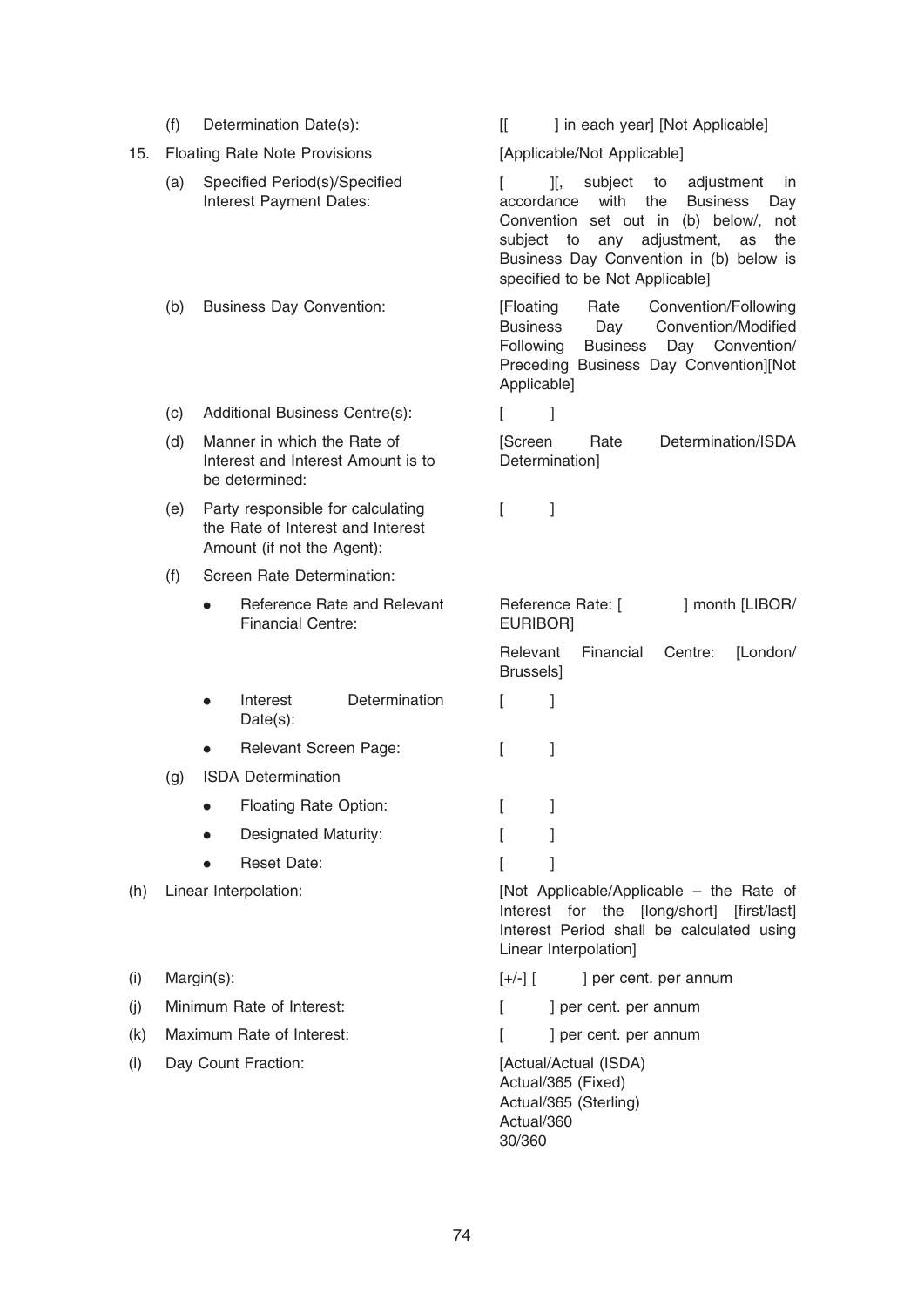| | | |
|---|---|---|
| | (f) Determination Date(s): | [[ ] in each year] [Not Applicable] |
| 15. | Floating Rate Note Provisions | [Applicable/Not Applicable] |
| | (a) Specified Period(s)/Specified Interest Payment Dates: | [ ][, subject to adjustment in accordance with the Business Day Convention set out in (b) below/, not subject to any adjustment, as the Business Day Convention in (b) below is specified to be Not Applicable] |
| | (b) Business Day Convention: | [Floating Rate Convention/Following Business Day Convention/Modified Following Business Day Convention/ Preceding Business Day Convention][Not Applicable] |
| | (c) Additional Business Centre(s): | [ ] |
| | (d) Manner in which the Rate of Interest and Interest Amount is to be determined: | [Screen Rate Determination/ISDA Determination] |
| | (e) Party responsible for calculating the Rate of Interest and Interest Amount (if not the Agent): | [ ] |
| | (f) Screen Rate Determination: | |
| | • Reference Rate and Relevant Financial Centre: | Reference Rate: [ ] month [LIBOR/ EURIBOR]<br>Relevant Financial Centre: [London/ Brussels] |
| | • Interest Determination Date(s): | [ ] |
| | • Relevant Screen Page: | [ ] |
| | (g) ISDA Determination | |
| | • Floating Rate Option: | [ ] |
| | • Designated Maturity: | [ ] |
| | • Reset Date: | [ ] |
| (h) | Linear Interpolation: | [Not Applicable/Applicable – the Rate of Interest for the [long/short] [first/last] Interest Period shall be calculated using Linear Interpolation] |
| (i) | Margin(s): | [+/-] [ ] per cent. per annum |
| (j) | Minimum Rate of Interest: | [ ] per cent. per annum |
| (k) | Maximum Rate of Interest: | [ ] per cent. per annum |
| (l) | Day Count Fraction: | [Actual/Actual (ISDA)<br>Actual/365 (Fixed)<br>Actual/365 (Sterling)<br>Actual/360<br>30/360 |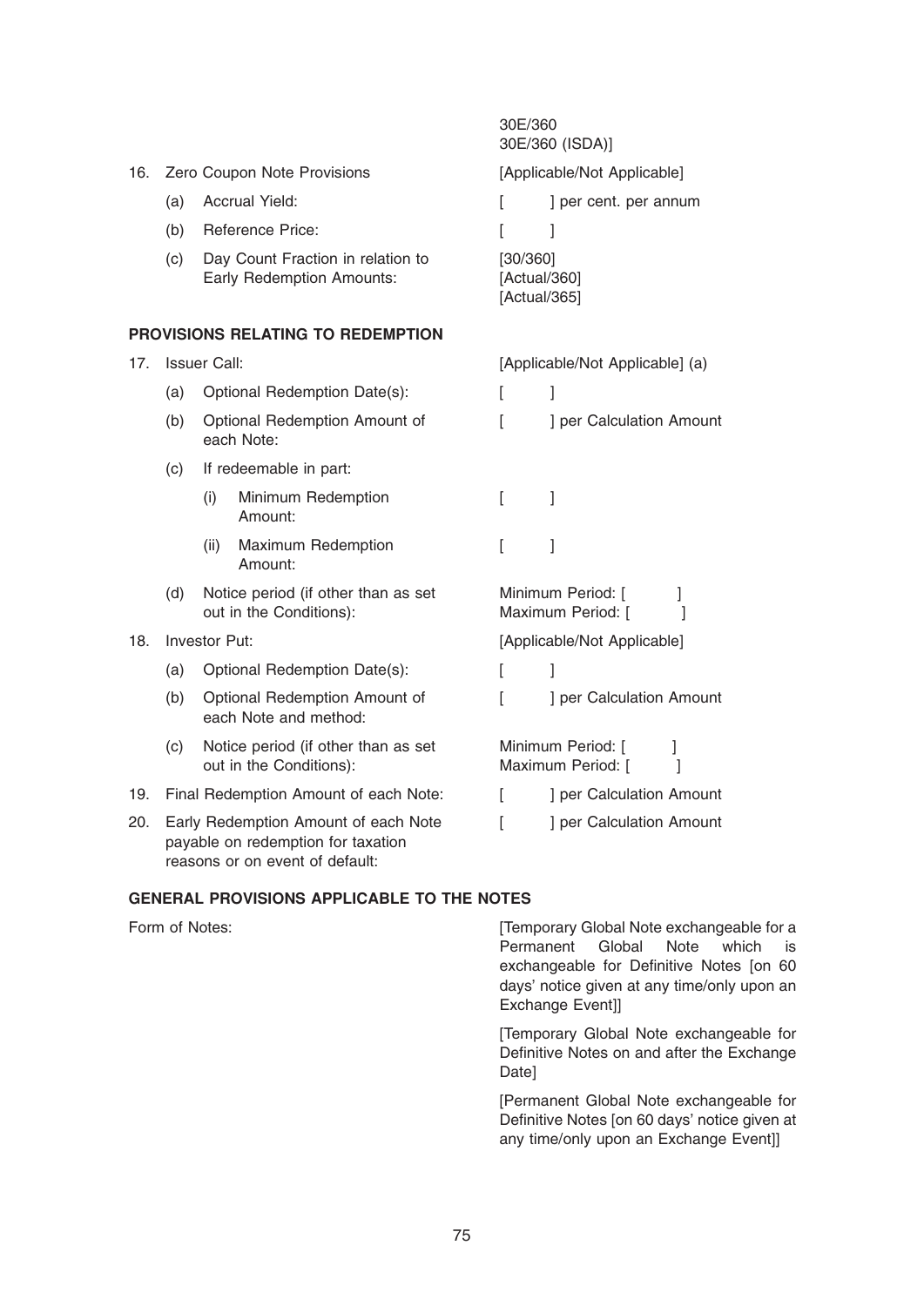| | |
|---|---|
| | 30E/360<br>30E/360 (ISDA)] |
| 16. Zero Coupon Note Provisions | [Applicable/Not Applicable] |
| (a) Accrual Yield: | [ ] per cent. per annum |
| (b) Reference Price: | [ ] |
| (c) Day Count Fraction in relation to Early Redemption Amounts: | [30/360]<br>[Actual/360]<br>[Actual/365] |

**PROVISIONS RELATING TO REDEMPTION**

| | |
|---|---|
| 17. Issuer Call: | [Applicable/Not Applicable] (a) |
| (a) Optional Redemption Date(s): | [ ] |
| (b) Optional Redemption Amount of each Note: | [ ] per Calculation Amount |
| (c) If redeemable in part: | |
| (i) Minimum Redemption Amount: | [ ] |
| (ii) Maximum Redemption Amount: | [ ] |
| (d) Notice period (if other than as set out in the Conditions): | Minimum Period: [ ]<br>Maximum Period: [ ] |
| 18. Investor Put: | [Applicable/Not Applicable] |
| (a) Optional Redemption Date(s): | [ ] |
| (b) Optional Redemption Amount of each Note and method: | [ ] per Calculation Amount |
| (c) Notice period (if other than as set out in the Conditions): | Minimum Period: [ ]<br>Maximum Period: [ ] |
| 19. Final Redemption Amount of each Note: | [ ] per Calculation Amount |
| 20. Early Redemption Amount of each Note payable on redemption for taxation reasons or on event of default: | [ ] per Calculation Amount |

**GENERAL PROVISIONS APPLICABLE TO THE NOTES**

| | |
|---|---|
| Form of Notes: | [Temporary Global Note exchangeable for a Permanent Global Note which is exchangeable for Definitive Notes [on 60 days' notice given at any time/only upon an Exchange Event]]<br><br>[Temporary Global Note exchangeable for Definitive Notes on and after the Exchange Date]<br><br>[Permanent Global Note exchangeable for Definitive Notes [on 60 days' notice given at any time/only upon an Exchange Event]] |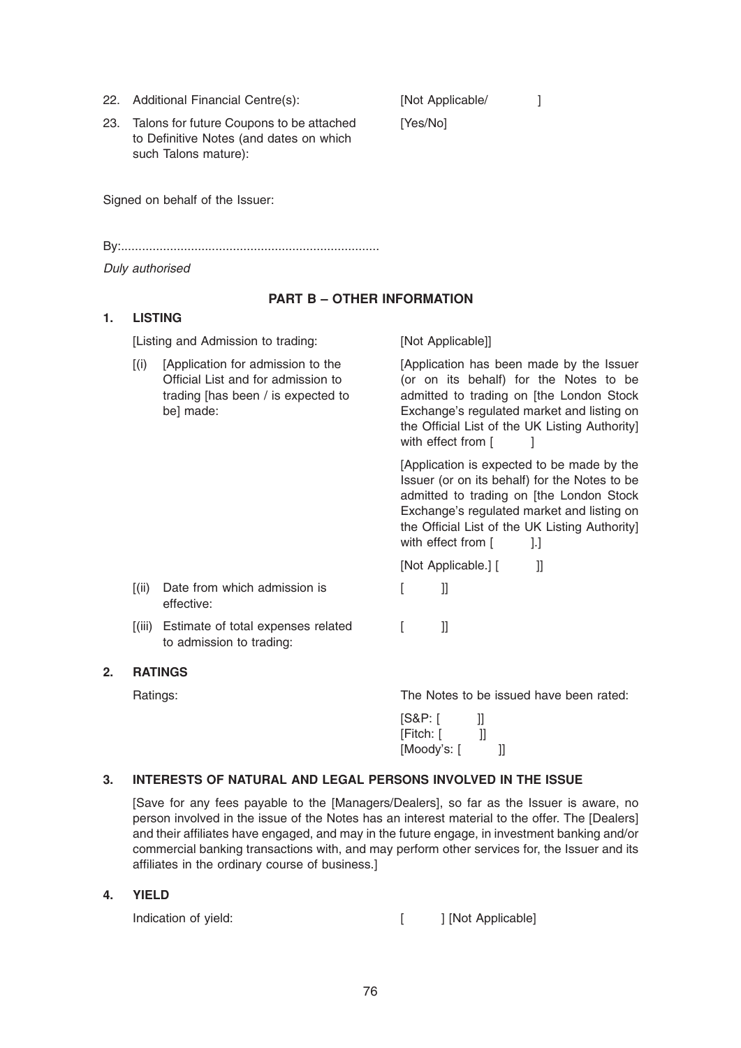| | | |
|---|---|---|
| 22. | Additional Financial Centre(s): | [Not Applicable/ ] |
| 23. | Talons for future Coupons to be attached to Definitive Notes (and dates on which such Talons mature): | [Yes/No] |

Signed on behalf of the Issuer:

By:...........................................................................

*Duly authorised*

## PART B – OTHER INFORMATION

### 1. LISTING

| | |
|---|---|
| [Listing and Admission to trading: | [Not Applicable]] |
| [(i) [Application for admission to the Official List and for admission to trading [has been / is expected to be] made: | [Application has been made by the Issuer (or on its behalf) for the Notes to be admitted to trading on [the London Stock Exchange's regulated market and listing on the Official List of the UK Listing Authority] with effect from [ ]<br><br>[Application is expected to be made by the Issuer (or on its behalf) for the Notes to be admitted to trading on [the London Stock Exchange's regulated market and listing on the Official List of the UK Listing Authority] with effect from [ ].]<br><br>[Not Applicable.] [ ]] |
| [(ii) Date from which admission is effective: | [ ]] |
| [(iii) Estimate of total expenses related to admission to trading: | [ ]] |

### 2. RATINGS

| | |
|---|---|
| Ratings: | The Notes to be issued have been rated:<br><br>[S&P: [ ]]<br>[Fitch: [ ]]<br>[Moody's: [ ]] |

### 3. INTERESTS OF NATURAL AND LEGAL PERSONS INVOLVED IN THE ISSUE

[Save for any fees payable to the [Managers/Dealers], so far as the Issuer is aware, no person involved in the issue of the Notes has an interest material to the offer. The [Dealers] and their affiliates have engaged, and may in the future engage, in investment banking and/or commercial banking transactions with, and may perform other services for, the Issuer and its affiliates in the ordinary course of business.]

### 4. YIELD

| | |
|---|---|
| Indication of yield: | [ ] [Not Applicable] |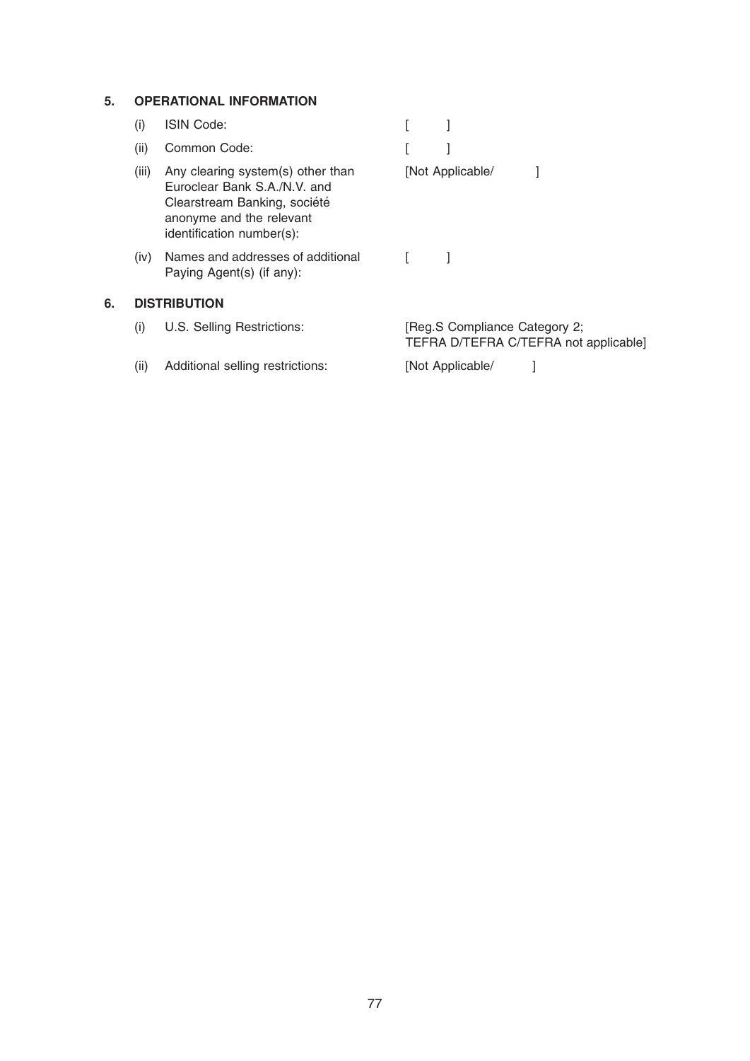## 5. OPERATIONAL INFORMATION

| | | |
|---|---|---|
| (i) | ISIN Code: | [ ] |
| (ii) | Common Code: | [ ] |
| (iii) | Any clearing system(s) other than Euroclear Bank S.A./N.V. and Clearstream Banking, société anonyme and the relevant identification number(s): | [Not Applicable/ ] |
| (iv) | Names and addresses of additional Paying Agent(s) (if any): | [ ] |

## 6. DISTRIBUTION

| | | |
|---|---|---|
| (i) | U.S. Selling Restrictions: | [Reg.S Compliance Category 2; TEFRA D/TEFRA C/TEFRA not applicable] |
| (ii) | Additional selling restrictions: | [Not Applicable/ ] |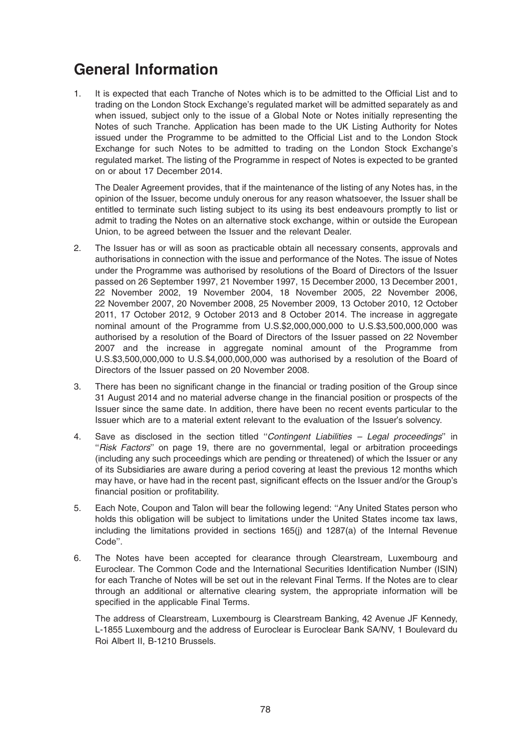# General Information

1. It is expected that each Tranche of Notes which is to be admitted to the Official List and to trading on the London Stock Exchange's regulated market will be admitted separately as and when issued, subject only to the issue of a Global Note or Notes initially representing the Notes of such Tranche. Application has been made to the UK Listing Authority for Notes issued under the Programme to be admitted to the Official List and to the London Stock Exchange for such Notes to be admitted to trading on the London Stock Exchange's regulated market. The listing of the Programme in respect of Notes is expected to be granted on or about 17 December 2014.

   The Dealer Agreement provides, that if the maintenance of the listing of any Notes has, in the opinion of the Issuer, become unduly onerous for any reason whatsoever, the Issuer shall be entitled to terminate such listing subject to its using its best endeavours promptly to list or admit to trading the Notes on an alternative stock exchange, within or outside the European Union, to be agreed between the Issuer and the relevant Dealer.

2. The Issuer has or will as soon as practicable obtain all necessary consents, approvals and authorisations in connection with the issue and performance of the Notes. The issue of Notes under the Programme was authorised by resolutions of the Board of Directors of the Issuer passed on 26 September 1997, 21 November 1997, 15 December 2000, 13 December 2001, 22 November 2002, 19 November 2004, 18 November 2005, 22 November 2006, 22 November 2007, 20 November 2008, 25 November 2009, 13 October 2010, 12 October 2011, 17 October 2012, 9 October 2013 and 8 October 2014. The increase in aggregate nominal amount of the Programme from U.S.$2,000,000,000 to U.S.$3,500,000,000 was authorised by a resolution of the Board of Directors of the Issuer passed on 22 November 2007 and the increase in aggregate nominal amount of the Programme from U.S.$3,500,000,000 to U.S.$4,000,000,000 was authorised by a resolution of the Board of Directors of the Issuer passed on 20 November 2008.

3. There has been no significant change in the financial or trading position of the Group since 31 August 2014 and no material adverse change in the financial position or prospects of the Issuer since the same date. In addition, there have been no recent events particular to the Issuer which are to a material extent relevant to the evaluation of the Issuer's solvency.

4. Save as disclosed in the section titled ''*Contingent Liabilities – Legal proceedings*'' in ''*Risk Factors*'' on page 19, there are no governmental, legal or arbitration proceedings (including any such proceedings which are pending or threatened) of which the Issuer or any of its Subsidiaries are aware during a period covering at least the previous 12 months which may have, or have had in the recent past, significant effects on the Issuer and/or the Group's financial position or profitability.

5. Each Note, Coupon and Talon will bear the following legend: ''Any United States person who holds this obligation will be subject to limitations under the United States income tax laws, including the limitations provided in sections 165(j) and 1287(a) of the Internal Revenue Code''.

6. The Notes have been accepted for clearance through Clearstream, Luxembourg and Euroclear. The Common Code and the International Securities Identification Number (ISIN) for each Tranche of Notes will be set out in the relevant Final Terms. If the Notes are to clear through an additional or alternative clearing system, the appropriate information will be specified in the applicable Final Terms.

   The address of Clearstream, Luxembourg is Clearstream Banking, 42 Avenue JF Kennedy, L-1855 Luxembourg and the address of Euroclear is Euroclear Bank SA/NV, 1 Boulevard du Roi Albert II, B-1210 Brussels.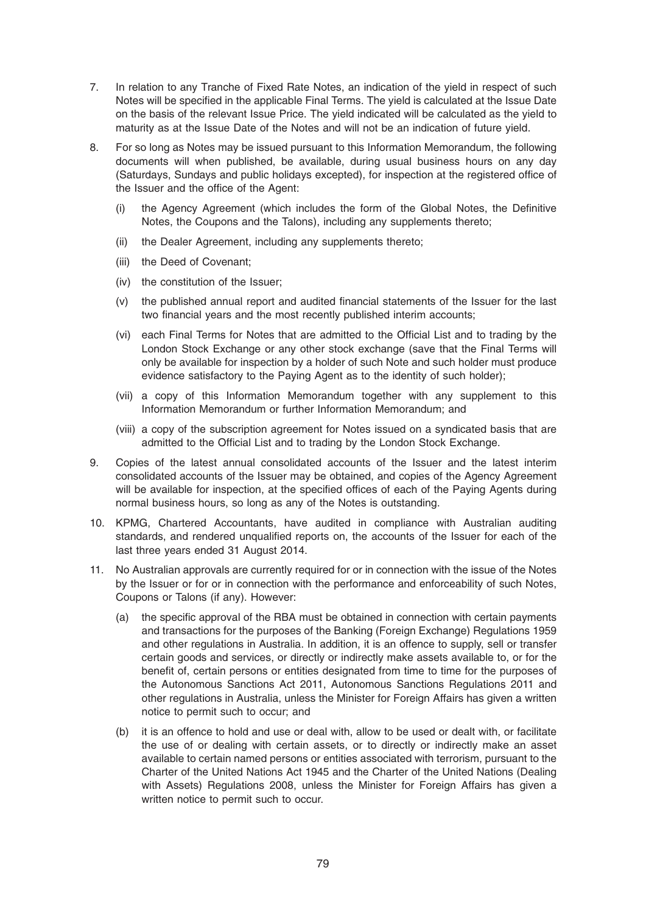7. In relation to any Tranche of Fixed Rate Notes, an indication of the yield in respect of such Notes will be specified in the applicable Final Terms. The yield is calculated at the Issue Date on the basis of the relevant Issue Price. The yield indicated will be calculated as the yield to maturity as at the Issue Date of the Notes and will not be an indication of future yield.

8. For so long as Notes may be issued pursuant to this Information Memorandum, the following documents will when published, be available, during usual business hours on any day (Saturdays, Sundays and public holidays excepted), for inspection at the registered office of the Issuer and the office of the Agent:

   (i) the Agency Agreement (which includes the form of the Global Notes, the Definitive Notes, the Coupons and the Talons), including any supplements thereto;

   (ii) the Dealer Agreement, including any supplements thereto;

   (iii) the Deed of Covenant;

   (iv) the constitution of the Issuer;

   (v) the published annual report and audited financial statements of the Issuer for the last two financial years and the most recently published interim accounts;

   (vi) each Final Terms for Notes that are admitted to the Official List and to trading by the London Stock Exchange or any other stock exchange (save that the Final Terms will only be available for inspection by a holder of such Note and such holder must produce evidence satisfactory to the Paying Agent as to the identity of such holder);

   (vii) a copy of this Information Memorandum together with any supplement to this Information Memorandum or further Information Memorandum; and

   (viii) a copy of the subscription agreement for Notes issued on a syndicated basis that are admitted to the Official List and to trading by the London Stock Exchange.

9. Copies of the latest annual consolidated accounts of the Issuer and the latest interim consolidated accounts of the Issuer may be obtained, and copies of the Agency Agreement will be available for inspection, at the specified offices of each of the Paying Agents during normal business hours, so long as any of the Notes is outstanding.

10. KPMG, Chartered Accountants, have audited in compliance with Australian auditing standards, and rendered unqualified reports on, the accounts of the Issuer for each of the last three years ended 31 August 2014.

11. No Australian approvals are currently required for or in connection with the issue of the Notes by the Issuer or for or in connection with the performance and enforceability of such Notes, Coupons or Talons (if any). However:

   (a) the specific approval of the RBA must be obtained in connection with certain payments and transactions for the purposes of the Banking (Foreign Exchange) Regulations 1959 and other regulations in Australia. In addition, it is an offence to supply, sell or transfer certain goods and services, or directly or indirectly make assets available to, or for the benefit of, certain persons or entities designated from time to time for the purposes of the Autonomous Sanctions Act 2011, Autonomous Sanctions Regulations 2011 and other regulations in Australia, unless the Minister for Foreign Affairs has given a written notice to permit such to occur; and

   (b) it is an offence to hold and use or deal with, allow to be used or dealt with, or facilitate the use of or dealing with certain assets, or to directly or indirectly make an asset available to certain named persons or entities associated with terrorism, pursuant to the Charter of the United Nations Act 1945 and the Charter of the United Nations (Dealing with Assets) Regulations 2008, unless the Minister for Foreign Affairs has given a written notice to permit such to occur.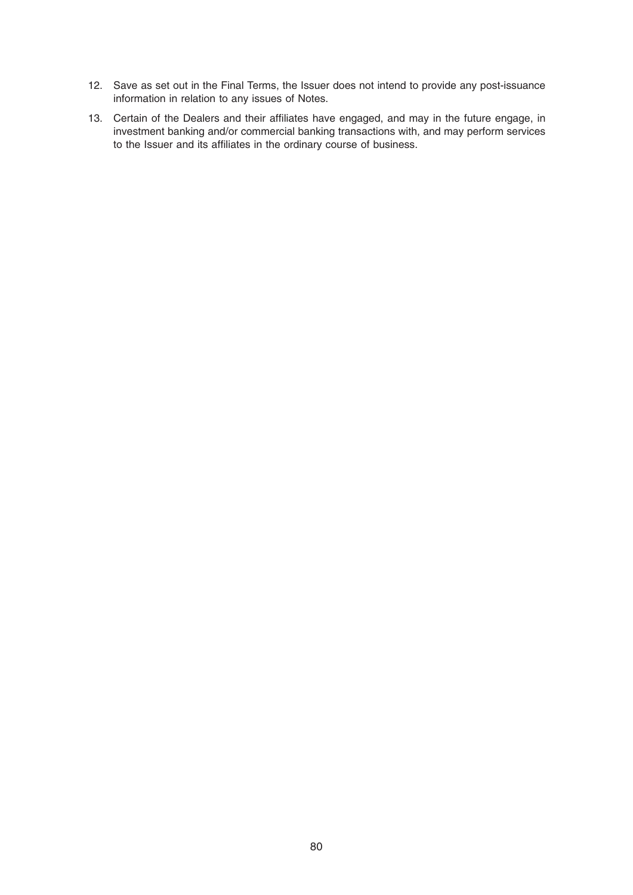12. Save as set out in the Final Terms, the Issuer does not intend to provide any post-issuance information in relation to any issues of Notes.
13. Certain of the Dealers and their affiliates have engaged, and may in the future engage, in investment banking and/or commercial banking transactions with, and may perform services to the Issuer and its affiliates in the ordinary course of business.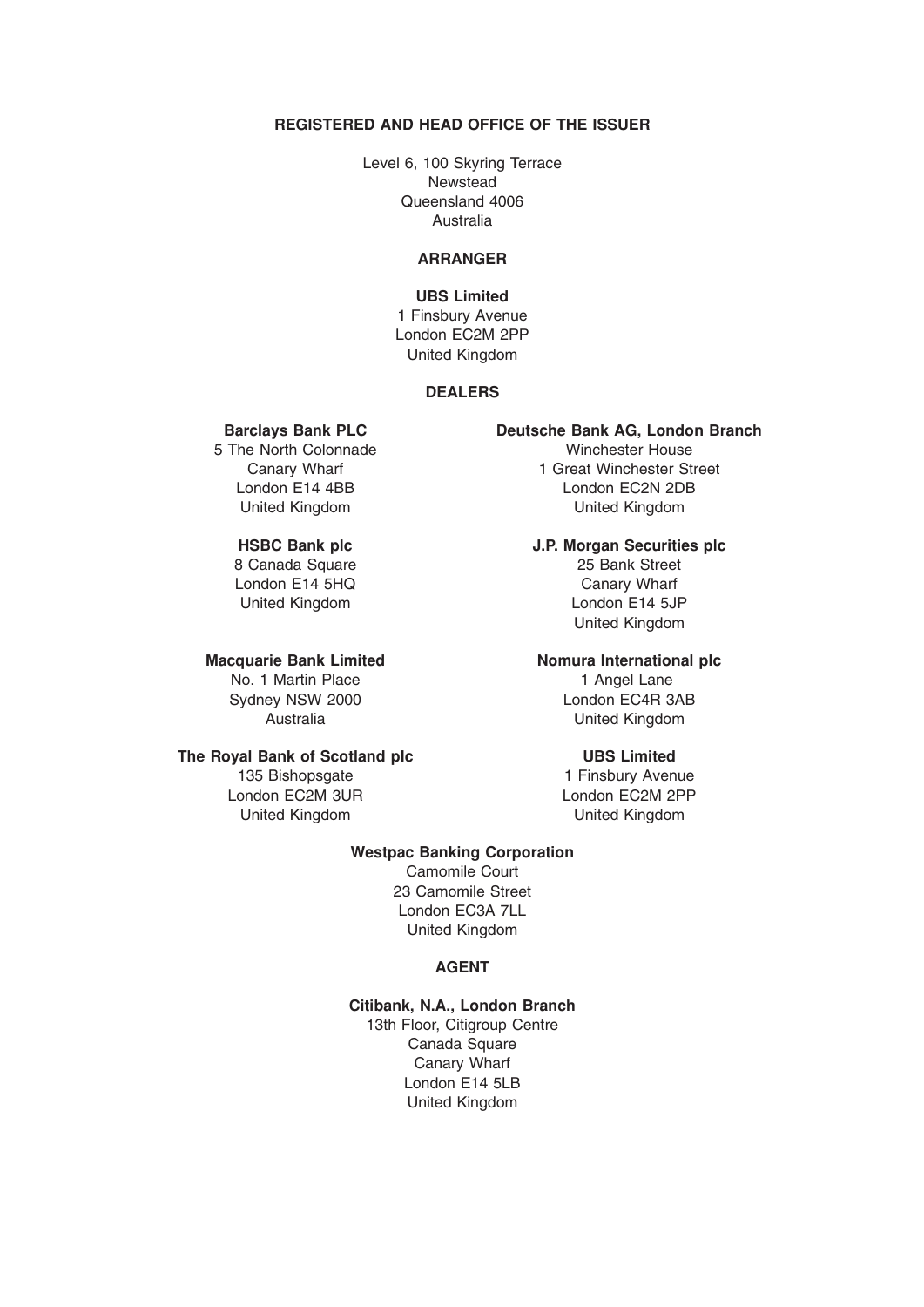## REGISTERED AND HEAD OFFICE OF THE ISSUER

Level 6, 100 Skyring Terrace
Newstead
Queensland 4006
Australia

## ARRANGER

**UBS Limited**
1 Finsbury Avenue
London EC2M 2PP
United Kingdom

## DEALERS

**Barclays Bank PLC**
5 The North Colonnade
Canary Wharf
London E14 4BB
United Kingdom

**Deutsche Bank AG, London Branch**
Winchester House
1 Great Winchester Street
London EC2N 2DB
United Kingdom

**HSBC Bank plc**
8 Canada Square
London E14 5HQ
United Kingdom

**J.P. Morgan Securities plc**
25 Bank Street
Canary Wharf
London E14 5JP
United Kingdom

**Macquarie Bank Limited**
No. 1 Martin Place
Sydney NSW 2000
Australia

**Nomura International plc**
1 Angel Lane
London EC4R 3AB
United Kingdom

**The Royal Bank of Scotland plc**
135 Bishopsgate
London EC2M 3UR
United Kingdom

**UBS Limited**
1 Finsbury Avenue
London EC2M 2PP
United Kingdom

**Westpac Banking Corporation**
Camomile Court
23 Camomile Street
London EC3A 7LL
United Kingdom

## AGENT

**Citibank, N.A., London Branch**
13th Floor, Citigroup Centre
Canada Square
Canary Wharf
London E14 5LB
United Kingdom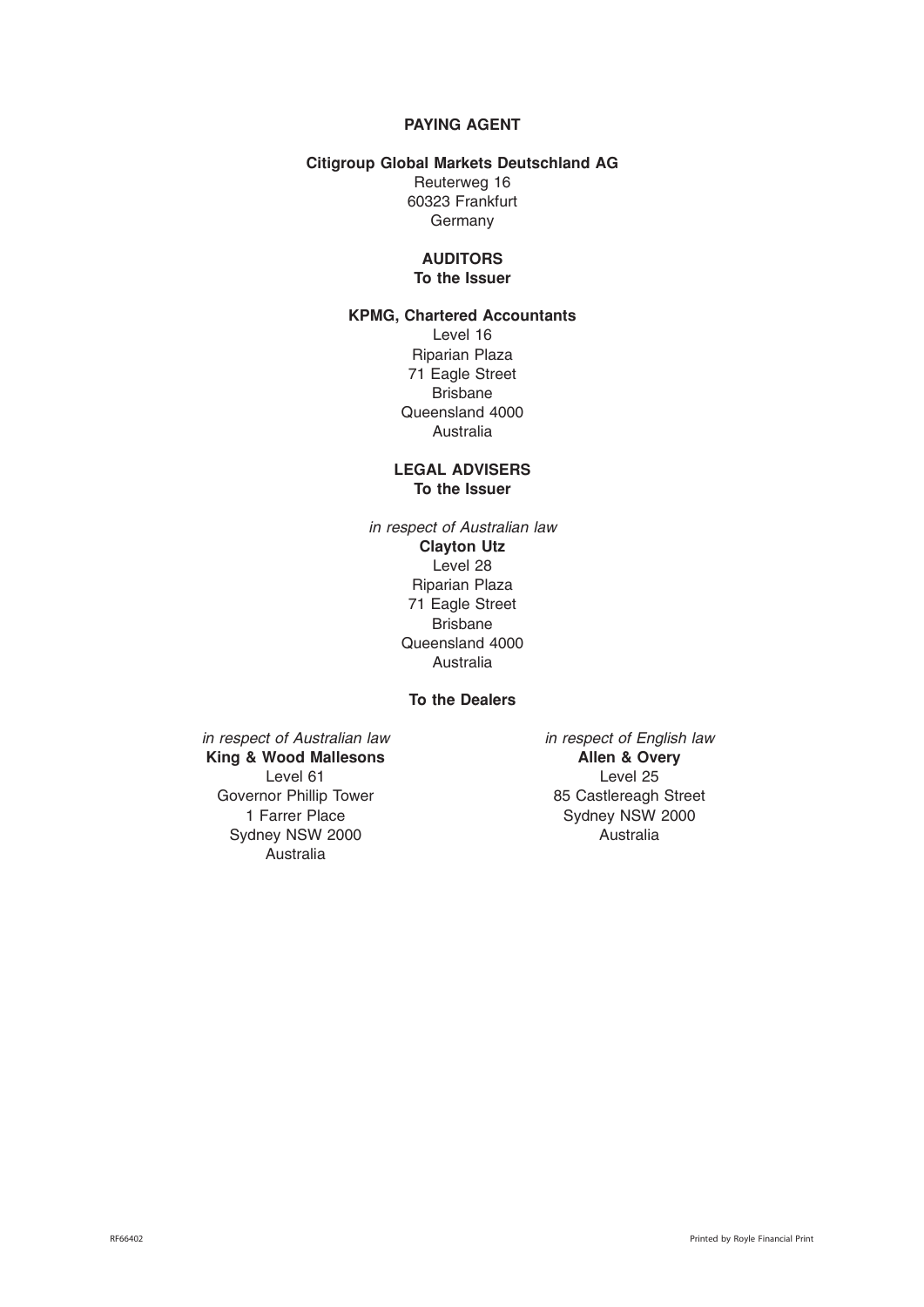**PAYING AGENT**

**Citigroup Global Markets Deutschland AG**
Reuterweg 16
60323 Frankfurt
Germany

**AUDITORS**
**To the Issuer**

**KPMG, Chartered Accountants**
Level 16
Riparian Plaza
71 Eagle Street
Brisbane
Queensland 4000
Australia

**LEGAL ADVISERS**
**To the Issuer**

*in respect of Australian law*
**Clayton Utz**
Level 28
Riparian Plaza
71 Eagle Street
Brisbane
Queensland 4000
Australia

**To the Dealers**

*in respect of Australian law*
**King & Wood Mallesons**
Level 61
Governor Phillip Tower
1 Farrer Place
Sydney NSW 2000
Australia

*in respect of English law*
**Allen & Overy**
Level 25
85 Castlereagh Street
Sydney NSW 2000
Australia

RF66402

Printed by Royle Financial Print